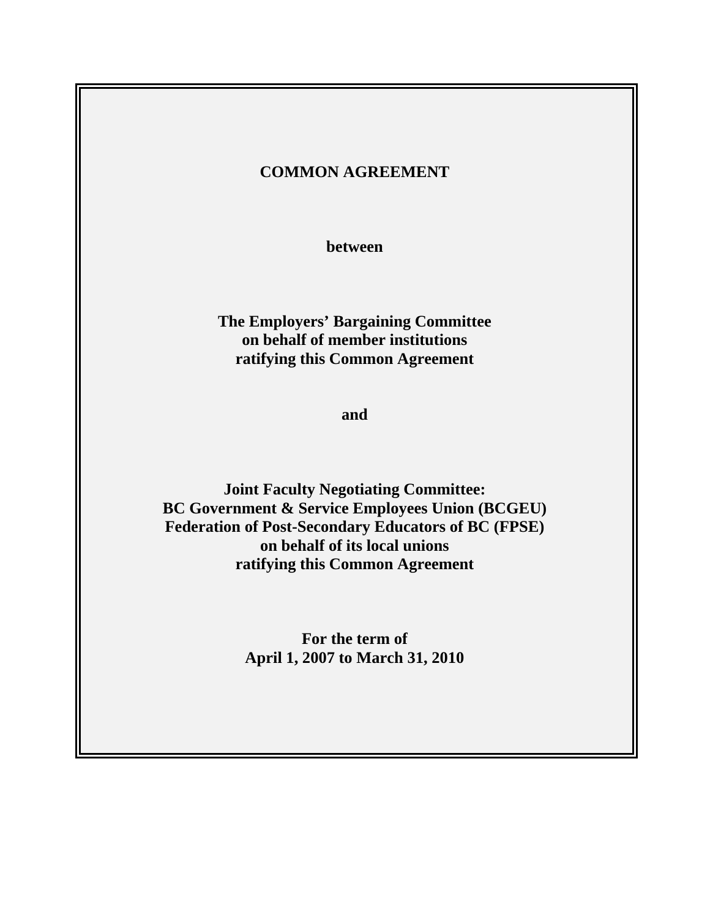# COMMON AGREEMENT

**between**

**The Employers' Bargaining Committee**
**on behalf of member institutions**
**ratifying this Common Agreement**

**and**

**Joint Faculty Negotiating Committee:**
**BC Government & Service Employees Union (BCGEU)**
**Federation of Post-Secondary Educators of BC (FPSE)**
**on behalf of its local unions**
**ratifying this Common Agreement**

**For the term of**
**April 1, 2007 to March 31, 2010**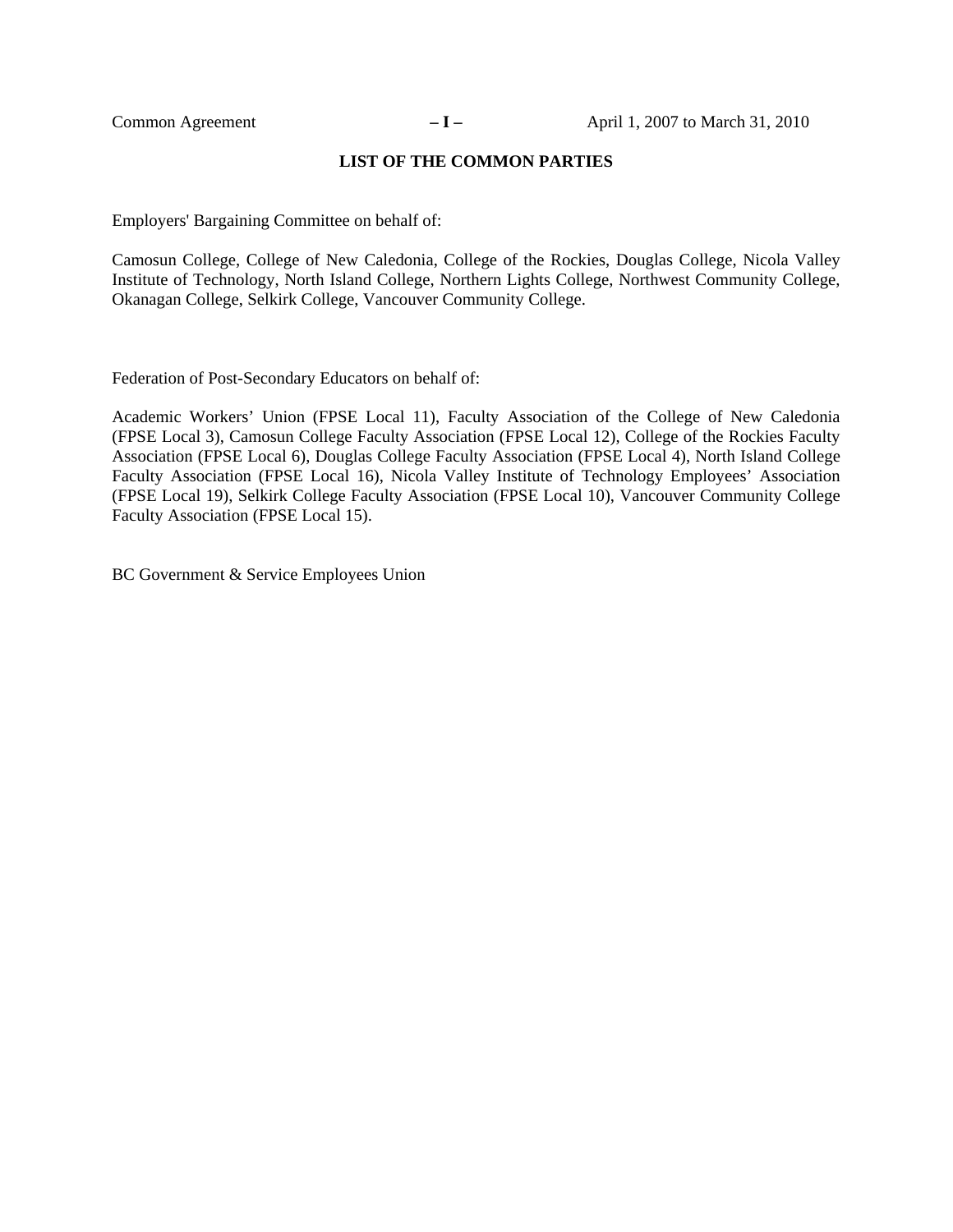## LIST OF THE COMMON PARTIES

Employers' Bargaining Committee on behalf of:

Camosun College, College of New Caledonia, College of the Rockies, Douglas College, Nicola Valley Institute of Technology, North Island College, Northern Lights College, Northwest Community College, Okanagan College, Selkirk College, Vancouver Community College.

Federation of Post-Secondary Educators on behalf of:

Academic Workers' Union (FPSE Local 11), Faculty Association of the College of New Caledonia (FPSE Local 3), Camosun College Faculty Association (FPSE Local 12), College of the Rockies Faculty Association (FPSE Local 6), Douglas College Faculty Association (FPSE Local 4), North Island College Faculty Association (FPSE Local 16), Nicola Valley Institute of Technology Employees' Association (FPSE Local 19), Selkirk College Faculty Association (FPSE Local 10), Vancouver Community College Faculty Association (FPSE Local 15).

BC Government & Service Employees Union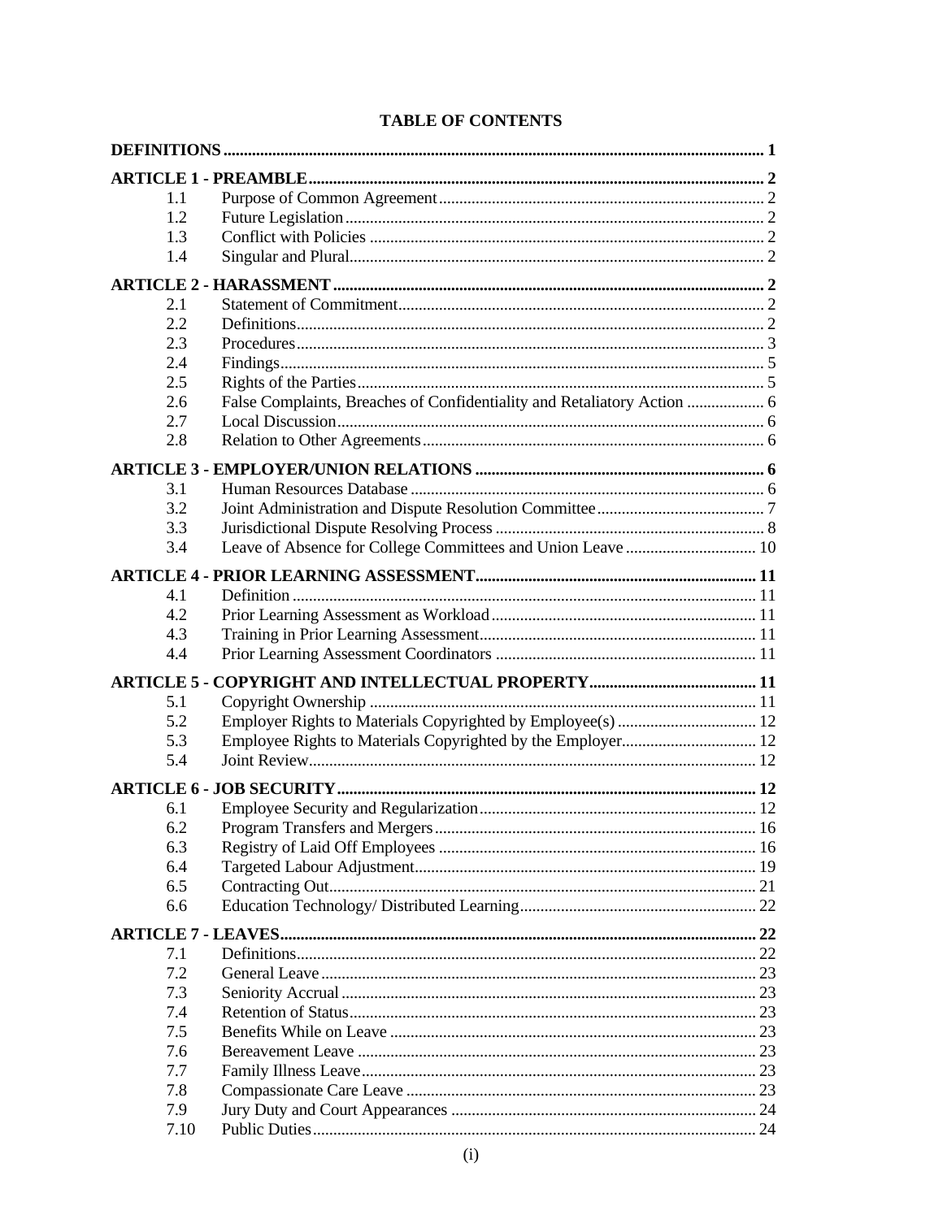# TABLE OF CONTENTS

| | | |
|---|---|---|
| **DEFINITIONS** | | **1** |
| **ARTICLE 1 - PREAMBLE** | | **2** |
| 1.1 | Purpose of Common Agreement | 2 |
| 1.2 | Future Legislation | 2 |
| 1.3 | Conflict with Policies | 2 |
| 1.4 | Singular and Plural | 2 |
| **ARTICLE 2 - HARASSMENT** | | **2** |
| 2.1 | Statement of Commitment | 2 |
| 2.2 | Definitions | 2 |
| 2.3 | Procedures | 3 |
| 2.4 | Findings | 5 |
| 2.5 | Rights of the Parties | 5 |
| 2.6 | False Complaints, Breaches of Confidentiality and Retaliatory Action | 6 |
| 2.7 | Local Discussion | 6 |
| 2.8 | Relation to Other Agreements | 6 |
| **ARTICLE 3 - EMPLOYER/UNION RELATIONS** | | **6** |
| 3.1 | Human Resources Database | 6 |
| 3.2 | Joint Administration and Dispute Resolution Committee | 7 |
| 3.3 | Jurisdictional Dispute Resolving Process | 8 |
| 3.4 | Leave of Absence for College Committees and Union Leave | 10 |
| **ARTICLE 4 - PRIOR LEARNING ASSESSMENT** | | **11** |
| 4.1 | Definition | 11 |
| 4.2 | Prior Learning Assessment as Workload | 11 |
| 4.3 | Training in Prior Learning Assessment | 11 |
| 4.4 | Prior Learning Assessment Coordinators | 11 |
| **ARTICLE 5 - COPYRIGHT AND INTELLECTUAL PROPERTY** | | **11** |
| 5.1 | Copyright Ownership | 11 |
| 5.2 | Employer Rights to Materials Copyrighted by Employee(s) | 12 |
| 5.3 | Employee Rights to Materials Copyrighted by the Employer | 12 |
| 5.4 | Joint Review | 12 |
| **ARTICLE 6 - JOB SECURITY** | | **12** |
| 6.1 | Employee Security and Regularization | 12 |
| 6.2 | Program Transfers and Mergers | 16 |
| 6.3 | Registry of Laid Off Employees | 16 |
| 6.4 | Targeted Labour Adjustment | 19 |
| 6.5 | Contracting Out | 21 |
| 6.6 | Education Technology/ Distributed Learning | 22 |
| **ARTICLE 7 - LEAVES** | | **22** |
| 7.1 | Definitions | 22 |
| 7.2 | General Leave | 23 |
| 7.3 | Seniority Accrual | 23 |
| 7.4 | Retention of Status | 23 |
| 7.5 | Benefits While on Leave | 23 |
| 7.6 | Bereavement Leave | 23 |
| 7.7 | Family Illness Leave | 23 |
| 7.8 | Compassionate Care Leave | 23 |
| 7.9 | Jury Duty and Court Appearances | 24 |
| 7.10 | Public Duties | 24 |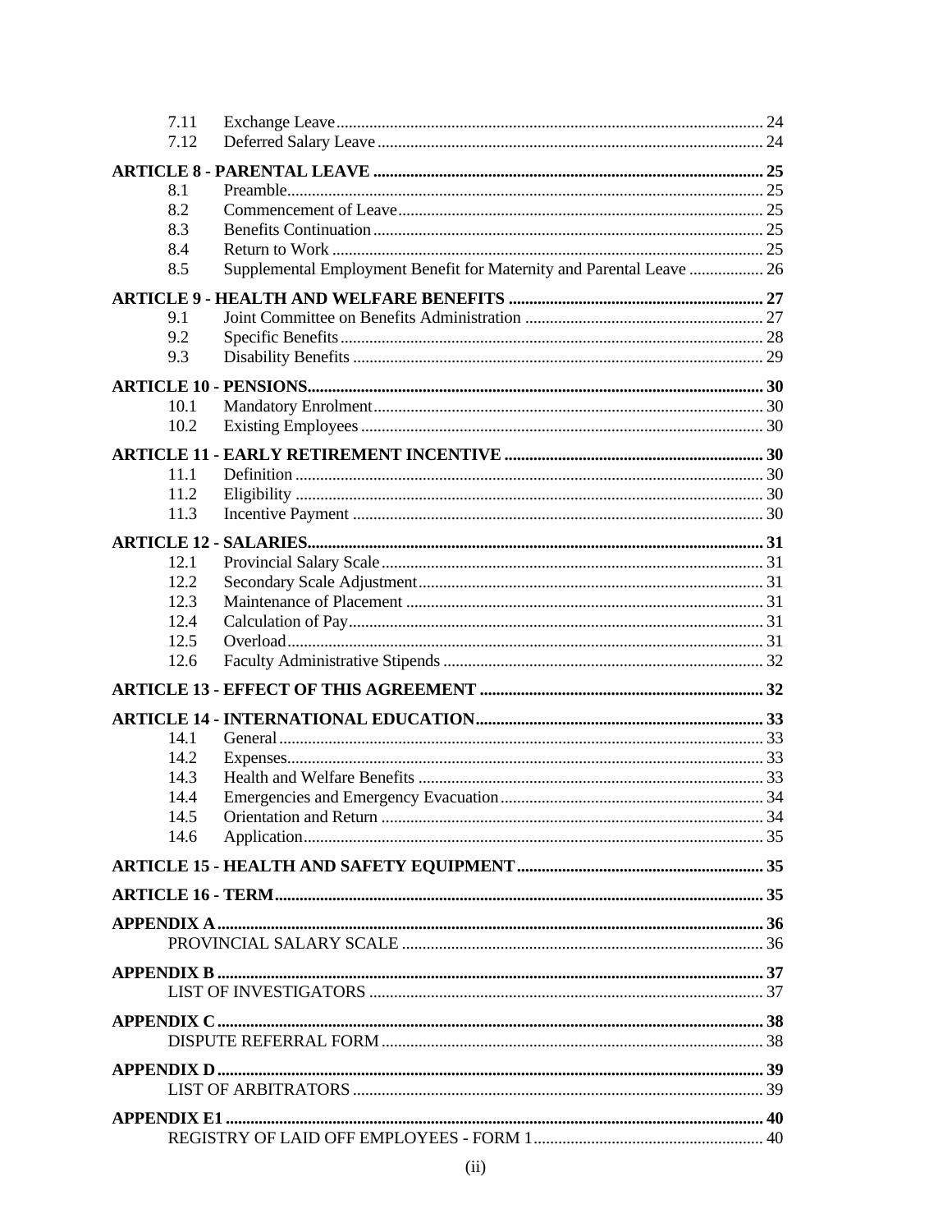| | | |
|---|---|---|
| 7.11 | Exchange Leave | 24 |
| 7.12 | Deferred Salary Leave | 24 |
| **ARTICLE 8 - PARENTAL LEAVE** | | **25** |
| 8.1 | Preamble | 25 |
| 8.2 | Commencement of Leave | 25 |
| 8.3 | Benefits Continuation | 25 |
| 8.4 | Return to Work | 25 |
| 8.5 | Supplemental Employment Benefit for Maternity and Parental Leave | 26 |
| **ARTICLE 9 - HEALTH AND WELFARE BENEFITS** | | **27** |
| 9.1 | Joint Committee on Benefits Administration | 27 |
| 9.2 | Specific Benefits | 28 |
| 9.3 | Disability Benefits | 29 |
| **ARTICLE 10 - PENSIONS** | | **30** |
| 10.1 | Mandatory Enrolment | 30 |
| 10.2 | Existing Employees | 30 |
| **ARTICLE 11 - EARLY RETIREMENT INCENTIVE** | | **30** |
| 11.1 | Definition | 30 |
| 11.2 | Eligibility | 30 |
| 11.3 | Incentive Payment | 30 |
| **ARTICLE 12 - SALARIES** | | **31** |
| 12.1 | Provincial Salary Scale | 31 |
| 12.2 | Secondary Scale Adjustment | 31 |
| 12.3 | Maintenance of Placement | 31 |
| 12.4 | Calculation of Pay | 31 |
| 12.5 | Overload | 31 |
| 12.6 | Faculty Administrative Stipends | 32 |
| **ARTICLE 13 - EFFECT OF THIS AGREEMENT** | | **32** |
| **ARTICLE 14 - INTERNATIONAL EDUCATION** | | **33** |
| 14.1 | General | 33 |
| 14.2 | Expenses | 33 |
| 14.3 | Health and Welfare Benefits | 33 |
| 14.4 | Emergencies and Emergency Evacuation | 34 |
| 14.5 | Orientation and Return | 34 |
| 14.6 | Application | 35 |
| **ARTICLE 15 - HEALTH AND SAFETY EQUIPMENT** | | **35** |
| **ARTICLE 16 - TERM** | | **35** |
| **APPENDIX A** | | **36** |
| | PROVINCIAL SALARY SCALE | 36 |
| **APPENDIX B** | | **37** |
| | LIST OF INVESTIGATORS | 37 |
| **APPENDIX C** | | **38** |
| | DISPUTE REFERRAL FORM | 38 |
| **APPENDIX D** | | **39** |
| | LIST OF ARBITRATORS | 39 |
| **APPENDIX E1** | | **40** |
| | REGISTRY OF LAID OFF EMPLOYEES - FORM 1 | 40 |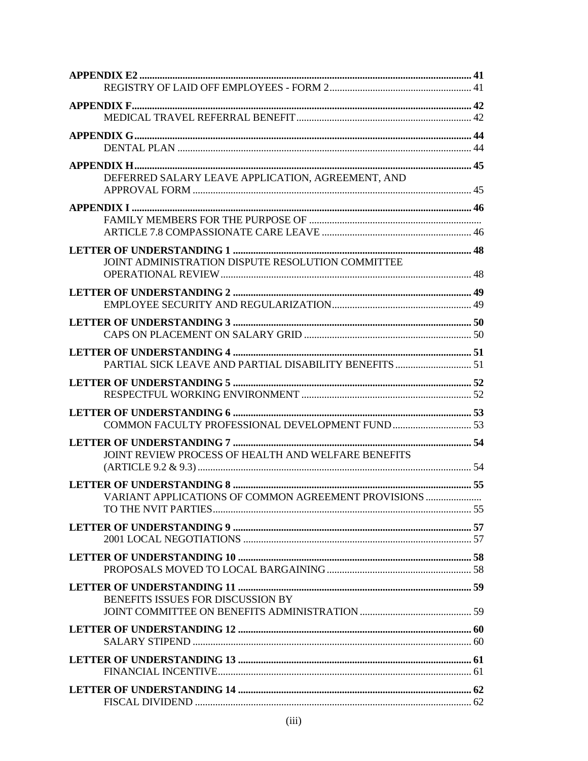**APPENDIX E2** .......... 41
REGISTRY OF LAID OFF EMPLOYEES - FORM 2 .......... 41

**APPENDIX F** .......... 42
MEDICAL TRAVEL REFERRAL BENEFIT .......... 42

**APPENDIX G** .......... 44
DENTAL PLAN .......... 44

**APPENDIX H** .......... 45
DEFERRED SALARY LEAVE APPLICATION, AGREEMENT, AND APPROVAL FORM .......... 45

**APPENDIX I** .......... 46
FAMILY MEMBERS FOR THE PURPOSE OF ARTICLE 7.8 COMPASSIONATE CARE LEAVE .......... 46

**LETTER OF UNDERSTANDING 1** .......... 48
JOINT ADMINISTRATION DISPUTE RESOLUTION COMMITTEE OPERATIONAL REVIEW .......... 48

**LETTER OF UNDERSTANDING 2** .......... 49
EMPLOYEE SECURITY AND REGULARIZATION .......... 49

**LETTER OF UNDERSTANDING 3** .......... 50
CAPS ON PLACEMENT ON SALARY GRID .......... 50

**LETTER OF UNDERSTANDING 4** .......... 51
PARTIAL SICK LEAVE AND PARTIAL DISABILITY BENEFITS .......... 51

**LETTER OF UNDERSTANDING 5** .......... 52
RESPECTFUL WORKING ENVIRONMENT .......... 52

**LETTER OF UNDERSTANDING 6** .......... 53
COMMON FACULTY PROFESSIONAL DEVELOPMENT FUND .......... 53

**LETTER OF UNDERSTANDING 7** .......... 54
JOINT REVIEW PROCESS OF HEALTH AND WELFARE BENEFITS (ARTICLE 9.2 & 9.3) .......... 54

**LETTER OF UNDERSTANDING 8** .......... 55
VARIANT APPLICATIONS OF COMMON AGREEMENT PROVISIONS TO THE NVIT PARTIES .......... 55

**LETTER OF UNDERSTANDING 9** .......... 57
2001 LOCAL NEGOTIATIONS .......... 57

**LETTER OF UNDERSTANDING 10** .......... 58
PROPOSALS MOVED TO LOCAL BARGAINING .......... 58

**LETTER OF UNDERSTANDING 11** .......... 59
BENEFITS ISSUES FOR DISCUSSION BY JOINT COMMITTEE ON BENEFITS ADMINISTRATION .......... 59

**LETTER OF UNDERSTANDING 12** .......... 60
SALARY STIPEND .......... 60

**LETTER OF UNDERSTANDING 13** .......... 61
FINANCIAL INCENTIVE .......... 61

**LETTER OF UNDERSTANDING 14** .......... 62
FISCAL DIVIDEND .......... 62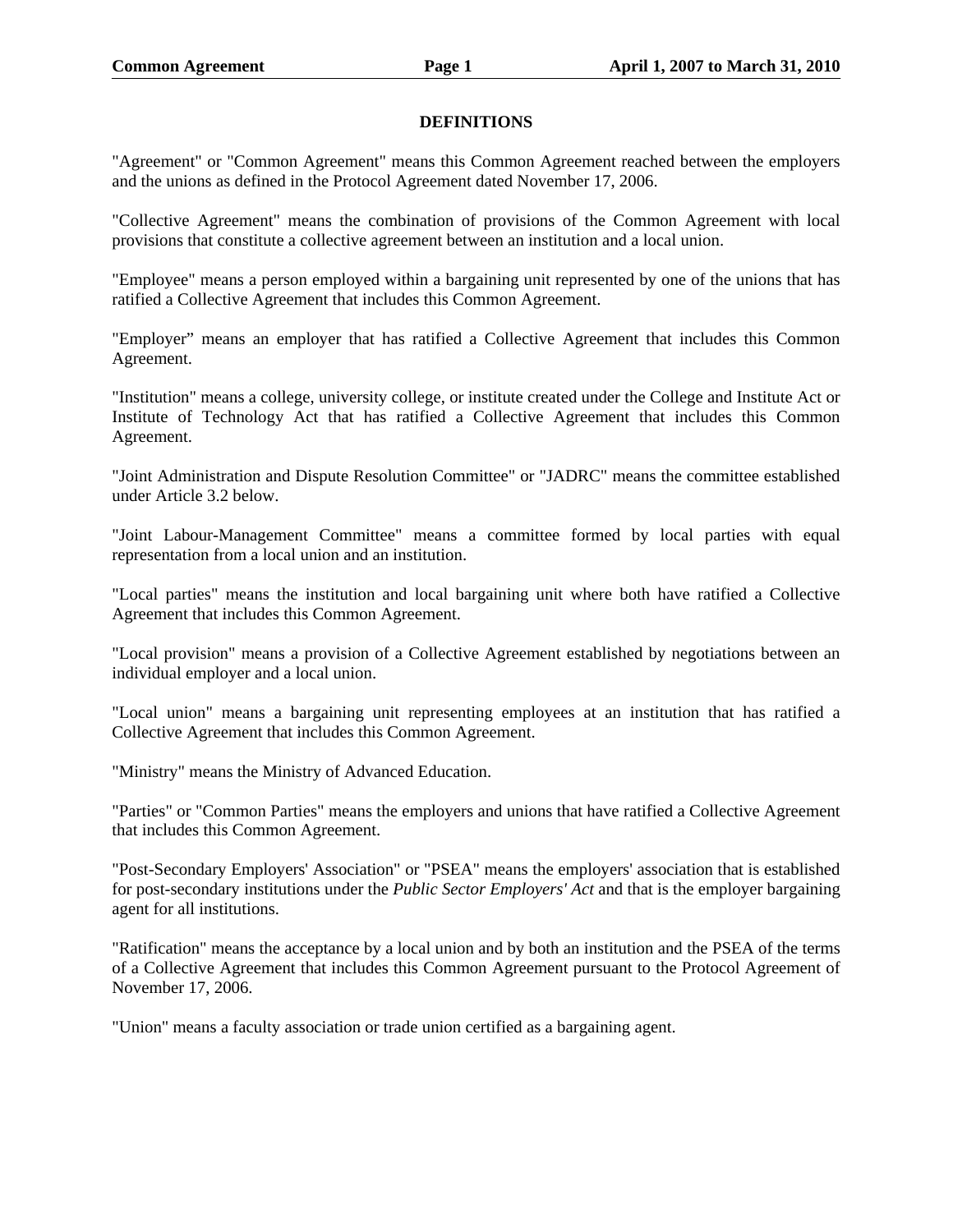## DEFINITIONS

"Agreement" or "Common Agreement" means this Common Agreement reached between the employers and the unions as defined in the Protocol Agreement dated November 17, 2006.

"Collective Agreement" means the combination of provisions of the Common Agreement with local provisions that constitute a collective agreement between an institution and a local union.

"Employee" means a person employed within a bargaining unit represented by one of the unions that has ratified a Collective Agreement that includes this Common Agreement.

"Employer" means an employer that has ratified a Collective Agreement that includes this Common Agreement.

"Institution" means a college, university college, or institute created under the College and Institute Act or Institute of Technology Act that has ratified a Collective Agreement that includes this Common Agreement.

"Joint Administration and Dispute Resolution Committee" or "JADRC" means the committee established under Article 3.2 below.

"Joint Labour-Management Committee" means a committee formed by local parties with equal representation from a local union and an institution.

"Local parties" means the institution and local bargaining unit where both have ratified a Collective Agreement that includes this Common Agreement.

"Local provision" means a provision of a Collective Agreement established by negotiations between an individual employer and a local union.

"Local union" means a bargaining unit representing employees at an institution that has ratified a Collective Agreement that includes this Common Agreement.

"Ministry" means the Ministry of Advanced Education.

"Parties" or "Common Parties" means the employers and unions that have ratified a Collective Agreement that includes this Common Agreement.

"Post-Secondary Employers' Association" or "PSEA" means the employers' association that is established for post-secondary institutions under the *Public Sector Employers' Act* and that is the employer bargaining agent for all institutions.

"Ratification" means the acceptance by a local union and by both an institution and the PSEA of the terms of a Collective Agreement that includes this Common Agreement pursuant to the Protocol Agreement of November 17, 2006.

"Union" means a faculty association or trade union certified as a bargaining agent.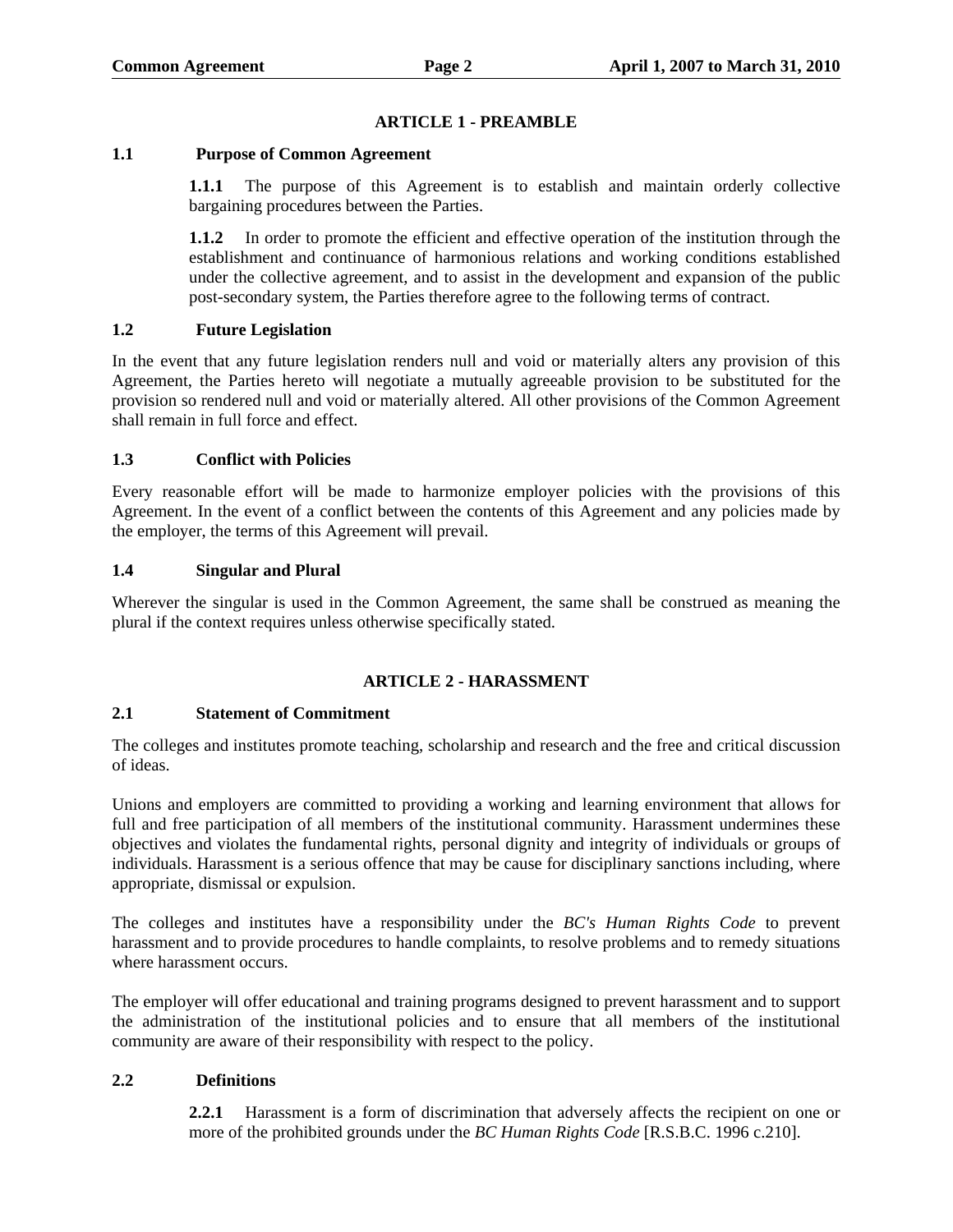## ARTICLE 1 - PREAMBLE

### 1.1 Purpose of Common Agreement

**1.1.1** The purpose of this Agreement is to establish and maintain orderly collective bargaining procedures between the Parties.

**1.1.2** In order to promote the efficient and effective operation of the institution through the establishment and continuance of harmonious relations and working conditions established under the collective agreement, and to assist in the development and expansion of the public post-secondary system, the Parties therefore agree to the following terms of contract.

### 1.2 Future Legislation

In the event that any future legislation renders null and void or materially alters any provision of this Agreement, the Parties hereto will negotiate a mutually agreeable provision to be substituted for the provision so rendered null and void or materially altered. All other provisions of the Common Agreement shall remain in full force and effect.

### 1.3 Conflict with Policies

Every reasonable effort will be made to harmonize employer policies with the provisions of this Agreement. In the event of a conflict between the contents of this Agreement and any policies made by the employer, the terms of this Agreement will prevail.

### 1.4 Singular and Plural

Wherever the singular is used in the Common Agreement, the same shall be construed as meaning the plural if the context requires unless otherwise specifically stated.

## ARTICLE 2 - HARASSMENT

### 2.1 Statement of Commitment

The colleges and institutes promote teaching, scholarship and research and the free and critical discussion of ideas.

Unions and employers are committed to providing a working and learning environment that allows for full and free participation of all members of the institutional community. Harassment undermines these objectives and violates the fundamental rights, personal dignity and integrity of individuals or groups of individuals. Harassment is a serious offence that may be cause for disciplinary sanctions including, where appropriate, dismissal or expulsion.

The colleges and institutes have a responsibility under the *BC's Human Rights Code* to prevent harassment and to provide procedures to handle complaints, to resolve problems and to remedy situations where harassment occurs.

The employer will offer educational and training programs designed to prevent harassment and to support the administration of the institutional policies and to ensure that all members of the institutional community are aware of their responsibility with respect to the policy.

### 2.2 Definitions

**2.2.1** Harassment is a form of discrimination that adversely affects the recipient on one or more of the prohibited grounds under the *BC Human Rights Code* [R.S.B.C. 1996 c.210].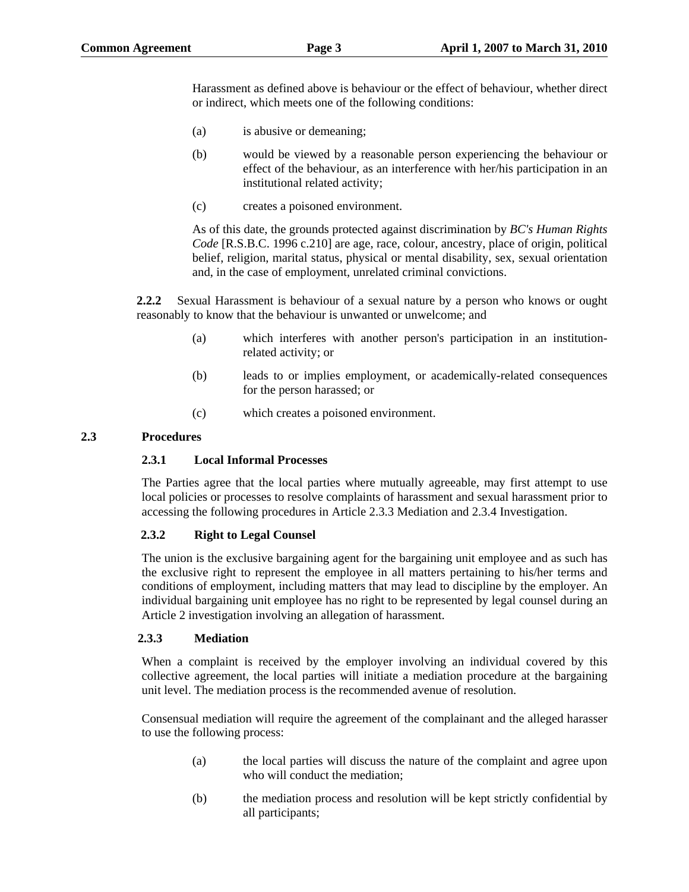Harassment as defined above is behaviour or the effect of behaviour, whether direct or indirect, which meets one of the following conditions:

(a) is abusive or demeaning;

(b) would be viewed by a reasonable person experiencing the behaviour or effect of the behaviour, as an interference with her/his participation in an institutional related activity;

(c) creates a poisoned environment.

As of this date, the grounds protected against discrimination by *BC's Human Rights Code* [R.S.B.C. 1996 c.210] are age, race, colour, ancestry, place of origin, political belief, religion, marital status, physical or mental disability, sex, sexual orientation and, in the case of employment, unrelated criminal convictions.

**2.2.2** Sexual Harassment is behaviour of a sexual nature by a person who knows or ought reasonably to know that the behaviour is unwanted or unwelcome; and

(a) which interferes with another person's participation in an institution-related activity; or

(b) leads to or implies employment, or academically-related consequences for the person harassed; or

(c) which creates a poisoned environment.

## 2.3 Procedures

### 2.3.1 Local Informal Processes

The Parties agree that the local parties where mutually agreeable, may first attempt to use local policies or processes to resolve complaints of harassment and sexual harassment prior to accessing the following procedures in Article 2.3.3 Mediation and 2.3.4 Investigation.

### 2.3.2 Right to Legal Counsel

The union is the exclusive bargaining agent for the bargaining unit employee and as such has the exclusive right to represent the employee in all matters pertaining to his/her terms and conditions of employment, including matters that may lead to discipline by the employer. An individual bargaining unit employee has no right to be represented by legal counsel during an Article 2 investigation involving an allegation of harassment.

### 2.3.3 Mediation

When a complaint is received by the employer involving an individual covered by this collective agreement, the local parties will initiate a mediation procedure at the bargaining unit level. The mediation process is the recommended avenue of resolution.

Consensual mediation will require the agreement of the complainant and the alleged harasser to use the following process:

(a) the local parties will discuss the nature of the complaint and agree upon who will conduct the mediation;

(b) the mediation process and resolution will be kept strictly confidential by all participants;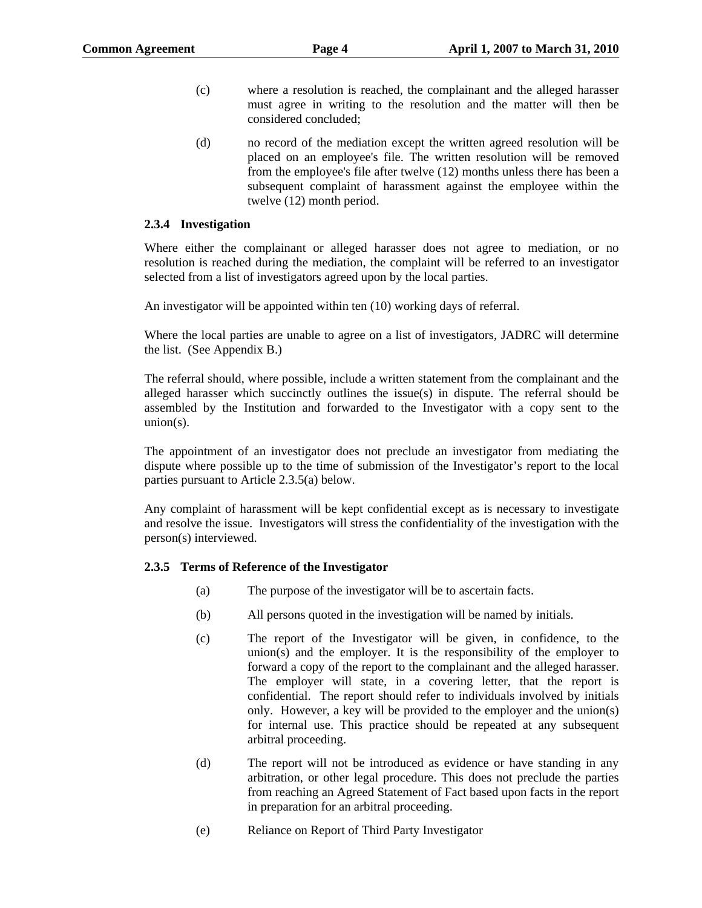(c) where a resolution is reached, the complainant and the alleged harasser must agree in writing to the resolution and the matter will then be considered concluded;

(d) no record of the mediation except the written agreed resolution will be placed on an employee's file. The written resolution will be removed from the employee's file after twelve (12) months unless there has been a subsequent complaint of harassment against the employee within the twelve (12) month period.

### 2.3.4 Investigation

Where either the complainant or alleged harasser does not agree to mediation, or no resolution is reached during the mediation, the complaint will be referred to an investigator selected from a list of investigators agreed upon by the local parties.

An investigator will be appointed within ten (10) working days of referral.

Where the local parties are unable to agree on a list of investigators, JADRC will determine the list. (See Appendix B.)

The referral should, where possible, include a written statement from the complainant and the alleged harasser which succinctly outlines the issue(s) in dispute. The referral should be assembled by the Institution and forwarded to the Investigator with a copy sent to the union(s).

The appointment of an investigator does not preclude an investigator from mediating the dispute where possible up to the time of submission of the Investigator's report to the local parties pursuant to Article 2.3.5(a) below.

Any complaint of harassment will be kept confidential except as is necessary to investigate and resolve the issue. Investigators will stress the confidentiality of the investigation with the person(s) interviewed.

### 2.3.5 Terms of Reference of the Investigator

(a) The purpose of the investigator will be to ascertain facts.

(b) All persons quoted in the investigation will be named by initials.

(c) The report of the Investigator will be given, in confidence, to the union(s) and the employer. It is the responsibility of the employer to forward a copy of the report to the complainant and the alleged harasser. The employer will state, in a covering letter, that the report is confidential. The report should refer to individuals involved by initials only. However, a key will be provided to the employer and the union(s) for internal use. This practice should be repeated at any subsequent arbitral proceeding.

(d) The report will not be introduced as evidence or have standing in any arbitration, or other legal procedure. This does not preclude the parties from reaching an Agreed Statement of Fact based upon facts in the report in preparation for an arbitral proceeding.

(e) Reliance on Report of Third Party Investigator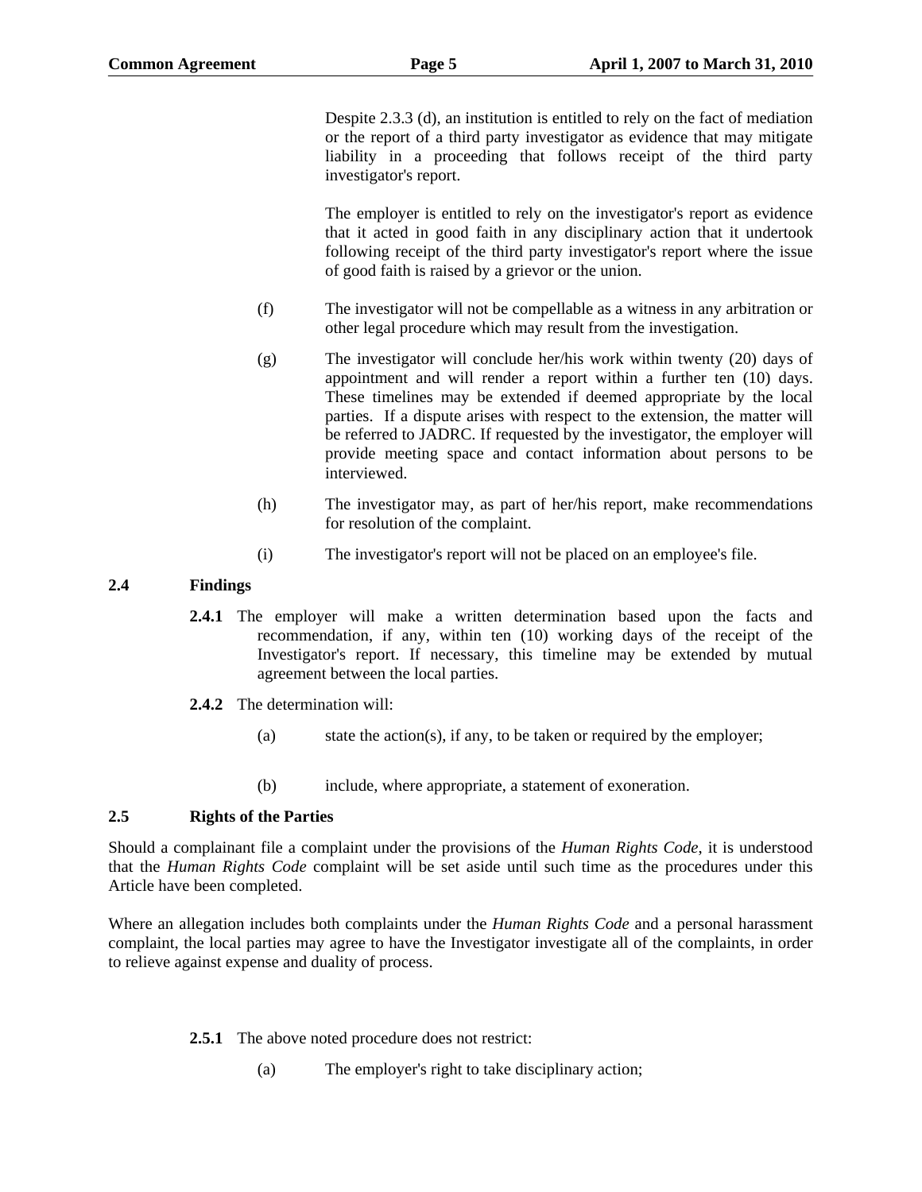Despite 2.3.3 (d), an institution is entitled to rely on the fact of mediation or the report of a third party investigator as evidence that may mitigate liability in a proceeding that follows receipt of the third party investigator's report.

The employer is entitled to rely on the investigator's report as evidence that it acted in good faith in any disciplinary action that it undertook following receipt of the third party investigator's report where the issue of good faith is raised by a grievor or the union.

(f) The investigator will not be compellable as a witness in any arbitration or other legal procedure which may result from the investigation.

(g) The investigator will conclude her/his work within twenty (20) days of appointment and will render a report within a further ten (10) days. These timelines may be extended if deemed appropriate by the local parties. If a dispute arises with respect to the extension, the matter will be referred to JADRC. If requested by the investigator, the employer will provide meeting space and contact information about persons to be interviewed.

(h) The investigator may, as part of her/his report, make recommendations for resolution of the complaint.

(i) The investigator's report will not be placed on an employee's file.

## 2.4 Findings

**2.4.1** The employer will make a written determination based upon the facts and recommendation, if any, within ten (10) working days of the receipt of the Investigator's report. If necessary, this timeline may be extended by mutual agreement between the local parties.

**2.4.2** The determination will:

(a) state the action(s), if any, to be taken or required by the employer;

(b) include, where appropriate, a statement of exoneration.

## 2.5 Rights of the Parties

Should a complainant file a complaint under the provisions of the *Human Rights Code*, it is understood that the *Human Rights Code* complaint will be set aside until such time as the procedures under this Article have been completed.

Where an allegation includes both complaints under the *Human Rights Code* and a personal harassment complaint, the local parties may agree to have the Investigator investigate all of the complaints, in order to relieve against expense and duality of process.

**2.5.1** The above noted procedure does not restrict:

(a) The employer's right to take disciplinary action;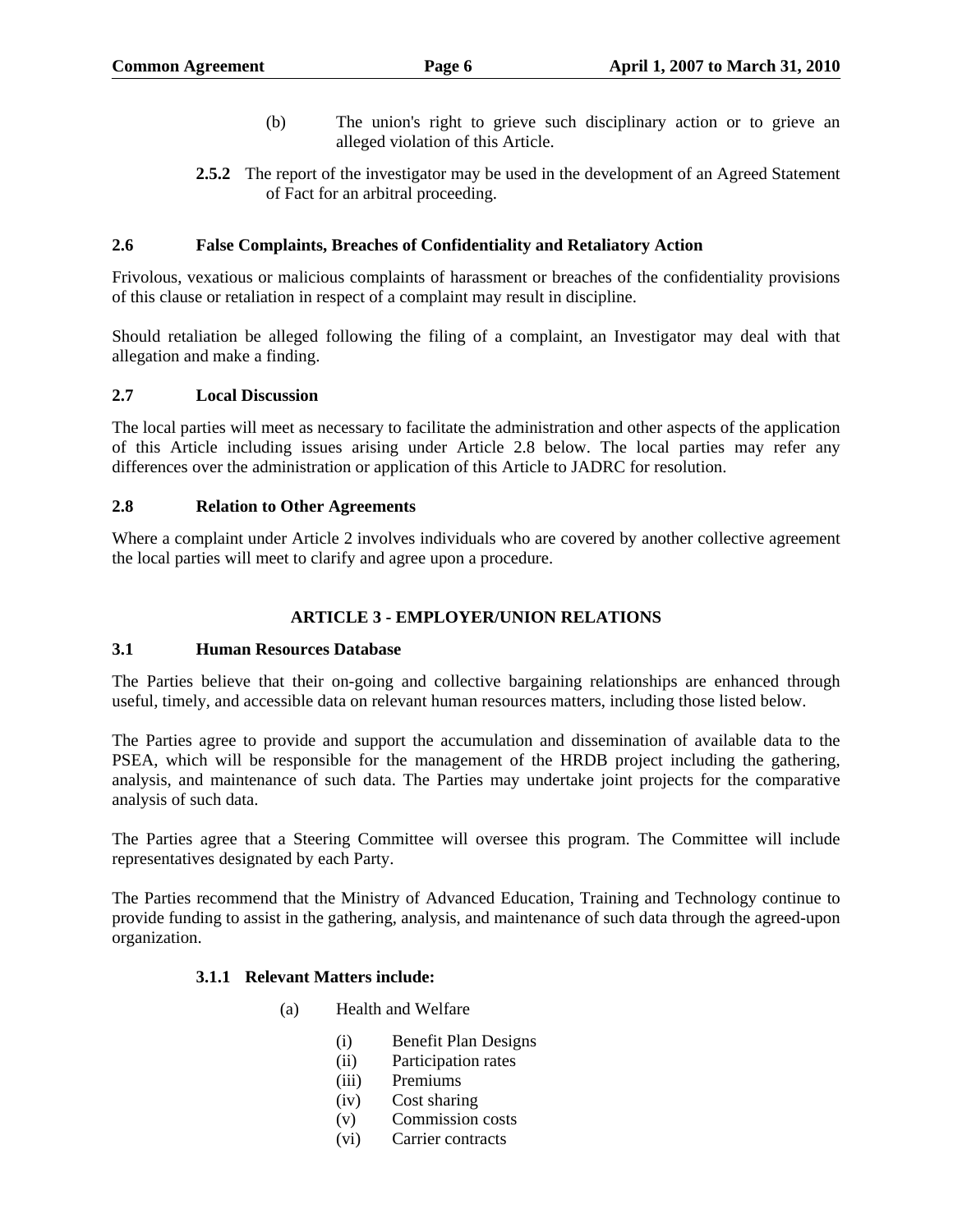(b) The union's right to grieve such disciplinary action or to grieve an alleged violation of this Article.

**2.5.2** The report of the investigator may be used in the development of an Agreed Statement of Fact for an arbitral proceeding.

### 2.6 False Complaints, Breaches of Confidentiality and Retaliatory Action

Frivolous, vexatious or malicious complaints of harassment or breaches of the confidentiality provisions of this clause or retaliation in respect of a complaint may result in discipline.

Should retaliation be alleged following the filing of a complaint, an Investigator may deal with that allegation and make a finding.

### 2.7 Local Discussion

The local parties will meet as necessary to facilitate the administration and other aspects of the application of this Article including issues arising under Article 2.8 below. The local parties may refer any differences over the administration or application of this Article to JADRC for resolution.

### 2.8 Relation to Other Agreements

Where a complaint under Article 2 involves individuals who are covered by another collective agreement the local parties will meet to clarify and agree upon a procedure.

## ARTICLE 3 - EMPLOYER/UNION RELATIONS

### 3.1 Human Resources Database

The Parties believe that their on-going and collective bargaining relationships are enhanced through useful, timely, and accessible data on relevant human resources matters, including those listed below.

The Parties agree to provide and support the accumulation and dissemination of available data to the PSEA, which will be responsible for the management of the HRDB project including the gathering, analysis, and maintenance of such data. The Parties may undertake joint projects for the comparative analysis of such data.

The Parties agree that a Steering Committee will oversee this program. The Committee will include representatives designated by each Party.

The Parties recommend that the Ministry of Advanced Education, Training and Technology continue to provide funding to assist in the gathering, analysis, and maintenance of such data through the agreed-upon organization.

**3.1.1 Relevant Matters include:**

(a) Health and Welfare

- (i) Benefit Plan Designs
- (ii) Participation rates
- (iii) Premiums
- (iv) Cost sharing
- (v) Commission costs
- (vi) Carrier contracts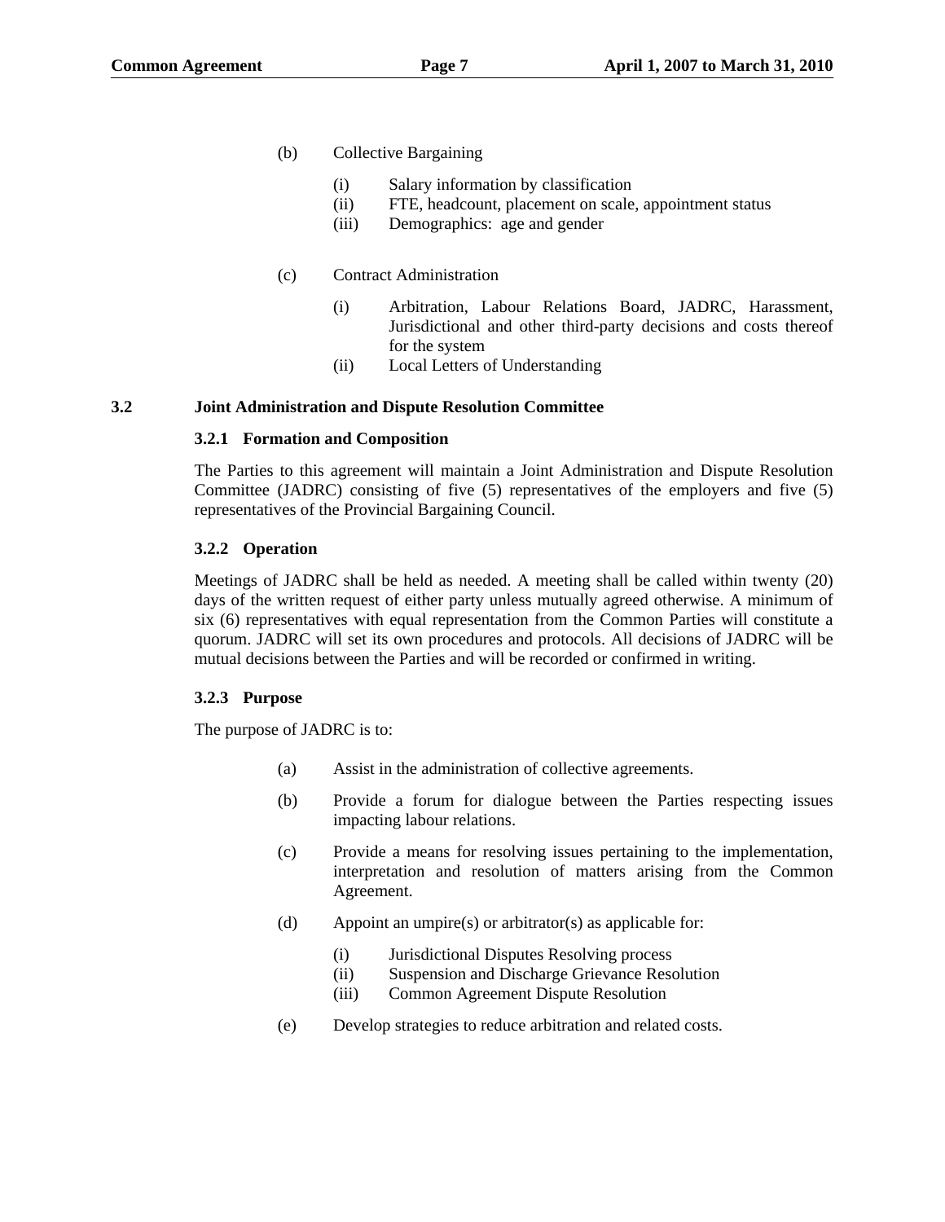(b) Collective Bargaining

   (i) Salary information by classification
   (ii) FTE, headcount, placement on scale, appointment status
   (iii) Demographics: age and gender

(c) Contract Administration

   (i) Arbitration, Labour Relations Board, JADRC, Harassment, Jurisdictional and other third-party decisions and costs thereof for the system
   (ii) Local Letters of Understanding

## 3.2 Joint Administration and Dispute Resolution Committee

### 3.2.1 Formation and Composition

The Parties to this agreement will maintain a Joint Administration and Dispute Resolution Committee (JADRC) consisting of five (5) representatives of the employers and five (5) representatives of the Provincial Bargaining Council.

### 3.2.2 Operation

Meetings of JADRC shall be held as needed. A meeting shall be called within twenty (20) days of the written request of either party unless mutually agreed otherwise. A minimum of six (6) representatives with equal representation from the Common Parties will constitute a quorum. JADRC will set its own procedures and protocols. All decisions of JADRC will be mutual decisions between the Parties and will be recorded or confirmed in writing.

### 3.2.3 Purpose

The purpose of JADRC is to:

(a) Assist in the administration of collective agreements.

(b) Provide a forum for dialogue between the Parties respecting issues impacting labour relations.

(c) Provide a means for resolving issues pertaining to the implementation, interpretation and resolution of matters arising from the Common Agreement.

(d) Appoint an umpire(s) or arbitrator(s) as applicable for:

   (i) Jurisdictional Disputes Resolving process
   (ii) Suspension and Discharge Grievance Resolution
   (iii) Common Agreement Dispute Resolution

(e) Develop strategies to reduce arbitration and related costs.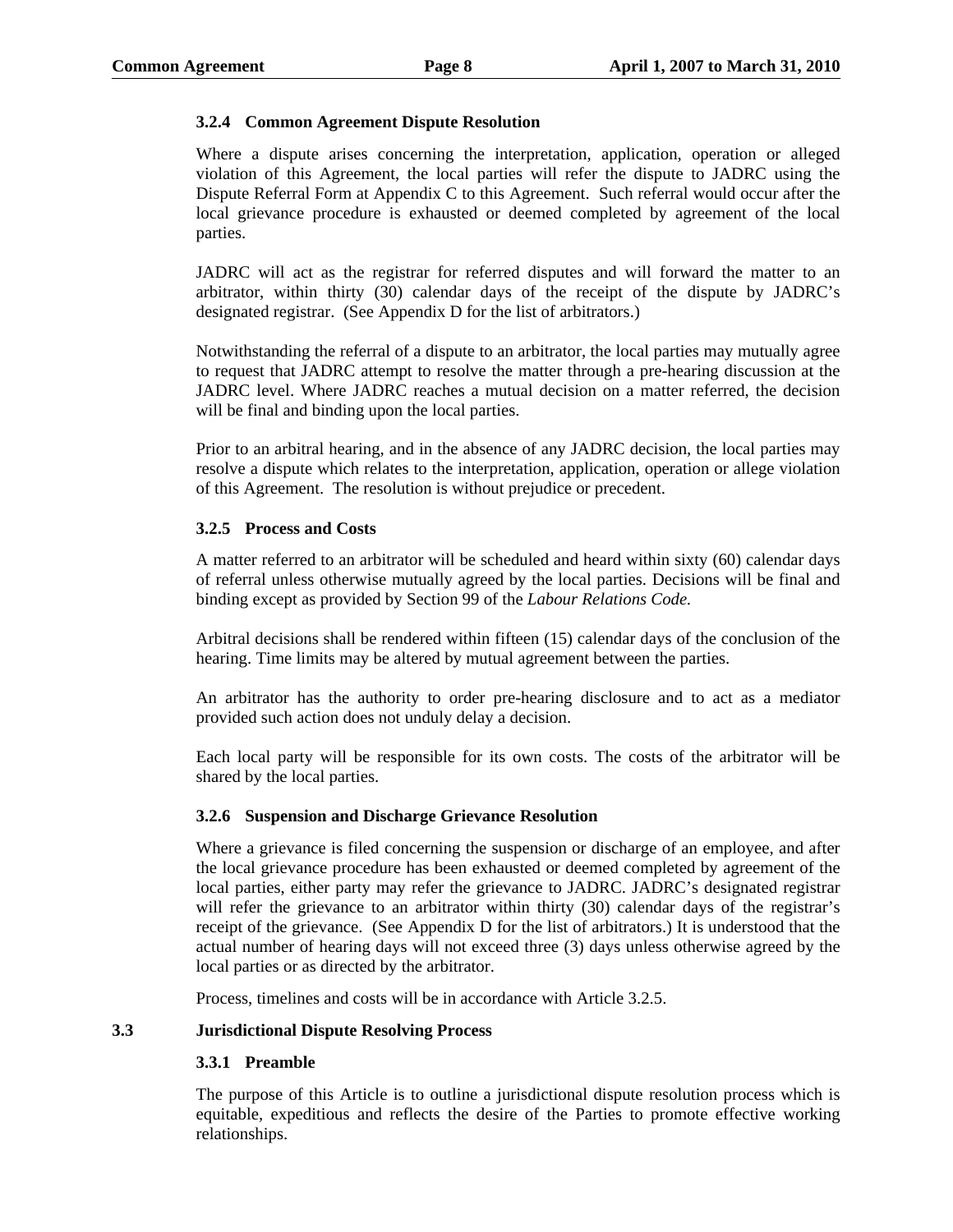### 3.2.4 Common Agreement Dispute Resolution

Where a dispute arises concerning the interpretation, application, operation or alleged violation of this Agreement, the local parties will refer the dispute to JADRC using the Dispute Referral Form at Appendix C to this Agreement. Such referral would occur after the local grievance procedure is exhausted or deemed completed by agreement of the local parties.

JADRC will act as the registrar for referred disputes and will forward the matter to an arbitrator, within thirty (30) calendar days of the receipt of the dispute by JADRC's designated registrar. (See Appendix D for the list of arbitrators.)

Notwithstanding the referral of a dispute to an arbitrator, the local parties may mutually agree to request that JADRC attempt to resolve the matter through a pre-hearing discussion at the JADRC level. Where JADRC reaches a mutual decision on a matter referred, the decision will be final and binding upon the local parties.

Prior to an arbitral hearing, and in the absence of any JADRC decision, the local parties may resolve a dispute which relates to the interpretation, application, operation or allege violation of this Agreement. The resolution is without prejudice or precedent.

### 3.2.5 Process and Costs

A matter referred to an arbitrator will be scheduled and heard within sixty (60) calendar days of referral unless otherwise mutually agreed by the local parties. Decisions will be final and binding except as provided by Section 99 of the *Labour Relations Code.*

Arbitral decisions shall be rendered within fifteen (15) calendar days of the conclusion of the hearing. Time limits may be altered by mutual agreement between the parties.

An arbitrator has the authority to order pre-hearing disclosure and to act as a mediator provided such action does not unduly delay a decision.

Each local party will be responsible for its own costs. The costs of the arbitrator will be shared by the local parties.

### 3.2.6 Suspension and Discharge Grievance Resolution

Where a grievance is filed concerning the suspension or discharge of an employee, and after the local grievance procedure has been exhausted or deemed completed by agreement of the local parties, either party may refer the grievance to JADRC. JADRC's designated registrar will refer the grievance to an arbitrator within thirty (30) calendar days of the registrar's receipt of the grievance. (See Appendix D for the list of arbitrators.) It is understood that the actual number of hearing days will not exceed three (3) days unless otherwise agreed by the local parties or as directed by the arbitrator.

Process, timelines and costs will be in accordance with Article 3.2.5.

## 3.3 Jurisdictional Dispute Resolving Process

### 3.3.1 Preamble

The purpose of this Article is to outline a jurisdictional dispute resolution process which is equitable, expeditious and reflects the desire of the Parties to promote effective working relationships.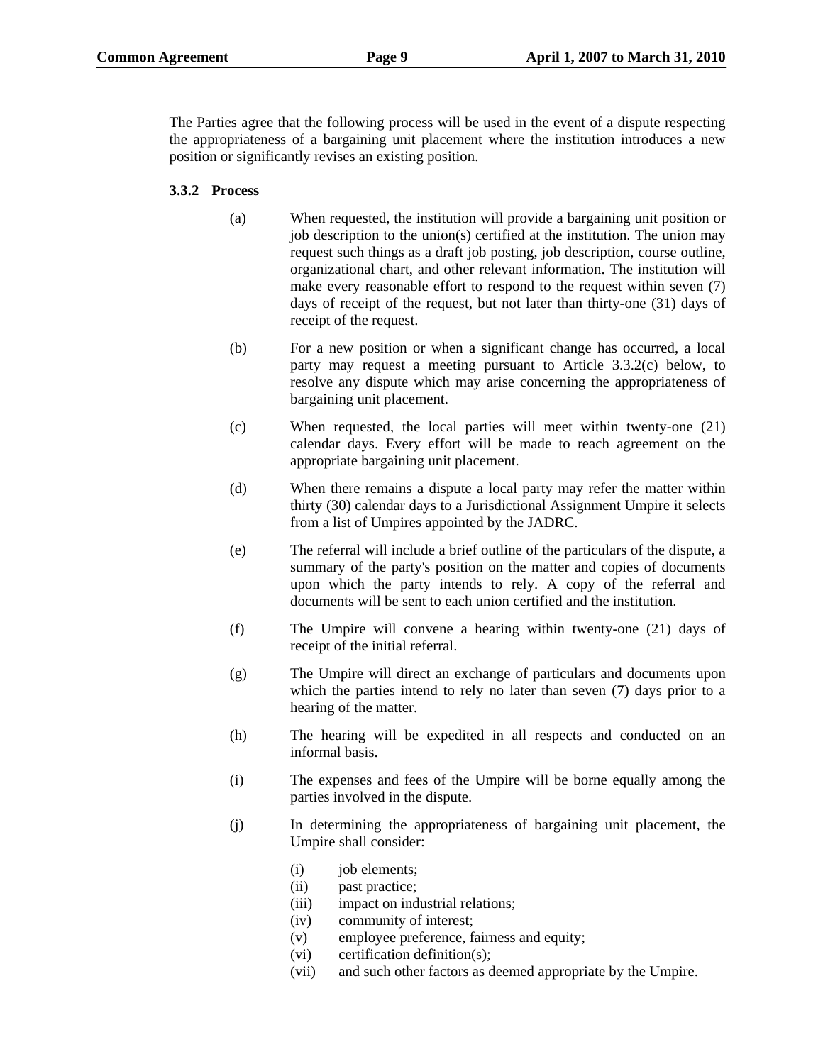The Parties agree that the following process will be used in the event of a dispute respecting the appropriateness of a bargaining unit placement where the institution introduces a new position or significantly revises an existing position.

### 3.3.2 Process

(a) When requested, the institution will provide a bargaining unit position or job description to the union(s) certified at the institution. The union may request such things as a draft job posting, job description, course outline, organizational chart, and other relevant information. The institution will make every reasonable effort to respond to the request within seven (7) days of receipt of the request, but not later than thirty-one (31) days of receipt of the request.

(b) For a new position or when a significant change has occurred, a local party may request a meeting pursuant to Article 3.3.2(c) below, to resolve any dispute which may arise concerning the appropriateness of bargaining unit placement.

(c) When requested, the local parties will meet within twenty-one (21) calendar days. Every effort will be made to reach agreement on the appropriate bargaining unit placement.

(d) When there remains a dispute a local party may refer the matter within thirty (30) calendar days to a Jurisdictional Assignment Umpire it selects from a list of Umpires appointed by the JADRC.

(e) The referral will include a brief outline of the particulars of the dispute, a summary of the party's position on the matter and copies of documents upon which the party intends to rely. A copy of the referral and documents will be sent to each union certified and the institution.

(f) The Umpire will convene a hearing within twenty-one (21) days of receipt of the initial referral.

(g) The Umpire will direct an exchange of particulars and documents upon which the parties intend to rely no later than seven (7) days prior to a hearing of the matter.

(h) The hearing will be expedited in all respects and conducted on an informal basis.

(i) The expenses and fees of the Umpire will be borne equally among the parties involved in the dispute.

(j) In determining the appropriateness of bargaining unit placement, the Umpire shall consider:

- (i) job elements;
- (ii) past practice;
- (iii) impact on industrial relations;
- (iv) community of interest;
- (v) employee preference, fairness and equity;
- (vi) certification definition(s);
- (vii) and such other factors as deemed appropriate by the Umpire.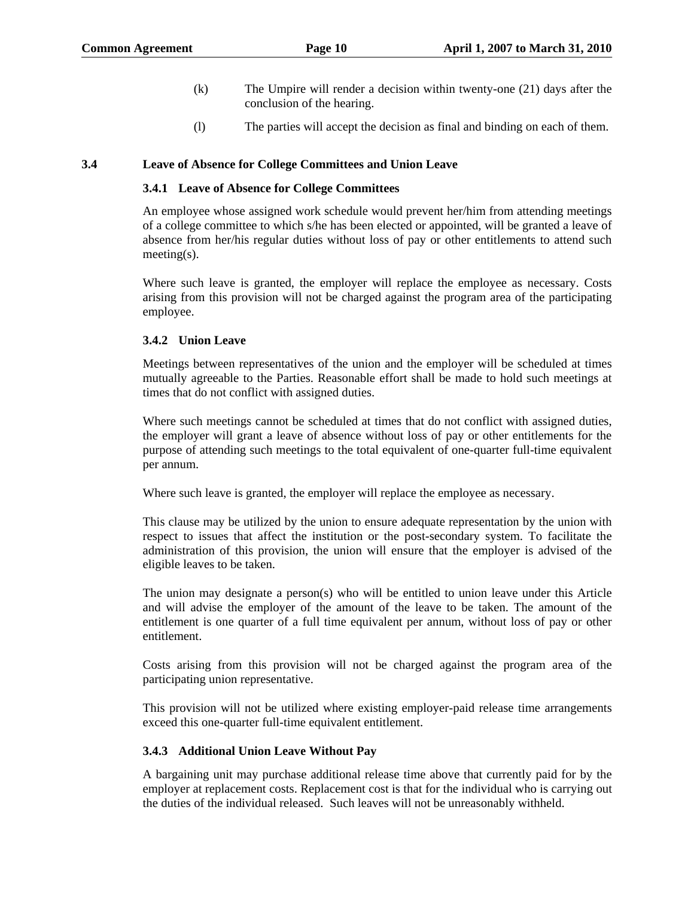(k) The Umpire will render a decision within twenty-one (21) days after the conclusion of the hearing.

(l) The parties will accept the decision as final and binding on each of them.

## 3.4 Leave of Absence for College Committees and Union Leave

### 3.4.1 Leave of Absence for College Committees

An employee whose assigned work schedule would prevent her/him from attending meetings of a college committee to which s/he has been elected or appointed, will be granted a leave of absence from her/his regular duties without loss of pay or other entitlements to attend such meeting(s).

Where such leave is granted, the employer will replace the employee as necessary. Costs arising from this provision will not be charged against the program area of the participating employee.

### 3.4.2 Union Leave

Meetings between representatives of the union and the employer will be scheduled at times mutually agreeable to the Parties. Reasonable effort shall be made to hold such meetings at times that do not conflict with assigned duties.

Where such meetings cannot be scheduled at times that do not conflict with assigned duties, the employer will grant a leave of absence without loss of pay or other entitlements for the purpose of attending such meetings to the total equivalent of one-quarter full-time equivalent per annum.

Where such leave is granted, the employer will replace the employee as necessary.

This clause may be utilized by the union to ensure adequate representation by the union with respect to issues that affect the institution or the post-secondary system. To facilitate the administration of this provision, the union will ensure that the employer is advised of the eligible leaves to be taken.

The union may designate a person(s) who will be entitled to union leave under this Article and will advise the employer of the amount of the leave to be taken. The amount of the entitlement is one quarter of a full time equivalent per annum, without loss of pay or other entitlement.

Costs arising from this provision will not be charged against the program area of the participating union representative.

This provision will not be utilized where existing employer-paid release time arrangements exceed this one-quarter full-time equivalent entitlement.

### 3.4.3 Additional Union Leave Without Pay

A bargaining unit may purchase additional release time above that currently paid for by the employer at replacement costs. Replacement cost is that for the individual who is carrying out the duties of the individual released. Such leaves will not be unreasonably withheld.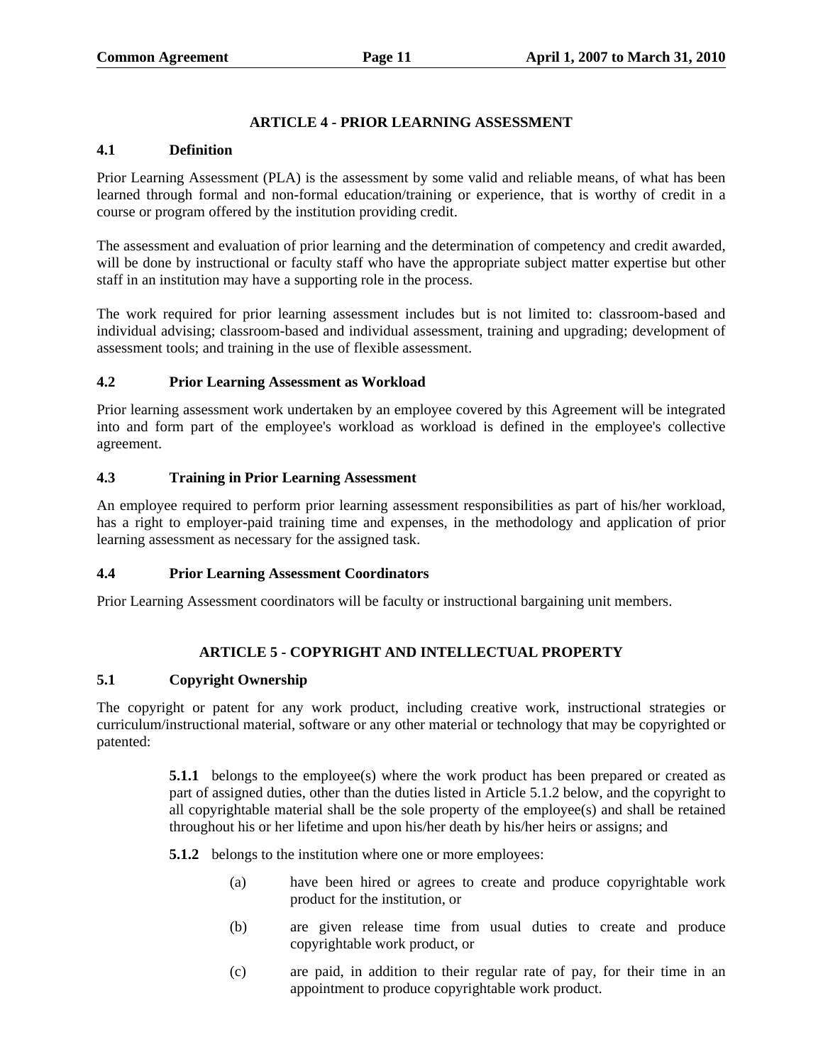## ARTICLE 4 - PRIOR LEARNING ASSESSMENT

### 4.1 Definition

Prior Learning Assessment (PLA) is the assessment by some valid and reliable means, of what has been learned through formal and non-formal education/training or experience, that is worthy of credit in a course or program offered by the institution providing credit.

The assessment and evaluation of prior learning and the determination of competency and credit awarded, will be done by instructional or faculty staff who have the appropriate subject matter expertise but other staff in an institution may have a supporting role in the process.

The work required for prior learning assessment includes but is not limited to: classroom-based and individual advising; classroom-based and individual assessment, training and upgrading; development of assessment tools; and training in the use of flexible assessment.

### 4.2 Prior Learning Assessment as Workload

Prior learning assessment work undertaken by an employee covered by this Agreement will be integrated into and form part of the employee's workload as workload is defined in the employee's collective agreement.

### 4.3 Training in Prior Learning Assessment

An employee required to perform prior learning assessment responsibilities as part of his/her workload, has a right to employer-paid training time and expenses, in the methodology and application of prior learning assessment as necessary for the assigned task.

### 4.4 Prior Learning Assessment Coordinators

Prior Learning Assessment coordinators will be faculty or instructional bargaining unit members.

## ARTICLE 5 - COPYRIGHT AND INTELLECTUAL PROPERTY

### 5.1 Copyright Ownership

The copyright or patent for any work product, including creative work, instructional strategies or curriculum/instructional material, software or any other material or technology that may be copyrighted or patented:

**5.1.1** belongs to the employee(s) where the work product has been prepared or created as part of assigned duties, other than the duties listed in Article 5.1.2 below, and the copyright to all copyrightable material shall be the sole property of the employee(s) and shall be retained throughout his or her lifetime and upon his/her death by his/her heirs or assigns; and

**5.1.2** belongs to the institution where one or more employees:

(a) have been hired or agrees to create and produce copyrightable work product for the institution, or

(b) are given release time from usual duties to create and produce copyrightable work product, or

(c) are paid, in addition to their regular rate of pay, for their time in an appointment to produce copyrightable work product.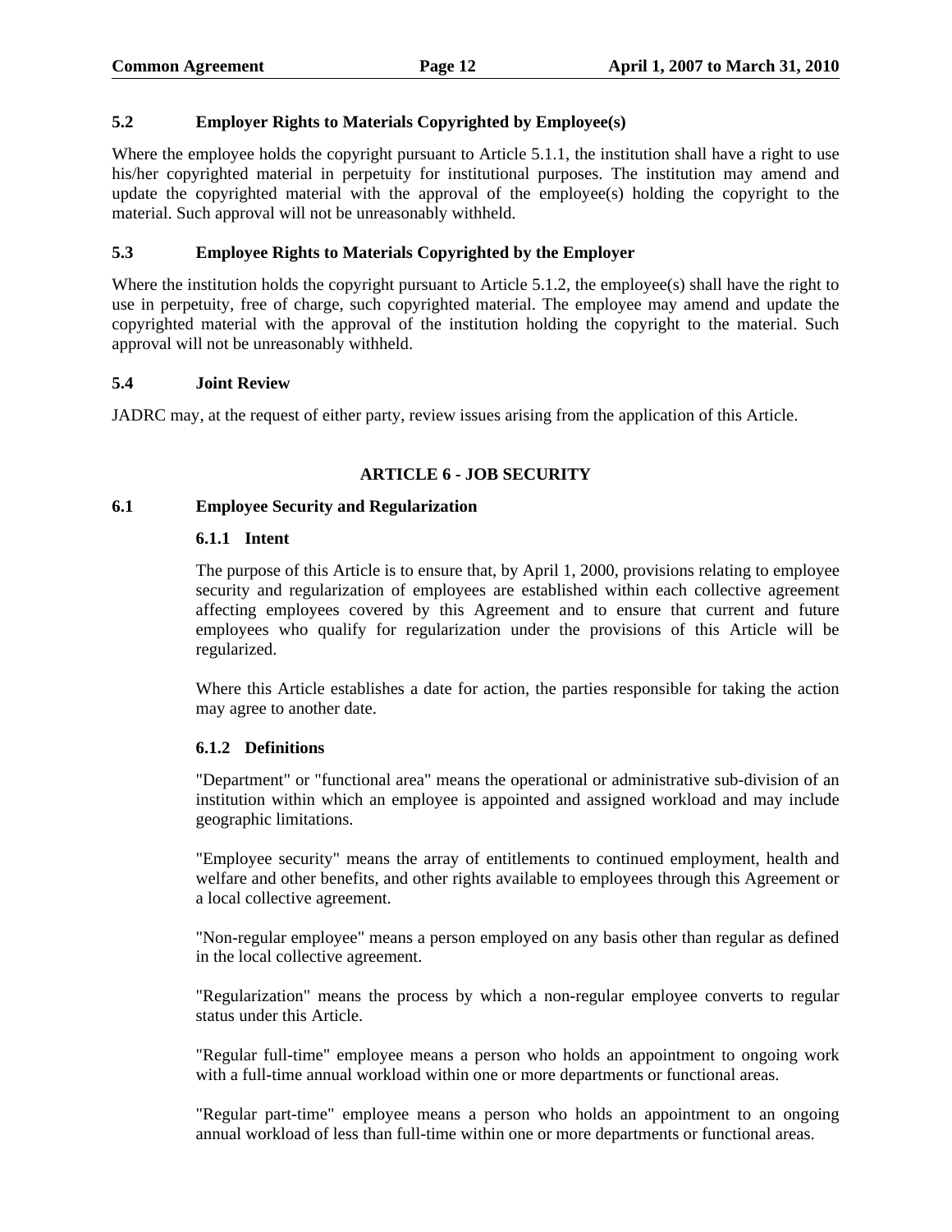### 5.2 Employer Rights to Materials Copyrighted by Employee(s)

Where the employee holds the copyright pursuant to Article 5.1.1, the institution shall have a right to use his/her copyrighted material in perpetuity for institutional purposes. The institution may amend and update the copyrighted material with the approval of the employee(s) holding the copyright to the material. Such approval will not be unreasonably withheld.

### 5.3 Employee Rights to Materials Copyrighted by the Employer

Where the institution holds the copyright pursuant to Article 5.1.2, the employee(s) shall have the right to use in perpetuity, free of charge, such copyrighted material. The employee may amend and update the copyrighted material with the approval of the institution holding the copyright to the material. Such approval will not be unreasonably withheld.

### 5.4 Joint Review

JADRC may, at the request of either party, review issues arising from the application of this Article.

## ARTICLE 6 - JOB SECURITY

### 6.1 Employee Security and Regularization

#### 6.1.1 Intent

The purpose of this Article is to ensure that, by April 1, 2000, provisions relating to employee security and regularization of employees are established within each collective agreement affecting employees covered by this Agreement and to ensure that current and future employees who qualify for regularization under the provisions of this Article will be regularized.

Where this Article establishes a date for action, the parties responsible for taking the action may agree to another date.

#### 6.1.2 Definitions

"Department" or "functional area" means the operational or administrative sub-division of an institution within which an employee is appointed and assigned workload and may include geographic limitations.

"Employee security" means the array of entitlements to continued employment, health and welfare and other benefits, and other rights available to employees through this Agreement or a local collective agreement.

"Non-regular employee" means a person employed on any basis other than regular as defined in the local collective agreement.

"Regularization" means the process by which a non-regular employee converts to regular status under this Article.

"Regular full-time" employee means a person who holds an appointment to ongoing work with a full-time annual workload within one or more departments or functional areas.

"Regular part-time" employee means a person who holds an appointment to an ongoing annual workload of less than full-time within one or more departments or functional areas.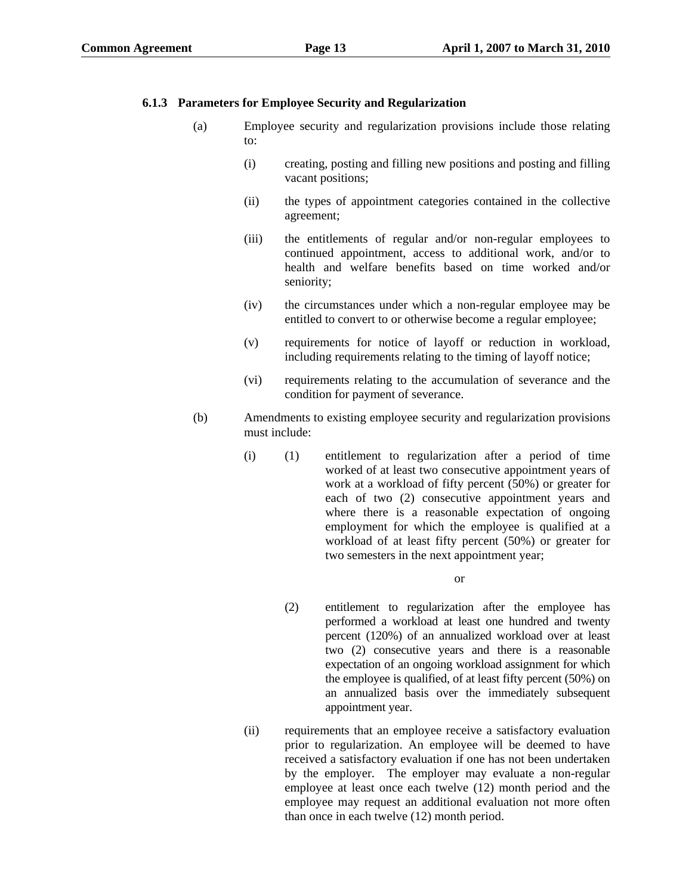### 6.1.3 Parameters for Employee Security and Regularization

(a) Employee security and regularization provisions include those relating to:

- (i) creating, posting and filling new positions and posting and filling vacant positions;
- (ii) the types of appointment categories contained in the collective agreement;
- (iii) the entitlements of regular and/or non-regular employees to continued appointment, access to additional work, and/or to health and welfare benefits based on time worked and/or seniority;
- (iv) the circumstances under which a non-regular employee may be entitled to convert to or otherwise become a regular employee;
- (v) requirements for notice of layoff or reduction in workload, including requirements relating to the timing of layoff notice;
- (vi) requirements relating to the accumulation of severance and the condition for payment of severance.

(b) Amendments to existing employee security and regularization provisions must include:

- (i)
  - (1) entitlement to regularization after a period of time worked of at least two consecutive appointment years of work at a workload of fifty percent (50%) or greater for each of two (2) consecutive appointment years and where there is a reasonable expectation of ongoing employment for which the employee is qualified at a workload of at least fifty percent (50%) or greater for two semesters in the next appointment year;

    or

  - (2) entitlement to regularization after the employee has performed a workload at least one hundred and twenty percent (120%) of an annualized workload over at least two (2) consecutive years and there is a reasonable expectation of an ongoing workload assignment for which the employee is qualified, of at least fifty percent (50%) on an annualized basis over the immediately subsequent appointment year.
- (ii) requirements that an employee receive a satisfactory evaluation prior to regularization. An employee will be deemed to have received a satisfactory evaluation if one has not been undertaken by the employer. The employer may evaluate a non-regular employee at least once each twelve (12) month period and the employee may request an additional evaluation not more often than once in each twelve (12) month period.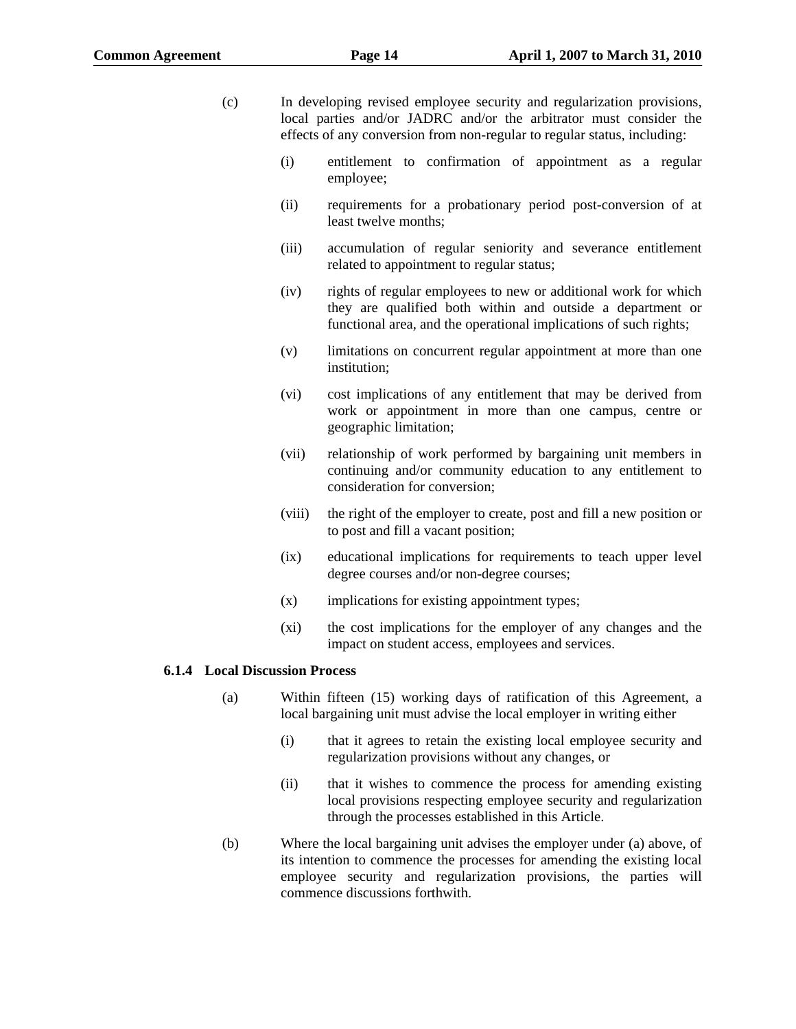(c) In developing revised employee security and regularization provisions, local parties and/or JADRC and/or the arbitrator must consider the effects of any conversion from non-regular to regular status, including:

   (i) entitlement to confirmation of appointment as a regular employee;

   (ii) requirements for a probationary period post-conversion of at least twelve months;

   (iii) accumulation of regular seniority and severance entitlement related to appointment to regular status;

   (iv) rights of regular employees to new or additional work for which they are qualified both within and outside a department or functional area, and the operational implications of such rights;

   (v) limitations on concurrent regular appointment at more than one institution;

   (vi) cost implications of any entitlement that may be derived from work or appointment in more than one campus, centre or geographic limitation;

   (vii) relationship of work performed by bargaining unit members in continuing and/or community education to any entitlement to consideration for conversion;

   (viii) the right of the employer to create, post and fill a new position or to post and fill a vacant position;

   (ix) educational implications for requirements to teach upper level degree courses and/or non-degree courses;

   (x) implications for existing appointment types;

   (xi) the cost implications for the employer of any changes and the impact on student access, employees and services.

### 6.1.4 Local Discussion Process

(a) Within fifteen (15) working days of ratification of this Agreement, a local bargaining unit must advise the local employer in writing either

   (i) that it agrees to retain the existing local employee security and regularization provisions without any changes, or

   (ii) that it wishes to commence the process for amending existing local provisions respecting employee security and regularization through the processes established in this Article.

(b) Where the local bargaining unit advises the employer under (a) above, of its intention to commence the processes for amending the existing local employee security and regularization provisions, the parties will commence discussions forthwith.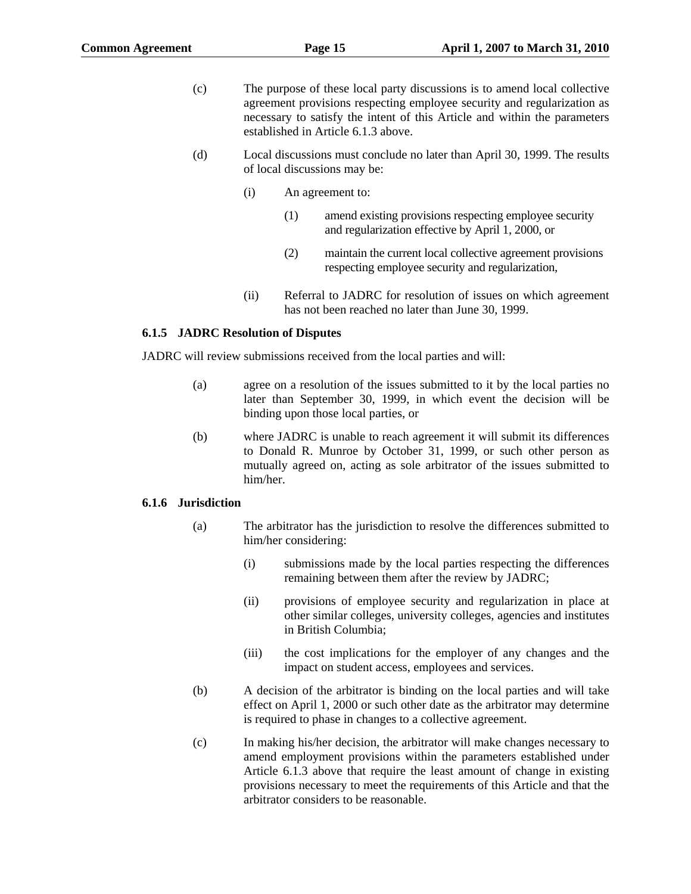(c) The purpose of these local party discussions is to amend local collective agreement provisions respecting employee security and regularization as necessary to satisfy the intent of this Article and within the parameters established in Article 6.1.3 above.

(d) Local discussions must conclude no later than April 30, 1999. The results of local discussions may be:

(i) An agreement to:

(1) amend existing provisions respecting employee security and regularization effective by April 1, 2000, or

(2) maintain the current local collective agreement provisions respecting employee security and regularization,

(ii) Referral to JADRC for resolution of issues on which agreement has not been reached no later than June 30, 1999.

### 6.1.5 JADRC Resolution of Disputes

JADRC will review submissions received from the local parties and will:

(a) agree on a resolution of the issues submitted to it by the local parties no later than September 30, 1999, in which event the decision will be binding upon those local parties, or

(b) where JADRC is unable to reach agreement it will submit its differences to Donald R. Munroe by October 31, 1999, or such other person as mutually agreed on, acting as sole arbitrator of the issues submitted to him/her.

### 6.1.6 Jurisdiction

(a) The arbitrator has the jurisdiction to resolve the differences submitted to him/her considering:

(i) submissions made by the local parties respecting the differences remaining between them after the review by JADRC;

(ii) provisions of employee security and regularization in place at other similar colleges, university colleges, agencies and institutes in British Columbia;

(iii) the cost implications for the employer of any changes and the impact on student access, employees and services.

(b) A decision of the arbitrator is binding on the local parties and will take effect on April 1, 2000 or such other date as the arbitrator may determine is required to phase in changes to a collective agreement.

(c) In making his/her decision, the arbitrator will make changes necessary to amend employment provisions within the parameters established under Article 6.1.3 above that require the least amount of change in existing provisions necessary to meet the requirements of this Article and that the arbitrator considers to be reasonable.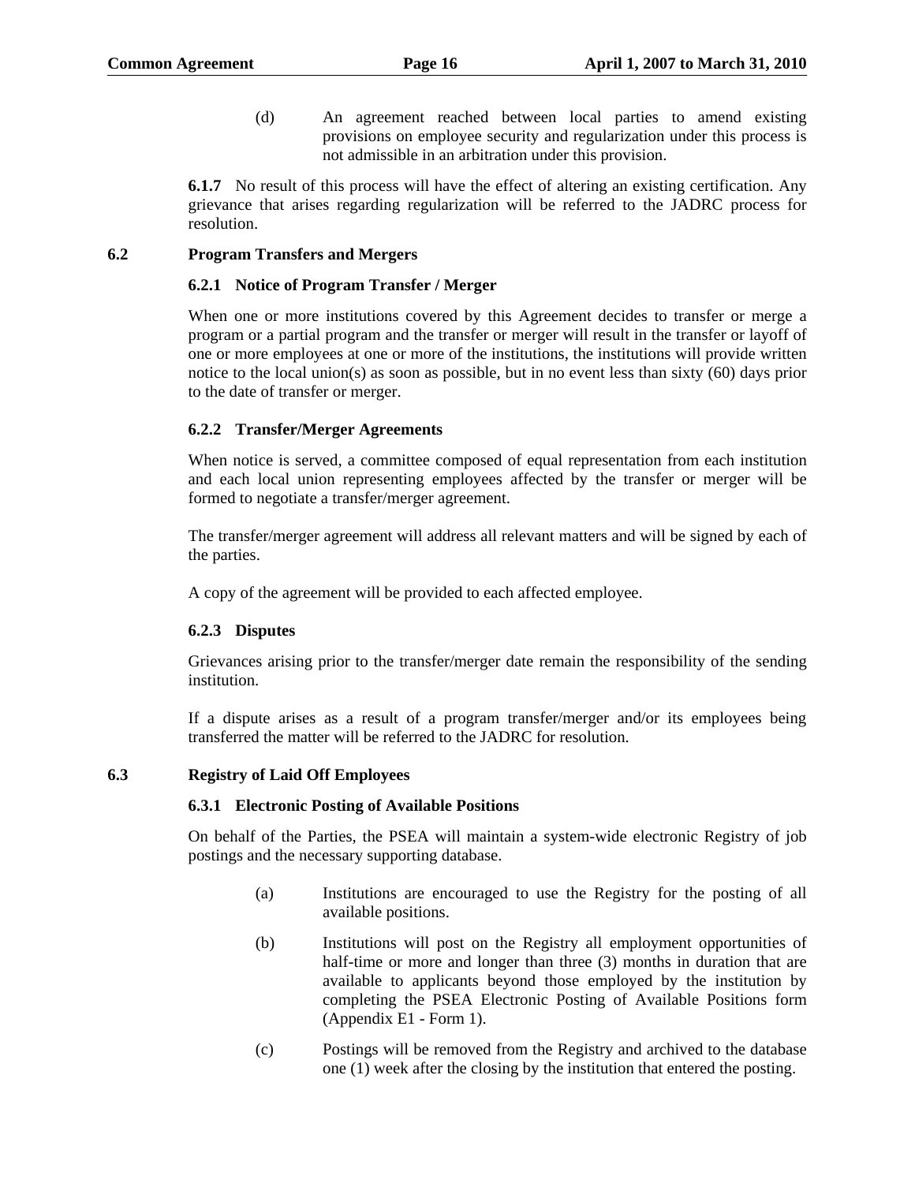(d) An agreement reached between local parties to amend existing provisions on employee security and regularization under this process is not admissible in an arbitration under this provision.

**6.1.7** No result of this process will have the effect of altering an existing certification. Any grievance that arises regarding regularization will be referred to the JADRC process for resolution.

## 6.2 Program Transfers and Mergers

### 6.2.1 Notice of Program Transfer / Merger

When one or more institutions covered by this Agreement decides to transfer or merge a program or a partial program and the transfer or merger will result in the transfer or layoff of one or more employees at one or more of the institutions, the institutions will provide written notice to the local union(s) as soon as possible, but in no event less than sixty (60) days prior to the date of transfer or merger.

### 6.2.2 Transfer/Merger Agreements

When notice is served, a committee composed of equal representation from each institution and each local union representing employees affected by the transfer or merger will be formed to negotiate a transfer/merger agreement.

The transfer/merger agreement will address all relevant matters and will be signed by each of the parties.

A copy of the agreement will be provided to each affected employee.

### 6.2.3 Disputes

Grievances arising prior to the transfer/merger date remain the responsibility of the sending institution.

If a dispute arises as a result of a program transfer/merger and/or its employees being transferred the matter will be referred to the JADRC for resolution.

## 6.3 Registry of Laid Off Employees

### 6.3.1 Electronic Posting of Available Positions

On behalf of the Parties, the PSEA will maintain a system-wide electronic Registry of job postings and the necessary supporting database.

(a) Institutions are encouraged to use the Registry for the posting of all available positions.

(b) Institutions will post on the Registry all employment opportunities of half-time or more and longer than three (3) months in duration that are available to applicants beyond those employed by the institution by completing the PSEA Electronic Posting of Available Positions form (Appendix E1 - Form 1).

(c) Postings will be removed from the Registry and archived to the database one (1) week after the closing by the institution that entered the posting.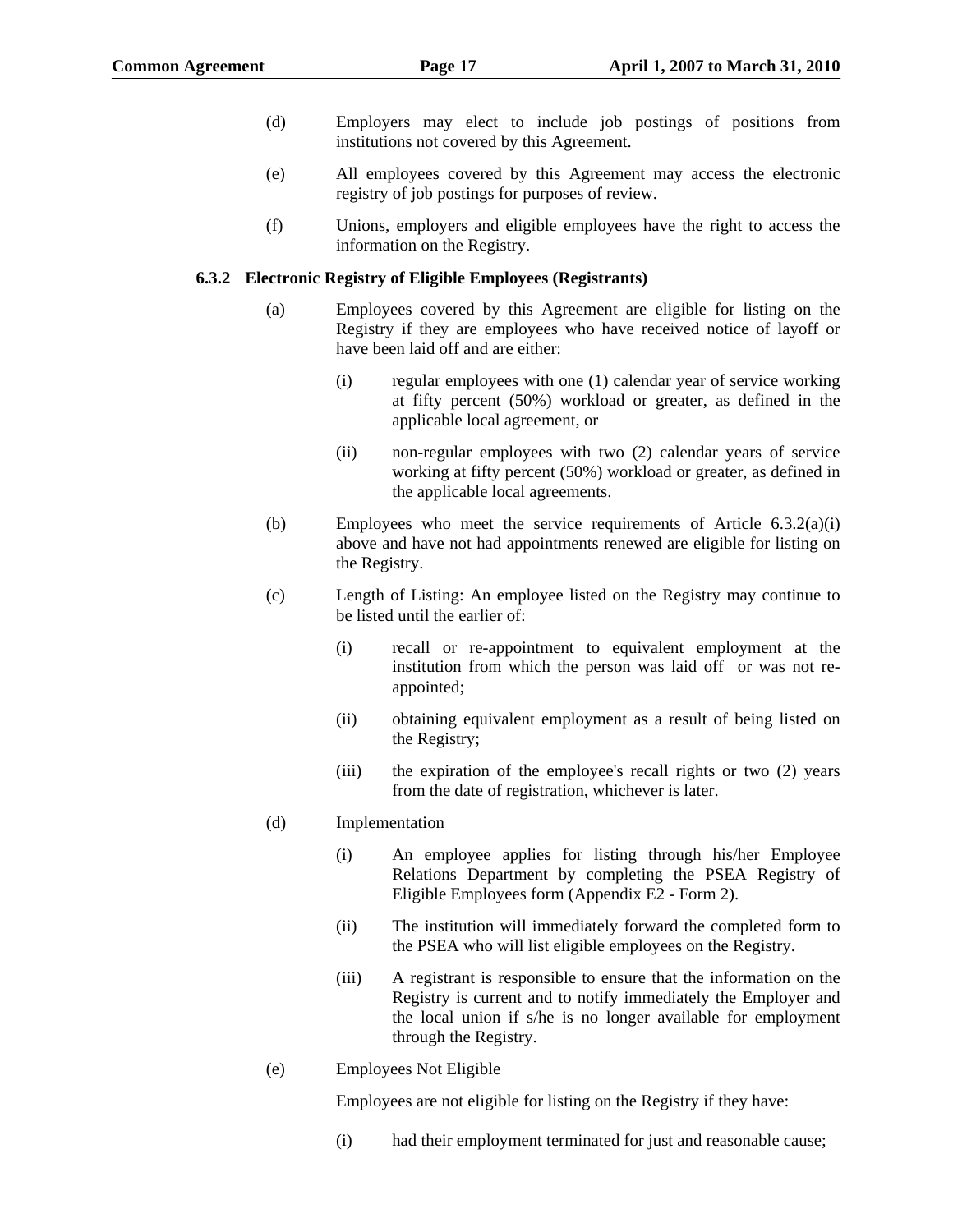(d) Employers may elect to include job postings of positions from institutions not covered by this Agreement.

(e) All employees covered by this Agreement may access the electronic registry of job postings for purposes of review.

(f) Unions, employers and eligible employees have the right to access the information on the Registry.

### 6.3.2 Electronic Registry of Eligible Employees (Registrants)

(a) Employees covered by this Agreement are eligible for listing on the Registry if they are employees who have received notice of layoff or have been laid off and are either:

(i) regular employees with one (1) calendar year of service working at fifty percent (50%) workload or greater, as defined in the applicable local agreement, or

(ii) non-regular employees with two (2) calendar years of service working at fifty percent (50%) workload or greater, as defined in the applicable local agreements.

(b) Employees who meet the service requirements of Article 6.3.2(a)(i) above and have not had appointments renewed are eligible for listing on the Registry.

(c) Length of Listing: An employee listed on the Registry may continue to be listed until the earlier of:

(i) recall or re-appointment to equivalent employment at the institution from which the person was laid off or was not re-appointed;

(ii) obtaining equivalent employment as a result of being listed on the Registry;

(iii) the expiration of the employee's recall rights or two (2) years from the date of registration, whichever is later.

(d) Implementation

(i) An employee applies for listing through his/her Employee Relations Department by completing the PSEA Registry of Eligible Employees form (Appendix E2 - Form 2).

(ii) The institution will immediately forward the completed form to the PSEA who will list eligible employees on the Registry.

(iii) A registrant is responsible to ensure that the information on the Registry is current and to notify immediately the Employer and the local union if s/he is no longer available for employment through the Registry.

(e) Employees Not Eligible

Employees are not eligible for listing on the Registry if they have:

(i) had their employment terminated for just and reasonable cause;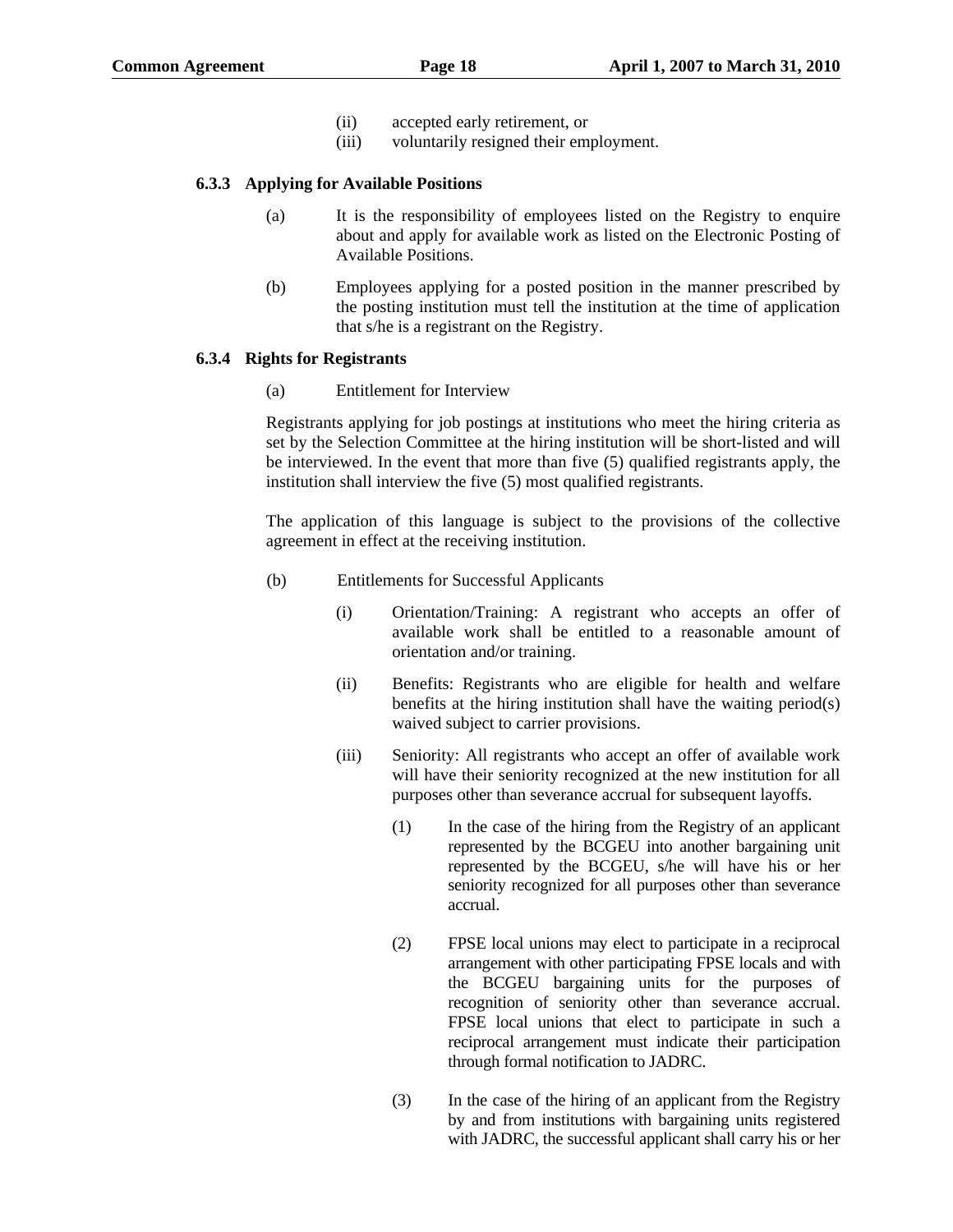(ii) accepted early retirement, or
(iii) voluntarily resigned their employment.

#### 6.3.3 Applying for Available Positions

(a) It is the responsibility of employees listed on the Registry to enquire about and apply for available work as listed on the Electronic Posting of Available Positions.

(b) Employees applying for a posted position in the manner prescribed by the posting institution must tell the institution at the time of application that s/he is a registrant on the Registry.

#### 6.3.4 Rights for Registrants

(a) Entitlement for Interview

Registrants applying for job postings at institutions who meet the hiring criteria as set by the Selection Committee at the hiring institution will be short-listed and will be interviewed. In the event that more than five (5) qualified registrants apply, the institution shall interview the five (5) most qualified registrants.

The application of this language is subject to the provisions of the collective agreement in effect at the receiving institution.

(b) Entitlements for Successful Applicants

(i) Orientation/Training: A registrant who accepts an offer of available work shall be entitled to a reasonable amount of orientation and/or training.

(ii) Benefits: Registrants who are eligible for health and welfare benefits at the hiring institution shall have the waiting period(s) waived subject to carrier provisions.

(iii) Seniority: All registrants who accept an offer of available work will have their seniority recognized at the new institution for all purposes other than severance accrual for subsequent layoffs.

(1) In the case of the hiring from the Registry of an applicant represented by the BCGEU into another bargaining unit represented by the BCGEU, s/he will have his or her seniority recognized for all purposes other than severance accrual.

(2) FPSE local unions may elect to participate in a reciprocal arrangement with other participating FPSE locals and with the BCGEU bargaining units for the purposes of recognition of seniority other than severance accrual. FPSE local unions that elect to participate in such a reciprocal arrangement must indicate their participation through formal notification to JADRC.

(3) In the case of the hiring of an applicant from the Registry by and from institutions with bargaining units registered with JADRC, the successful applicant shall carry his or her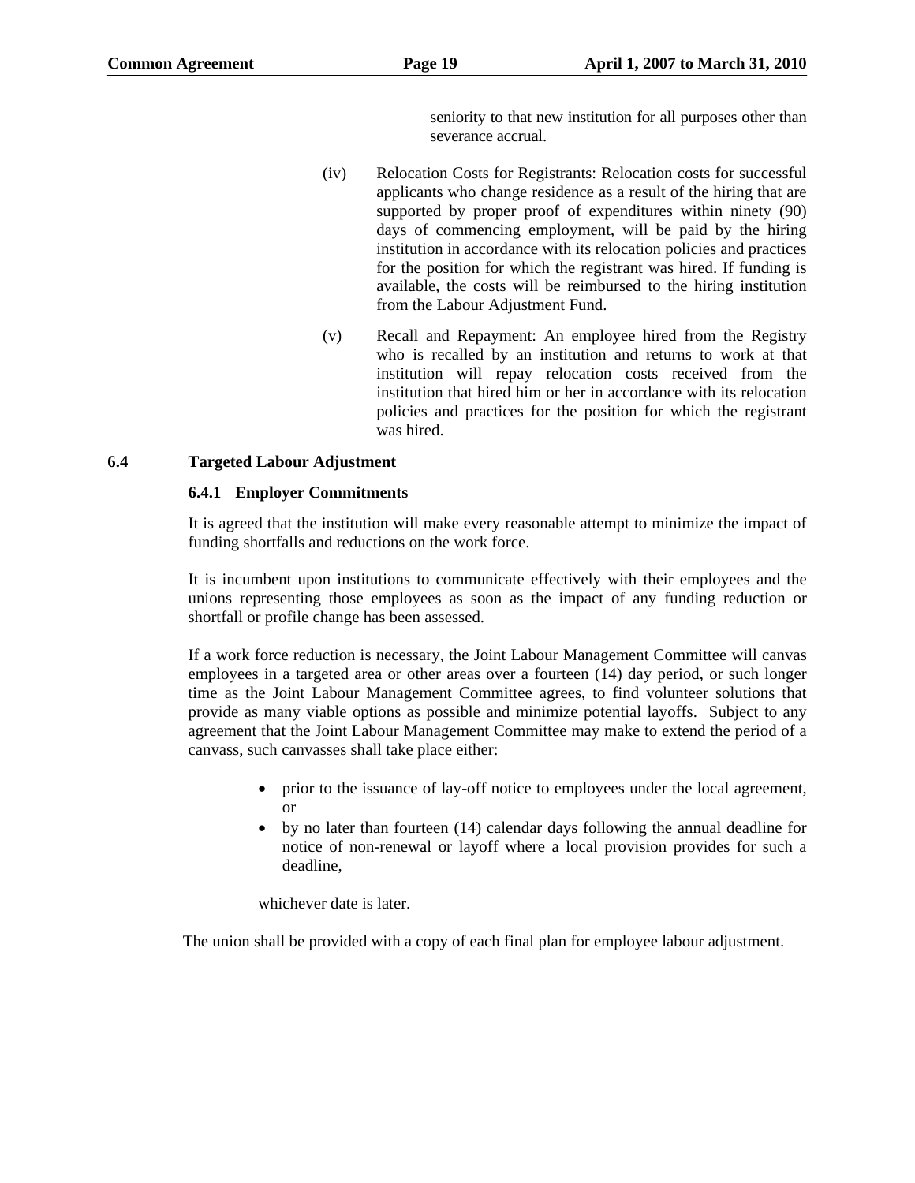seniority to that new institution for all purposes other than severance accrual.

(iv) Relocation Costs for Registrants: Relocation costs for successful applicants who change residence as a result of the hiring that are supported by proper proof of expenditures within ninety (90) days of commencing employment, will be paid by the hiring institution in accordance with its relocation policies and practices for the position for which the registrant was hired. If funding is available, the costs will be reimbursed to the hiring institution from the Labour Adjustment Fund.

(v) Recall and Repayment: An employee hired from the Registry who is recalled by an institution and returns to work at that institution will repay relocation costs received from the institution that hired him or her in accordance with its relocation policies and practices for the position for which the registrant was hired.

## 6.4 Targeted Labour Adjustment

### 6.4.1 Employer Commitments

It is agreed that the institution will make every reasonable attempt to minimize the impact of funding shortfalls and reductions on the work force.

It is incumbent upon institutions to communicate effectively with their employees and the unions representing those employees as soon as the impact of any funding reduction or shortfall or profile change has been assessed.

If a work force reduction is necessary, the Joint Labour Management Committee will canvas employees in a targeted area or other areas over a fourteen (14) day period, or such longer time as the Joint Labour Management Committee agrees, to find volunteer solutions that provide as many viable options as possible and minimize potential layoffs. Subject to any agreement that the Joint Labour Management Committee may make to extend the period of a canvass, such canvasses shall take place either:

- prior to the issuance of lay-off notice to employees under the local agreement, or
- by no later than fourteen (14) calendar days following the annual deadline for notice of non-renewal or layoff where a local provision provides for such a deadline,

whichever date is later.

The union shall be provided with a copy of each final plan for employee labour adjustment.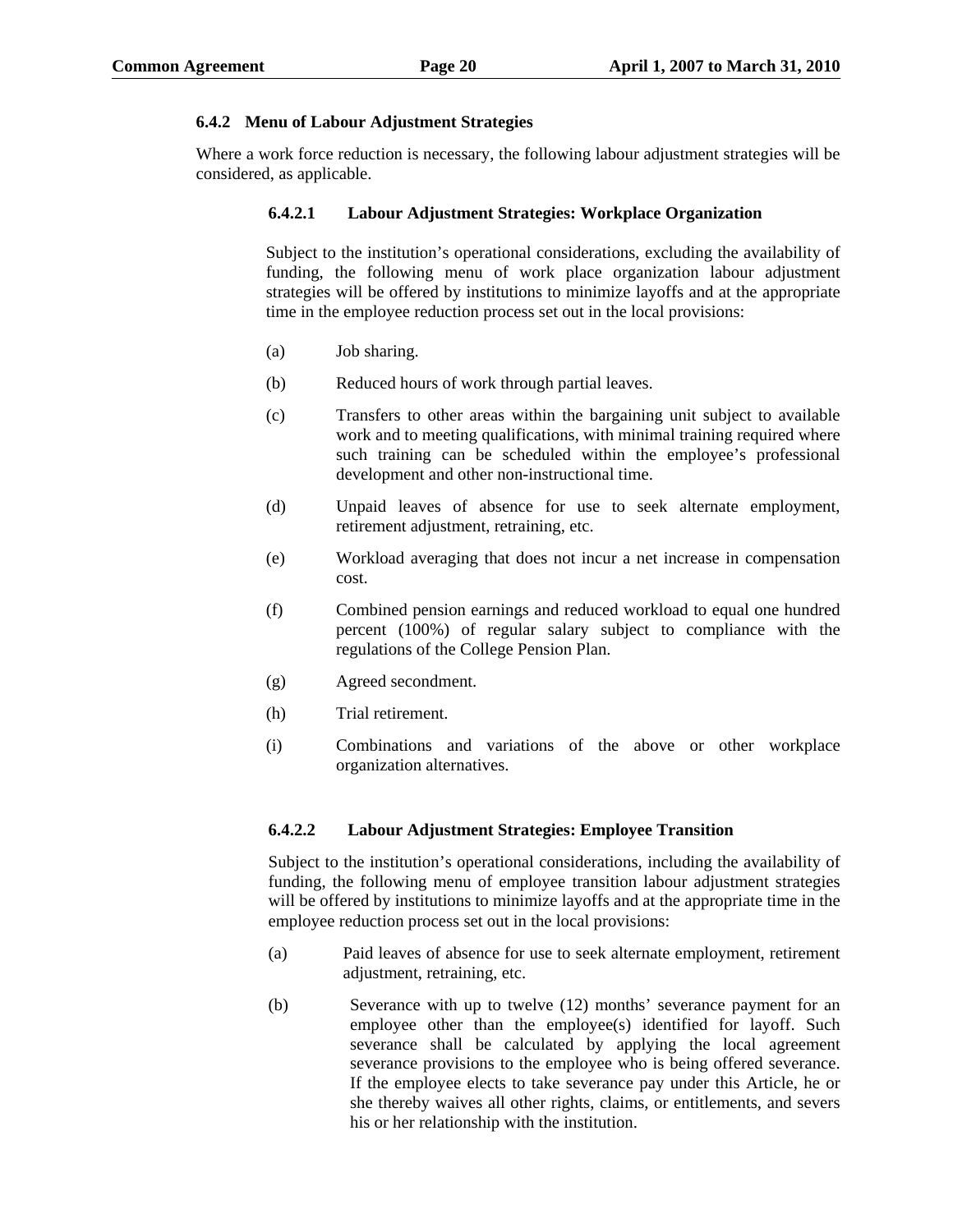### 6.4.2 Menu of Labour Adjustment Strategies

Where a work force reduction is necessary, the following labour adjustment strategies will be considered, as applicable.

#### 6.4.2.1 Labour Adjustment Strategies: Workplace Organization

Subject to the institution's operational considerations, excluding the availability of funding, the following menu of work place organization labour adjustment strategies will be offered by institutions to minimize layoffs and at the appropriate time in the employee reduction process set out in the local provisions:

(a) Job sharing.

(b) Reduced hours of work through partial leaves.

(c) Transfers to other areas within the bargaining unit subject to available work and to meeting qualifications, with minimal training required where such training can be scheduled within the employee's professional development and other non-instructional time.

(d) Unpaid leaves of absence for use to seek alternate employment, retirement adjustment, retraining, etc.

(e) Workload averaging that does not incur a net increase in compensation cost.

(f) Combined pension earnings and reduced workload to equal one hundred percent (100%) of regular salary subject to compliance with the regulations of the College Pension Plan.

(g) Agreed secondment.

(h) Trial retirement.

(i) Combinations and variations of the above or other workplace organization alternatives.

#### 6.4.2.2 Labour Adjustment Strategies: Employee Transition

Subject to the institution's operational considerations, including the availability of funding, the following menu of employee transition labour adjustment strategies will be offered by institutions to minimize layoffs and at the appropriate time in the employee reduction process set out in the local provisions:

(a) Paid leaves of absence for use to seek alternate employment, retirement adjustment, retraining, etc.

(b) Severance with up to twelve (12) months' severance payment for an employee other than the employee(s) identified for layoff. Such severance shall be calculated by applying the local agreement severance provisions to the employee who is being offered severance. If the employee elects to take severance pay under this Article, he or she thereby waives all other rights, claims, or entitlements, and severs his or her relationship with the institution.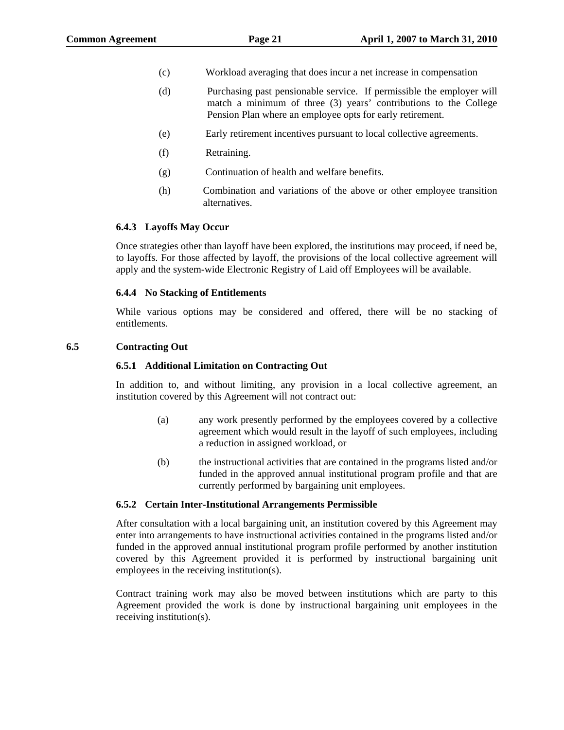(c) Workload averaging that does incur a net increase in compensation

(d) Purchasing past pensionable service. If permissible the employer will match a minimum of three (3) years' contributions to the College Pension Plan where an employee opts for early retirement.

(e) Early retirement incentives pursuant to local collective agreements.

(f) Retraining.

(g) Continuation of health and welfare benefits.

(h) Combination and variations of the above or other employee transition alternatives.

#### 6.4.3 Layoffs May Occur

Once strategies other than layoff have been explored, the institutions may proceed, if need be, to layoffs. For those affected by layoff, the provisions of the local collective agreement will apply and the system-wide Electronic Registry of Laid off Employees will be available.

#### 6.4.4 No Stacking of Entitlements

While various options may be considered and offered, there will be no stacking of entitlements.

### 6.5 Contracting Out

#### 6.5.1 Additional Limitation on Contracting Out

In addition to, and without limiting, any provision in a local collective agreement, an institution covered by this Agreement will not contract out:

(a) any work presently performed by the employees covered by a collective agreement which would result in the layoff of such employees, including a reduction in assigned workload, or

(b) the instructional activities that are contained in the programs listed and/or funded in the approved annual institutional program profile and that are currently performed by bargaining unit employees.

#### 6.5.2 Certain Inter-Institutional Arrangements Permissible

After consultation with a local bargaining unit, an institution covered by this Agreement may enter into arrangements to have instructional activities contained in the programs listed and/or funded in the approved annual institutional program profile performed by another institution covered by this Agreement provided it is performed by instructional bargaining unit employees in the receiving institution(s).

Contract training work may also be moved between institutions which are party to this Agreement provided the work is done by instructional bargaining unit employees in the receiving institution(s).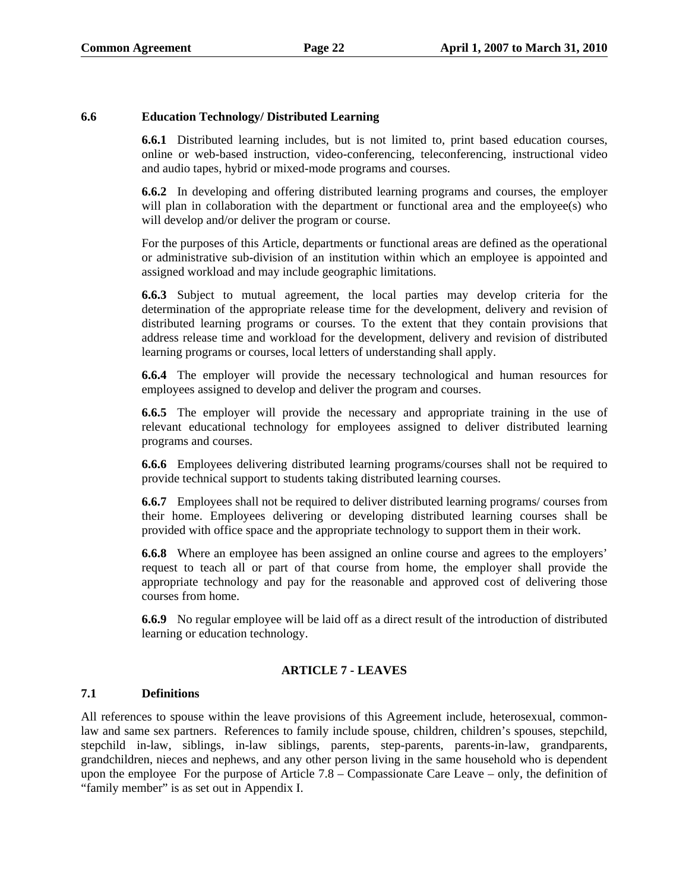### 6.6 Education Technology/ Distributed Learning

**6.6.1** Distributed learning includes, but is not limited to, print based education courses, online or web-based instruction, video-conferencing, teleconferencing, instructional video and audio tapes, hybrid or mixed-mode programs and courses.

**6.6.2** In developing and offering distributed learning programs and courses, the employer will plan in collaboration with the department or functional area and the employee(s) who will develop and/or deliver the program or course.

For the purposes of this Article, departments or functional areas are defined as the operational or administrative sub-division of an institution within which an employee is appointed and assigned workload and may include geographic limitations.

**6.6.3** Subject to mutual agreement, the local parties may develop criteria for the determination of the appropriate release time for the development, delivery and revision of distributed learning programs or courses. To the extent that they contain provisions that address release time and workload for the development, delivery and revision of distributed learning programs or courses, local letters of understanding shall apply.

**6.6.4** The employer will provide the necessary technological and human resources for employees assigned to develop and deliver the program and courses.

**6.6.5** The employer will provide the necessary and appropriate training in the use of relevant educational technology for employees assigned to deliver distributed learning programs and courses.

**6.6.6** Employees delivering distributed learning programs/courses shall not be required to provide technical support to students taking distributed learning courses.

**6.6.7** Employees shall not be required to deliver distributed learning programs/ courses from their home. Employees delivering or developing distributed learning courses shall be provided with office space and the appropriate technology to support them in their work.

**6.6.8** Where an employee has been assigned an online course and agrees to the employers' request to teach all or part of that course from home, the employer shall provide the appropriate technology and pay for the reasonable and approved cost of delivering those courses from home.

**6.6.9** No regular employee will be laid off as a direct result of the introduction of distributed learning or education technology.

## ARTICLE 7 - LEAVES

### 7.1 Definitions

All references to spouse within the leave provisions of this Agreement include, heterosexual, common-law and same sex partners. References to family include spouse, children, children's spouses, stepchild, stepchild in-law, siblings, in-law siblings, parents, step-parents, parents-in-law, grandparents, grandchildren, nieces and nephews, and any other person living in the same household who is dependent upon the employee For the purpose of Article 7.8 – Compassionate Care Leave – only, the definition of "family member" is as set out in Appendix I.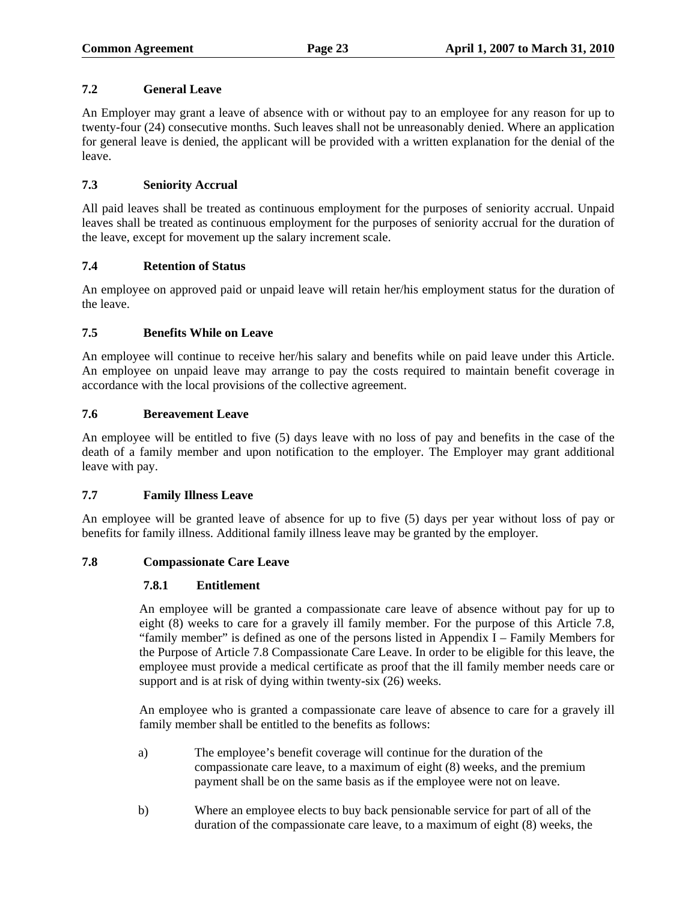### 7.2 General Leave

An Employer may grant a leave of absence with or without pay to an employee for any reason for up to twenty-four (24) consecutive months. Such leaves shall not be unreasonably denied. Where an application for general leave is denied, the applicant will be provided with a written explanation for the denial of the leave.

### 7.3 Seniority Accrual

All paid leaves shall be treated as continuous employment for the purposes of seniority accrual. Unpaid leaves shall be treated as continuous employment for the purposes of seniority accrual for the duration of the leave, except for movement up the salary increment scale.

### 7.4 Retention of Status

An employee on approved paid or unpaid leave will retain her/his employment status for the duration of the leave.

### 7.5 Benefits While on Leave

An employee will continue to receive her/his salary and benefits while on paid leave under this Article. An employee on unpaid leave may arrange to pay the costs required to maintain benefit coverage in accordance with the local provisions of the collective agreement.

### 7.6 Bereavement Leave

An employee will be entitled to five (5) days leave with no loss of pay and benefits in the case of the death of a family member and upon notification to the employer. The Employer may grant additional leave with pay.

### 7.7 Family Illness Leave

An employee will be granted leave of absence for up to five (5) days per year without loss of pay or benefits for family illness. Additional family illness leave may be granted by the employer.

### 7.8 Compassionate Care Leave

#### 7.8.1 Entitlement

An employee will be granted a compassionate care leave of absence without pay for up to eight (8) weeks to care for a gravely ill family member. For the purpose of this Article 7.8, "family member" is defined as one of the persons listed in Appendix I – Family Members for the Purpose of Article 7.8 Compassionate Care Leave. In order to be eligible for this leave, the employee must provide a medical certificate as proof that the ill family member needs care or support and is at risk of dying within twenty-six (26) weeks.

An employee who is granted a compassionate care leave of absence to care for a gravely ill family member shall be entitled to the benefits as follows:

a) The employee's benefit coverage will continue for the duration of the compassionate care leave, to a maximum of eight (8) weeks, and the premium payment shall be on the same basis as if the employee were not on leave.

b) Where an employee elects to buy back pensionable service for part of all of the duration of the compassionate care leave, to a maximum of eight (8) weeks, the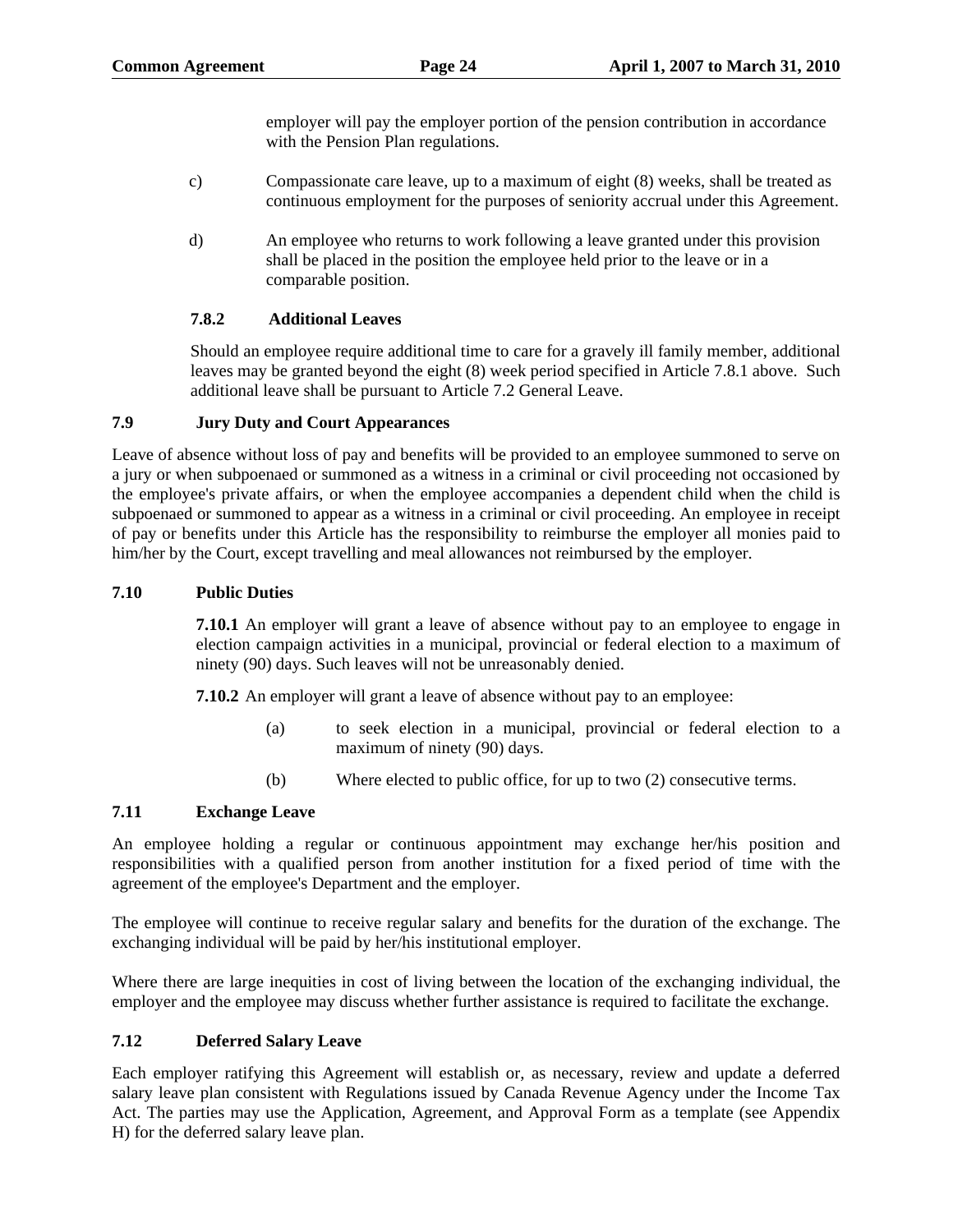employer will pay the employer portion of the pension contribution in accordance with the Pension Plan regulations.

c) Compassionate care leave, up to a maximum of eight (8) weeks, shall be treated as continuous employment for the purposes of seniority accrual under this Agreement.

d) An employee who returns to work following a leave granted under this provision shall be placed in the position the employee held prior to the leave or in a comparable position.

#### 7.8.2 Additional Leaves

Should an employee require additional time to care for a gravely ill family member, additional leaves may be granted beyond the eight (8) week period specified in Article 7.8.1 above. Such additional leave shall be pursuant to Article 7.2 General Leave.

### 7.9 Jury Duty and Court Appearances

Leave of absence without loss of pay and benefits will be provided to an employee summoned to serve on a jury or when subpoenaed or summoned as a witness in a criminal or civil proceeding not occasioned by the employee's private affairs, or when the employee accompanies a dependent child when the child is subpoenaed or summoned to appear as a witness in a criminal or civil proceeding. An employee in receipt of pay or benefits under this Article has the responsibility to reimburse the employer all monies paid to him/her by the Court, except travelling and meal allowances not reimbursed by the employer.

### 7.10 Public Duties

**7.10.1** An employer will grant a leave of absence without pay to an employee to engage in election campaign activities in a municipal, provincial or federal election to a maximum of ninety (90) days. Such leaves will not be unreasonably denied.

**7.10.2** An employer will grant a leave of absence without pay to an employee:

(a) to seek election in a municipal, provincial or federal election to a maximum of ninety (90) days.

(b) Where elected to public office, for up to two (2) consecutive terms.

### 7.11 Exchange Leave

An employee holding a regular or continuous appointment may exchange her/his position and responsibilities with a qualified person from another institution for a fixed period of time with the agreement of the employee's Department and the employer.

The employee will continue to receive regular salary and benefits for the duration of the exchange. The exchanging individual will be paid by her/his institutional employer.

Where there are large inequities in cost of living between the location of the exchanging individual, the employer and the employee may discuss whether further assistance is required to facilitate the exchange.

### 7.12 Deferred Salary Leave

Each employer ratifying this Agreement will establish or, as necessary, review and update a deferred salary leave plan consistent with Regulations issued by Canada Revenue Agency under the Income Tax Act. The parties may use the Application, Agreement, and Approval Form as a template (see Appendix H) for the deferred salary leave plan.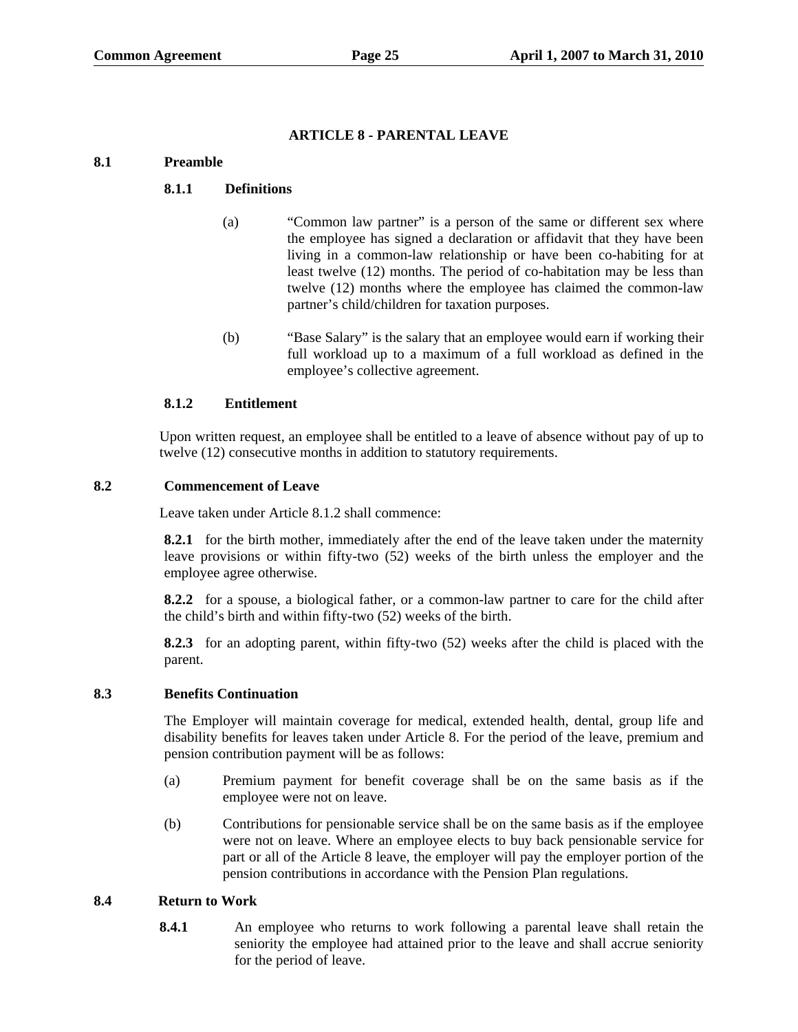## ARTICLE 8 - PARENTAL LEAVE

### 8.1 Preamble

#### 8.1.1 Definitions

(a) "Common law partner" is a person of the same or different sex where the employee has signed a declaration or affidavit that they have been living in a common-law relationship or have been co-habiting for at least twelve (12) months. The period of co-habitation may be less than twelve (12) months where the employee has claimed the common-law partner's child/children for taxation purposes.

(b) "Base Salary" is the salary that an employee would earn if working their full workload up to a maximum of a full workload as defined in the employee's collective agreement.

#### 8.1.2 Entitlement

Upon written request, an employee shall be entitled to a leave of absence without pay of up to twelve (12) consecutive months in addition to statutory requirements.

### 8.2 Commencement of Leave

Leave taken under Article 8.1.2 shall commence:

**8.2.1** for the birth mother, immediately after the end of the leave taken under the maternity leave provisions or within fifty-two (52) weeks of the birth unless the employer and the employee agree otherwise.

**8.2.2** for a spouse, a biological father, or a common-law partner to care for the child after the child's birth and within fifty-two (52) weeks of the birth.

**8.2.3** for an adopting parent, within fifty-two (52) weeks after the child is placed with the parent.

### 8.3 Benefits Continuation

The Employer will maintain coverage for medical, extended health, dental, group life and disability benefits for leaves taken under Article 8. For the period of the leave, premium and pension contribution payment will be as follows:

(a) Premium payment for benefit coverage shall be on the same basis as if the employee were not on leave.

(b) Contributions for pensionable service shall be on the same basis as if the employee were not on leave. Where an employee elects to buy back pensionable service for part or all of the Article 8 leave, the employer will pay the employer portion of the pension contributions in accordance with the Pension Plan regulations.

### 8.4 Return to Work

**8.4.1** An employee who returns to work following a parental leave shall retain the seniority the employee had attained prior to the leave and shall accrue seniority for the period of leave.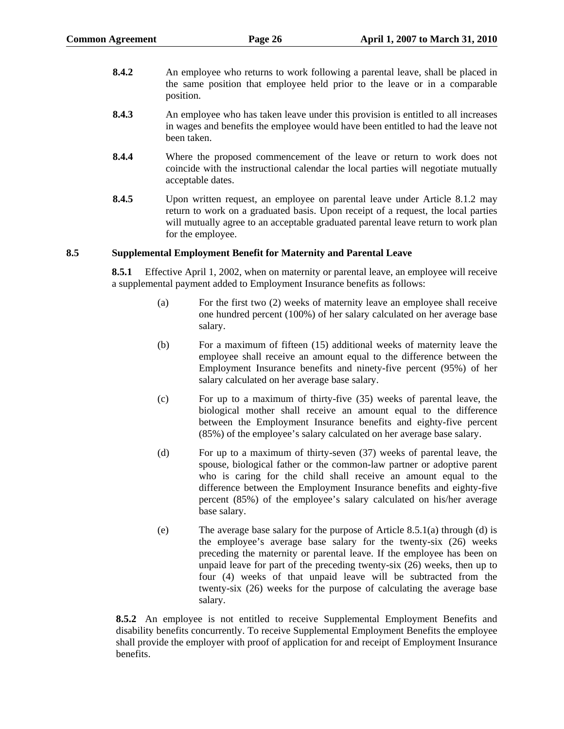**8.4.2** An employee who returns to work following a parental leave, shall be placed in the same position that employee held prior to the leave or in a comparable position.

**8.4.3** An employee who has taken leave under this provision is entitled to all increases in wages and benefits the employee would have been entitled to had the leave not been taken.

**8.4.4** Where the proposed commencement of the leave or return to work does not coincide with the instructional calendar the local parties will negotiate mutually acceptable dates.

**8.4.5** Upon written request, an employee on parental leave under Article 8.1.2 may return to work on a graduated basis. Upon receipt of a request, the local parties will mutually agree to an acceptable graduated parental leave return to work plan for the employee.

## 8.5 Supplemental Employment Benefit for Maternity and Parental Leave

**8.5.1** Effective April 1, 2002, when on maternity or parental leave, an employee will receive a supplemental payment added to Employment Insurance benefits as follows:

(a) For the first two (2) weeks of maternity leave an employee shall receive one hundred percent (100%) of her salary calculated on her average base salary.

(b) For a maximum of fifteen (15) additional weeks of maternity leave the employee shall receive an amount equal to the difference between the Employment Insurance benefits and ninety-five percent (95%) of her salary calculated on her average base salary.

(c) For up to a maximum of thirty-five (35) weeks of parental leave, the biological mother shall receive an amount equal to the difference between the Employment Insurance benefits and eighty-five percent (85%) of the employee's salary calculated on her average base salary.

(d) For up to a maximum of thirty-seven (37) weeks of parental leave, the spouse, biological father or the common-law partner or adoptive parent who is caring for the child shall receive an amount equal to the difference between the Employment Insurance benefits and eighty-five percent (85%) of the employee's salary calculated on his/her average base salary.

(e) The average base salary for the purpose of Article 8.5.1(a) through (d) is the employee's average base salary for the twenty-six (26) weeks preceding the maternity or parental leave. If the employee has been on unpaid leave for part of the preceding twenty-six (26) weeks, then up to four (4) weeks of that unpaid leave will be subtracted from the twenty-six (26) weeks for the purpose of calculating the average base salary.

**8.5.2** An employee is not entitled to receive Supplemental Employment Benefits and disability benefits concurrently. To receive Supplemental Employment Benefits the employee shall provide the employer with proof of application for and receipt of Employment Insurance benefits.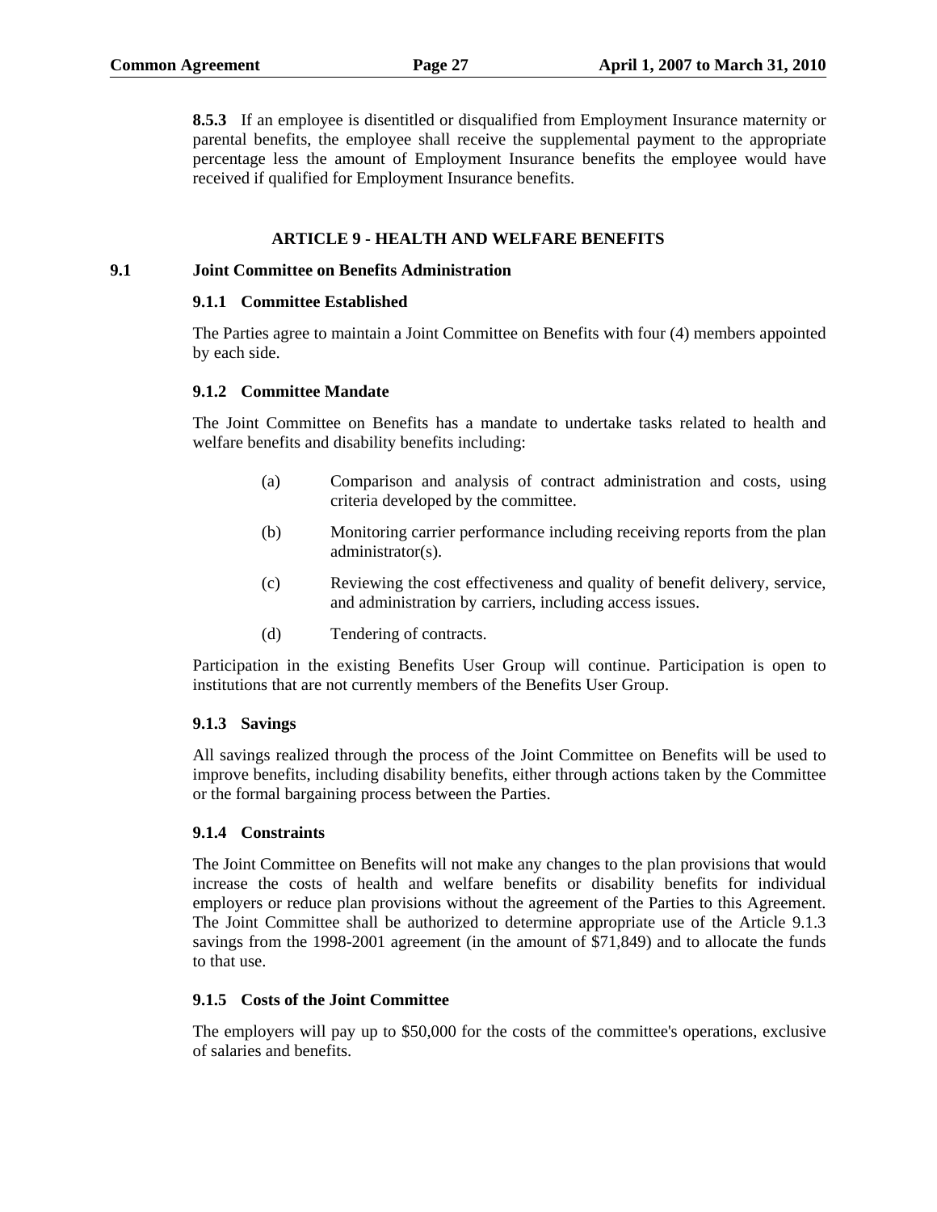**8.5.3** If an employee is disentitled or disqualified from Employment Insurance maternity or parental benefits, the employee shall receive the supplemental payment to the appropriate percentage less the amount of Employment Insurance benefits the employee would have received if qualified for Employment Insurance benefits.

## ARTICLE 9 - HEALTH AND WELFARE BENEFITS

### 9.1 Joint Committee on Benefits Administration

#### 9.1.1 Committee Established

The Parties agree to maintain a Joint Committee on Benefits with four (4) members appointed by each side.

#### 9.1.2 Committee Mandate

The Joint Committee on Benefits has a mandate to undertake tasks related to health and welfare benefits and disability benefits including:

(a) Comparison and analysis of contract administration and costs, using criteria developed by the committee.

(b) Monitoring carrier performance including receiving reports from the plan administrator(s).

(c) Reviewing the cost effectiveness and quality of benefit delivery, service, and administration by carriers, including access issues.

(d) Tendering of contracts.

Participation in the existing Benefits User Group will continue. Participation is open to institutions that are not currently members of the Benefits User Group.

#### 9.1.3 Savings

All savings realized through the process of the Joint Committee on Benefits will be used to improve benefits, including disability benefits, either through actions taken by the Committee or the formal bargaining process between the Parties.

#### 9.1.4 Constraints

The Joint Committee on Benefits will not make any changes to the plan provisions that would increase the costs of health and welfare benefits or disability benefits for individual employers or reduce plan provisions without the agreement of the Parties to this Agreement. The Joint Committee shall be authorized to determine appropriate use of the Article 9.1.3 savings from the 1998-2001 agreement (in the amount of $71,849) and to allocate the funds to that use.

#### 9.1.5 Costs of the Joint Committee

The employers will pay up to $50,000 for the costs of the committee's operations, exclusive of salaries and benefits.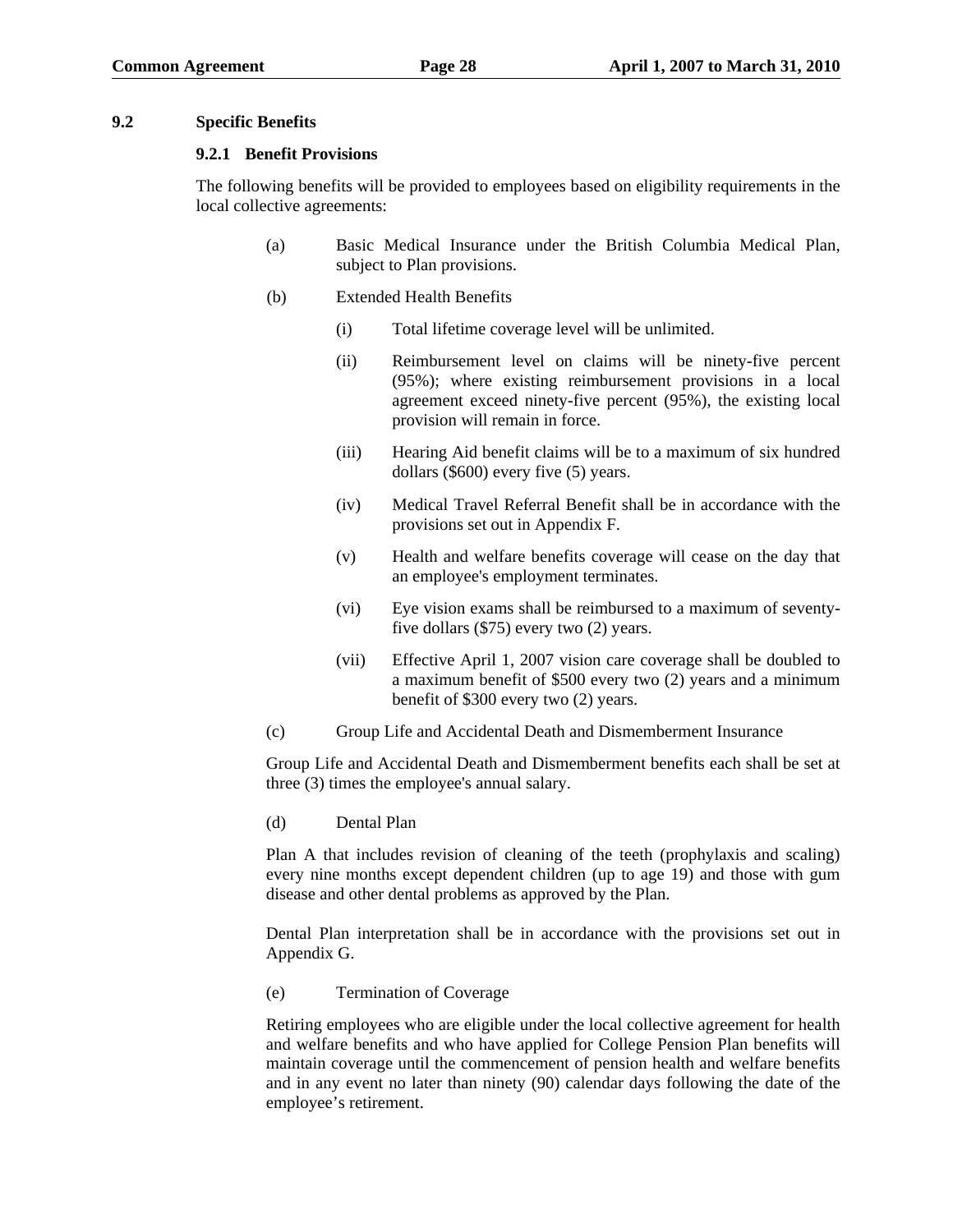## 9.2 Specific Benefits

### 9.2.1 Benefit Provisions

The following benefits will be provided to employees based on eligibility requirements in the local collective agreements:

(a) Basic Medical Insurance under the British Columbia Medical Plan, subject to Plan provisions.

(b) Extended Health Benefits

  (i) Total lifetime coverage level will be unlimited.

  (ii) Reimbursement level on claims will be ninety-five percent (95%); where existing reimbursement provisions in a local agreement exceed ninety-five percent (95%), the existing local provision will remain in force.

  (iii) Hearing Aid benefit claims will be to a maximum of six hundred dollars ($600) every five (5) years.

  (iv) Medical Travel Referral Benefit shall be in accordance with the provisions set out in Appendix F.

  (v) Health and welfare benefits coverage will cease on the day that an employee's employment terminates.

  (vi) Eye vision exams shall be reimbursed to a maximum of seventy-five dollars ($75) every two (2) years.

  (vii) Effective April 1, 2007 vision care coverage shall be doubled to a maximum benefit of $500 every two (2) years and a minimum benefit of $300 every two (2) years.

(c) Group Life and Accidental Death and Dismemberment Insurance

Group Life and Accidental Death and Dismemberment benefits each shall be set at three (3) times the employee's annual salary.

(d) Dental Plan

Plan A that includes revision of cleaning of the teeth (prophylaxis and scaling) every nine months except dependent children (up to age 19) and those with gum disease and other dental problems as approved by the Plan.

Dental Plan interpretation shall be in accordance with the provisions set out in Appendix G.

(e) Termination of Coverage

Retiring employees who are eligible under the local collective agreement for health and welfare benefits and who have applied for College Pension Plan benefits will maintain coverage until the commencement of pension health and welfare benefits and in any event no later than ninety (90) calendar days following the date of the employee's retirement.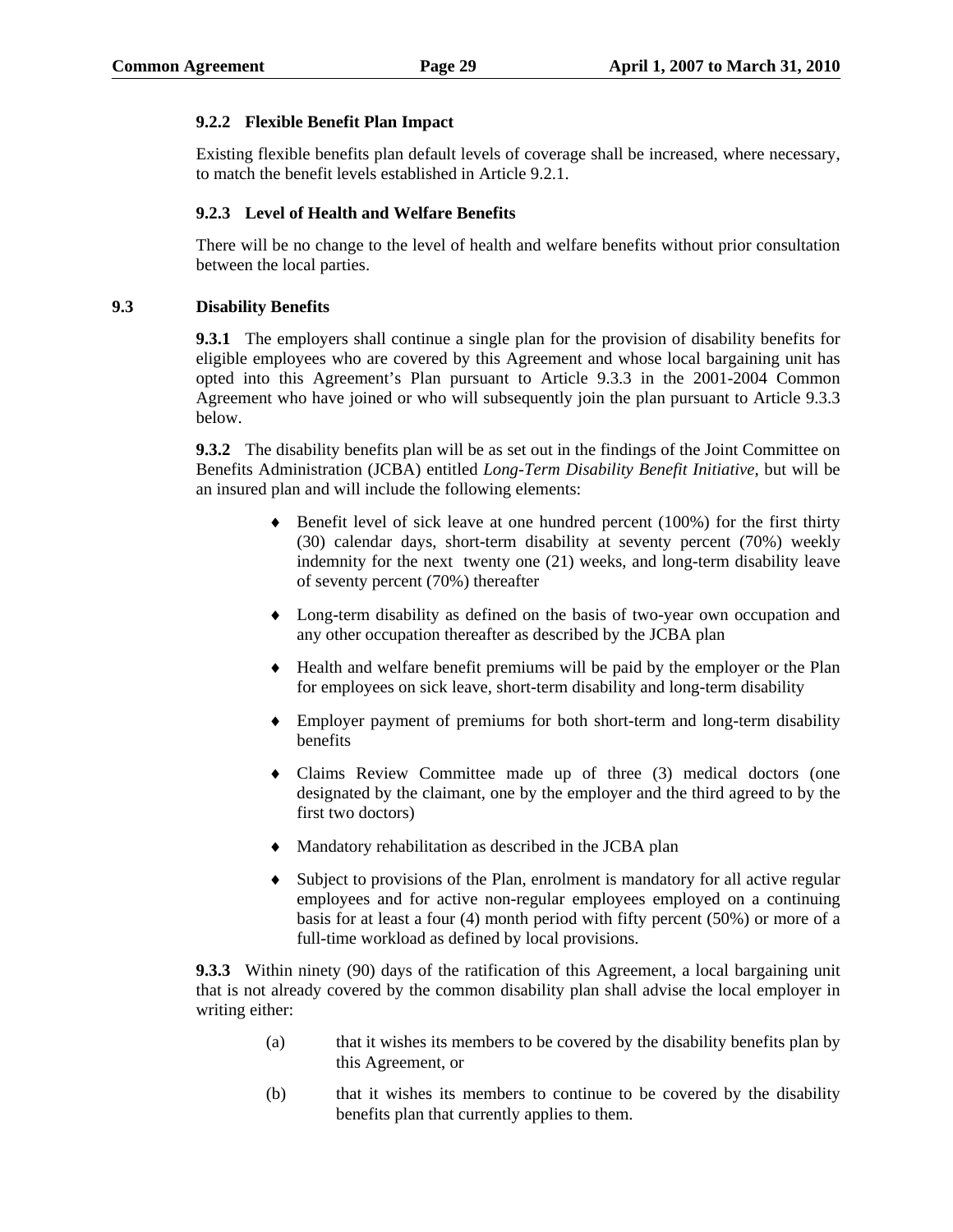#### 9.2.2 Flexible Benefit Plan Impact

Existing flexible benefits plan default levels of coverage shall be increased, where necessary, to match the benefit levels established in Article 9.2.1.

#### 9.2.3 Level of Health and Welfare Benefits

There will be no change to the level of health and welfare benefits without prior consultation between the local parties.

### 9.3 Disability Benefits

**9.3.1** The employers shall continue a single plan for the provision of disability benefits for eligible employees who are covered by this Agreement and whose local bargaining unit has opted into this Agreement's Plan pursuant to Article 9.3.3 in the 2001-2004 Common Agreement who have joined or who will subsequently join the plan pursuant to Article 9.3.3 below.

**9.3.2** The disability benefits plan will be as set out in the findings of the Joint Committee on Benefits Administration (JCBA) entitled *Long-Term Disability Benefit Initiative*, but will be an insured plan and will include the following elements:

- Benefit level of sick leave at one hundred percent (100%) for the first thirty (30) calendar days, short-term disability at seventy percent (70%) weekly indemnity for the next twenty one (21) weeks, and long-term disability leave of seventy percent (70%) thereafter
- Long-term disability as defined on the basis of two-year own occupation and any other occupation thereafter as described by the JCBA plan
- Health and welfare benefit premiums will be paid by the employer or the Plan for employees on sick leave, short-term disability and long-term disability
- Employer payment of premiums for both short-term and long-term disability benefits
- Claims Review Committee made up of three (3) medical doctors (one designated by the claimant, one by the employer and the third agreed to by the first two doctors)
- Mandatory rehabilitation as described in the JCBA plan
- Subject to provisions of the Plan, enrolment is mandatory for all active regular employees and for active non-regular employees employed on a continuing basis for at least a four (4) month period with fifty percent (50%) or more of a full-time workload as defined by local provisions.

**9.3.3** Within ninety (90) days of the ratification of this Agreement, a local bargaining unit that is not already covered by the common disability plan shall advise the local employer in writing either:

(a) that it wishes its members to be covered by the disability benefits plan by this Agreement, or

(b) that it wishes its members to continue to be covered by the disability benefits plan that currently applies to them.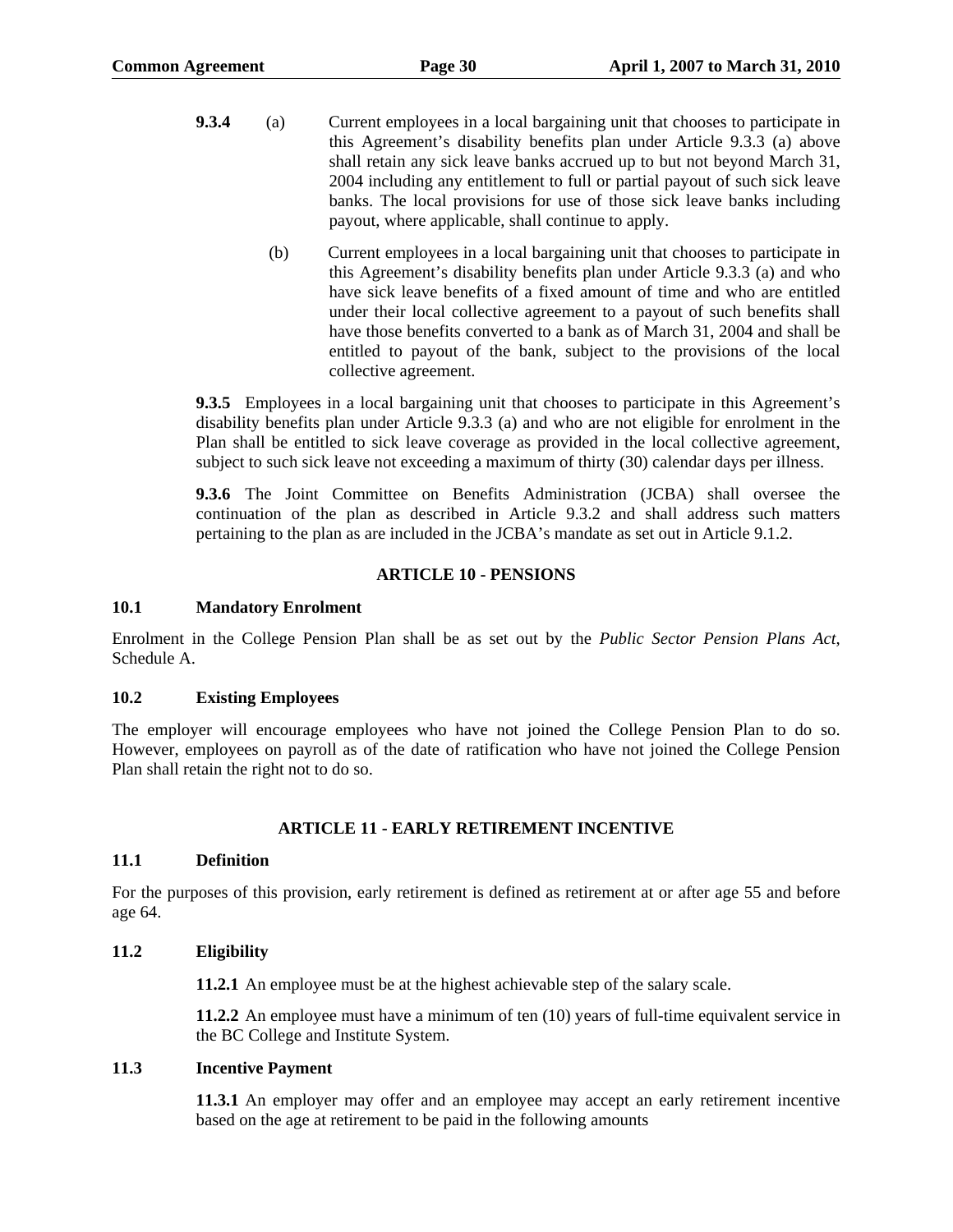**9.3.4** (a) Current employees in a local bargaining unit that chooses to participate in this Agreement's disability benefits plan under Article 9.3.3 (a) above shall retain any sick leave banks accrued up to but not beyond March 31, 2004 including any entitlement to full or partial payout of such sick leave banks. The local provisions for use of those sick leave banks including payout, where applicable, shall continue to apply.

(b) Current employees in a local bargaining unit that chooses to participate in this Agreement's disability benefits plan under Article 9.3.3 (a) and who have sick leave benefits of a fixed amount of time and who are entitled under their local collective agreement to a payout of such benefits shall have those benefits converted to a bank as of March 31, 2004 and shall be entitled to payout of the bank, subject to the provisions of the local collective agreement.

**9.3.5** Employees in a local bargaining unit that chooses to participate in this Agreement's disability benefits plan under Article 9.3.3 (a) and who are not eligible for enrolment in the Plan shall be entitled to sick leave coverage as provided in the local collective agreement, subject to such sick leave not exceeding a maximum of thirty (30) calendar days per illness.

**9.3.6** The Joint Committee on Benefits Administration (JCBA) shall oversee the continuation of the plan as described in Article 9.3.2 and shall address such matters pertaining to the plan as are included in the JCBA's mandate as set out in Article 9.1.2.

## ARTICLE 10 - PENSIONS

### 10.1 Mandatory Enrolment

Enrolment in the College Pension Plan shall be as set out by the *Public Sector Pension Plans Act*, Schedule A.

### 10.2 Existing Employees

The employer will encourage employees who have not joined the College Pension Plan to do so. However, employees on payroll as of the date of ratification who have not joined the College Pension Plan shall retain the right not to do so.

## ARTICLE 11 - EARLY RETIREMENT INCENTIVE

### 11.1 Definition

For the purposes of this provision, early retirement is defined as retirement at or after age 55 and before age 64.

### 11.2 Eligibility

**11.2.1** An employee must be at the highest achievable step of the salary scale.

**11.2.2** An employee must have a minimum of ten (10) years of full-time equivalent service in the BC College and Institute System.

### 11.3 Incentive Payment

**11.3.1** An employer may offer and an employee may accept an early retirement incentive based on the age at retirement to be paid in the following amounts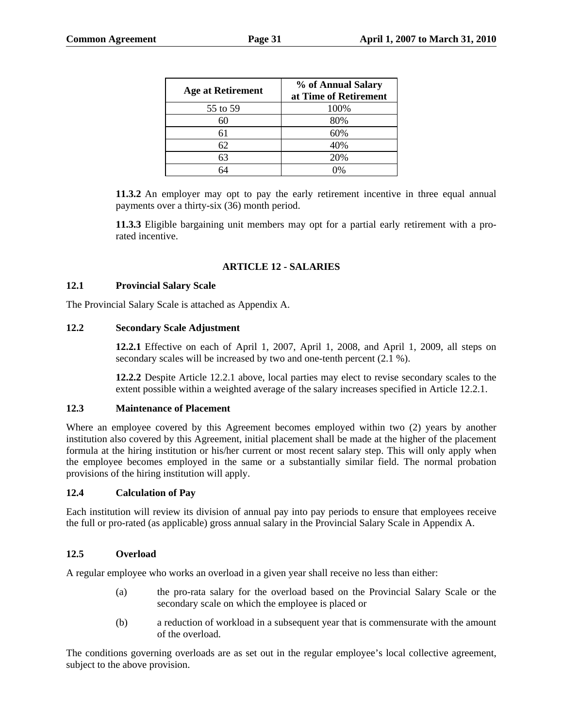| Age at Retirement | % of Annual Salary at Time of Retirement |
|---|---|
| 55 to 59 | 100% |
| 60 | 80% |
| 61 | 60% |
| 62 | 40% |
| 63 | 20% |
| 64 | 0% |

**11.3.2** An employer may opt to pay the early retirement incentive in three equal annual payments over a thirty-six (36) month period.

**11.3.3** Eligible bargaining unit members may opt for a partial early retirement with a pro-rated incentive.

## ARTICLE 12 - SALARIES

### 12.1 Provincial Salary Scale

The Provincial Salary Scale is attached as Appendix A.

### 12.2 Secondary Scale Adjustment

**12.2.1** Effective on each of April 1, 2007, April 1, 2008, and April 1, 2009, all steps on secondary scales will be increased by two and one-tenth percent (2.1 %).

**12.2.2** Despite Article 12.2.1 above, local parties may elect to revise secondary scales to the extent possible within a weighted average of the salary increases specified in Article 12.2.1.

### 12.3 Maintenance of Placement

Where an employee covered by this Agreement becomes employed within two (2) years by another institution also covered by this Agreement, initial placement shall be made at the higher of the placement formula at the hiring institution or his/her current or most recent salary step. This will only apply when the employee becomes employed in the same or a substantially similar field. The normal probation provisions of the hiring institution will apply.

### 12.4 Calculation of Pay

Each institution will review its division of annual pay into pay periods to ensure that employees receive the full or pro-rated (as applicable) gross annual salary in the Provincial Salary Scale in Appendix A.

### 12.5 Overload

A regular employee who works an overload in a given year shall receive no less than either:

(a) the pro-rata salary for the overload based on the Provincial Salary Scale or the secondary scale on which the employee is placed or

(b) a reduction of workload in a subsequent year that is commensurate with the amount of the overload.

The conditions governing overloads are as set out in the regular employee's local collective agreement, subject to the above provision.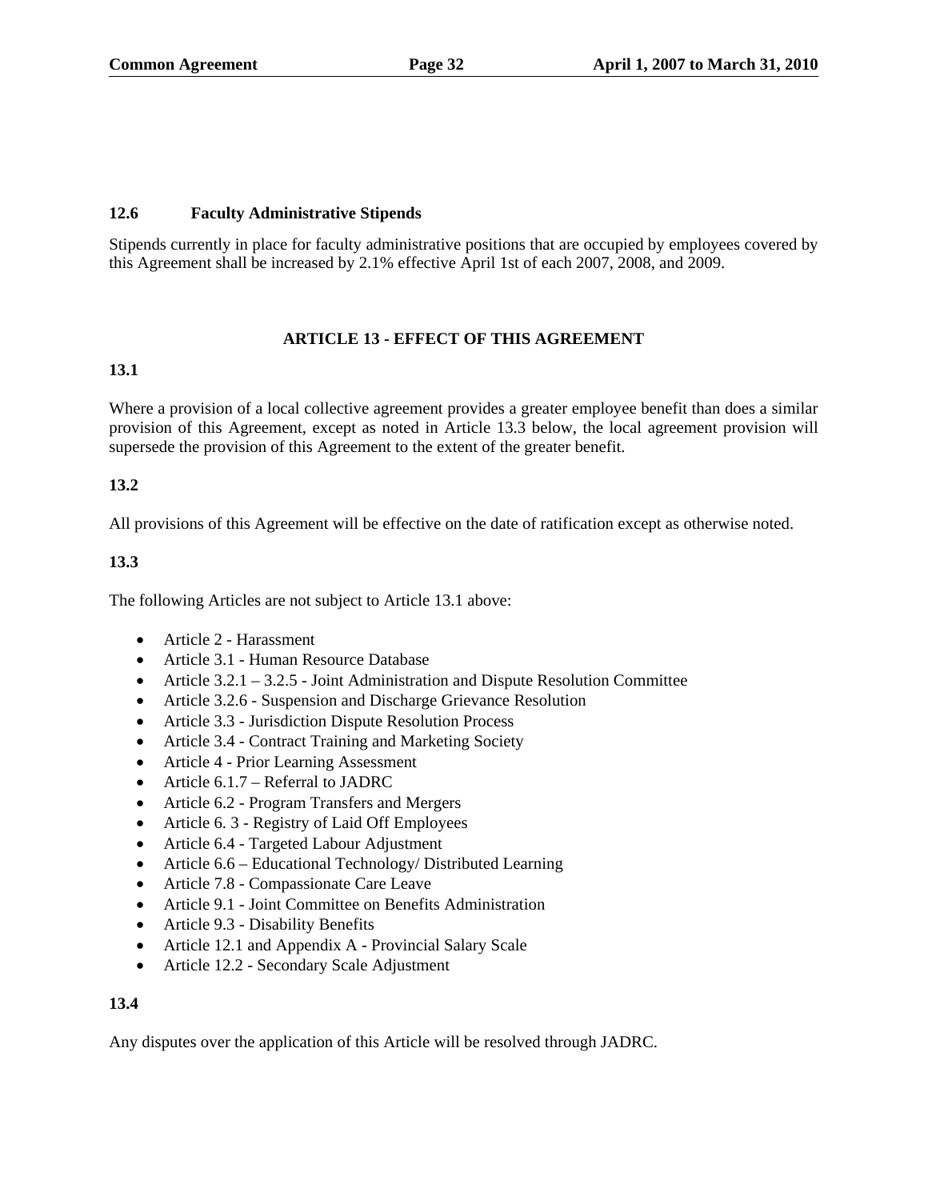### 12.6 Faculty Administrative Stipends

Stipends currently in place for faculty administrative positions that are occupied by employees covered by this Agreement shall be increased by 2.1% effective April 1st of each 2007, 2008, and 2009.

## ARTICLE 13 - EFFECT OF THIS AGREEMENT

### 13.1

Where a provision of a local collective agreement provides a greater employee benefit than does a similar provision of this Agreement, except as noted in Article 13.3 below, the local agreement provision will supersede the provision of this Agreement to the extent of the greater benefit.

### 13.2

All provisions of this Agreement will be effective on the date of ratification except as otherwise noted.

### 13.3

The following Articles are not subject to Article 13.1 above:

- Article 2 - Harassment
- Article 3.1 - Human Resource Database
- Article 3.2.1 – 3.2.5 - Joint Administration and Dispute Resolution Committee
- Article 3.2.6 - Suspension and Discharge Grievance Resolution
- Article 3.3 - Jurisdiction Dispute Resolution Process
- Article 3.4 - Contract Training and Marketing Society
- Article 4 - Prior Learning Assessment
- Article 6.1.7 – Referral to JADRC
- Article 6.2 - Program Transfers and Mergers
- Article 6. 3 - Registry of Laid Off Employees
- Article 6.4 - Targeted Labour Adjustment
- Article 6.6 – Educational Technology/ Distributed Learning
- Article 7.8 - Compassionate Care Leave
- Article 9.1 - Joint Committee on Benefits Administration
- Article 9.3 - Disability Benefits
- Article 12.1 and Appendix A - Provincial Salary Scale
- Article 12.2 - Secondary Scale Adjustment

### 13.4

Any disputes over the application of this Article will be resolved through JADRC.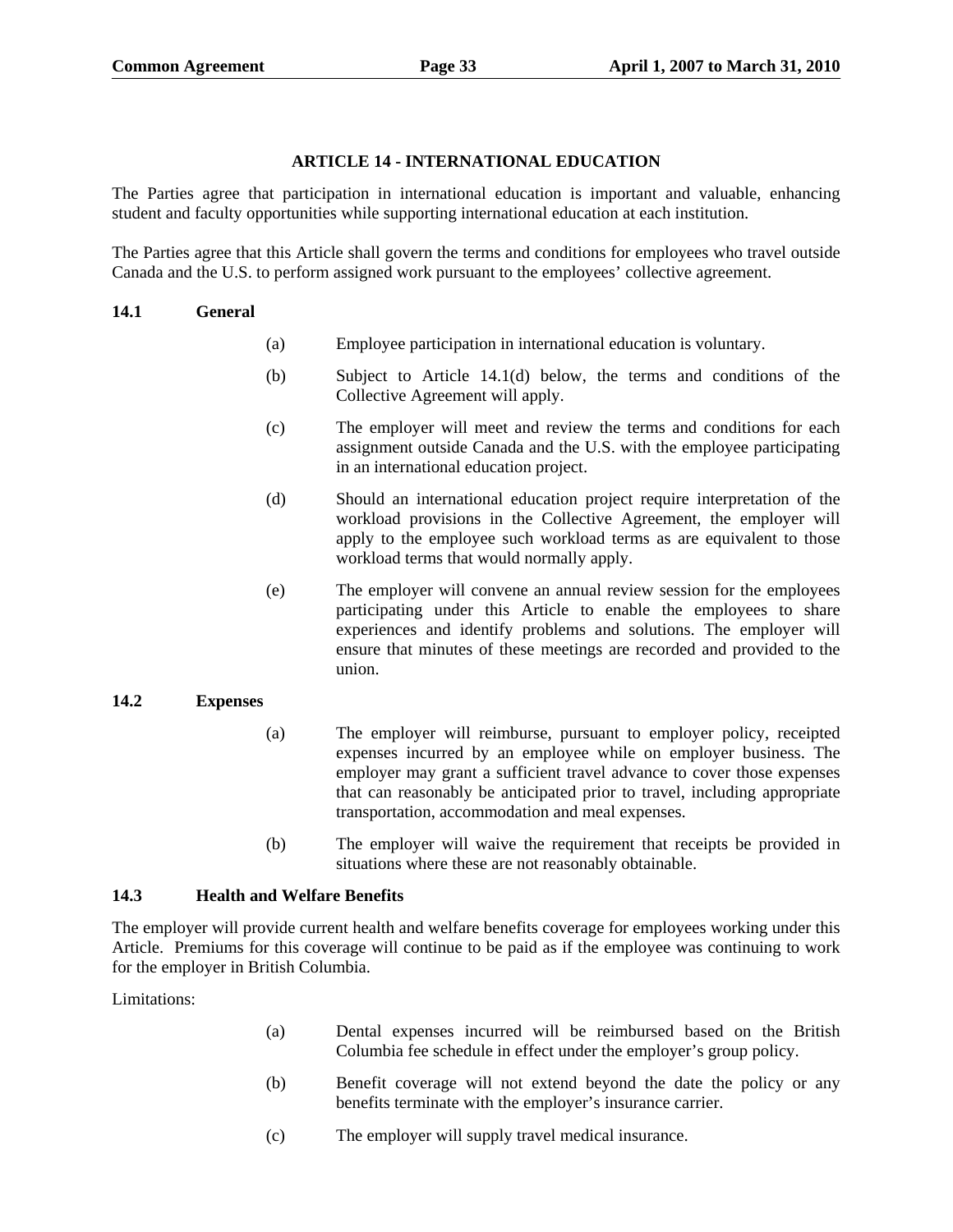## ARTICLE 14 - INTERNATIONAL EDUCATION

The Parties agree that participation in international education is important and valuable, enhancing student and faculty opportunities while supporting international education at each institution.

The Parties agree that this Article shall govern the terms and conditions for employees who travel outside Canada and the U.S. to perform assigned work pursuant to the employees' collective agreement.

### 14.1 General

(a) Employee participation in international education is voluntary.

(b) Subject to Article 14.1(d) below, the terms and conditions of the Collective Agreement will apply.

(c) The employer will meet and review the terms and conditions for each assignment outside Canada and the U.S. with the employee participating in an international education project.

(d) Should an international education project require interpretation of the workload provisions in the Collective Agreement, the employer will apply to the employee such workload terms as are equivalent to those workload terms that would normally apply.

(e) The employer will convene an annual review session for the employees participating under this Article to enable the employees to share experiences and identify problems and solutions. The employer will ensure that minutes of these meetings are recorded and provided to the union.

### 14.2 Expenses

(a) The employer will reimburse, pursuant to employer policy, receipted expenses incurred by an employee while on employer business. The employer may grant a sufficient travel advance to cover those expenses that can reasonably be anticipated prior to travel, including appropriate transportation, accommodation and meal expenses.

(b) The employer will waive the requirement that receipts be provided in situations where these are not reasonably obtainable.

### 14.3 Health and Welfare Benefits

The employer will provide current health and welfare benefits coverage for employees working under this Article. Premiums for this coverage will continue to be paid as if the employee was continuing to work for the employer in British Columbia.

Limitations:

(a) Dental expenses incurred will be reimbursed based on the British Columbia fee schedule in effect under the employer's group policy.

(b) Benefit coverage will not extend beyond the date the policy or any benefits terminate with the employer's insurance carrier.

(c) The employer will supply travel medical insurance.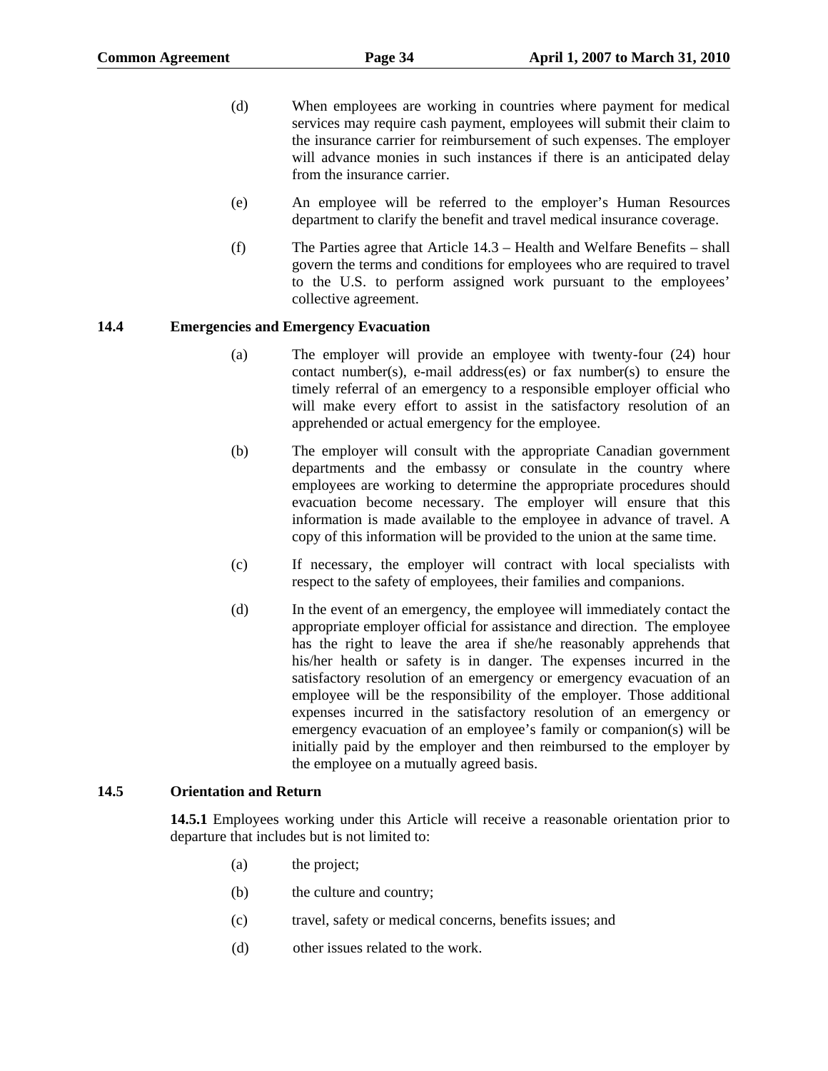(d) When employees are working in countries where payment for medical services may require cash payment, employees will submit their claim to the insurance carrier for reimbursement of such expenses. The employer will advance monies in such instances if there is an anticipated delay from the insurance carrier.

(e) An employee will be referred to the employer's Human Resources department to clarify the benefit and travel medical insurance coverage.

(f) The Parties agree that Article 14.3 – Health and Welfare Benefits – shall govern the terms and conditions for employees who are required to travel to the U.S. to perform assigned work pursuant to the employees' collective agreement.

### 14.4 Emergencies and Emergency Evacuation

(a) The employer will provide an employee with twenty-four (24) hour contact number(s), e-mail address(es) or fax number(s) to ensure the timely referral of an emergency to a responsible employer official who will make every effort to assist in the satisfactory resolution of an apprehended or actual emergency for the employee.

(b) The employer will consult with the appropriate Canadian government departments and the embassy or consulate in the country where employees are working to determine the appropriate procedures should evacuation become necessary. The employer will ensure that this information is made available to the employee in advance of travel. A copy of this information will be provided to the union at the same time.

(c) If necessary, the employer will contract with local specialists with respect to the safety of employees, their families and companions.

(d) In the event of an emergency, the employee will immediately contact the appropriate employer official for assistance and direction. The employee has the right to leave the area if she/he reasonably apprehends that his/her health or safety is in danger. The expenses incurred in the satisfactory resolution of an emergency or emergency evacuation of an employee will be the responsibility of the employer. Those additional expenses incurred in the satisfactory resolution of an emergency or emergency evacuation of an employee's family or companion(s) will be initially paid by the employer and then reimbursed to the employer by the employee on a mutually agreed basis.

### 14.5 Orientation and Return

**14.5.1** Employees working under this Article will receive a reasonable orientation prior to departure that includes but is not limited to:

(a) the project;

(b) the culture and country;

(c) travel, safety or medical concerns, benefits issues; and

(d) other issues related to the work.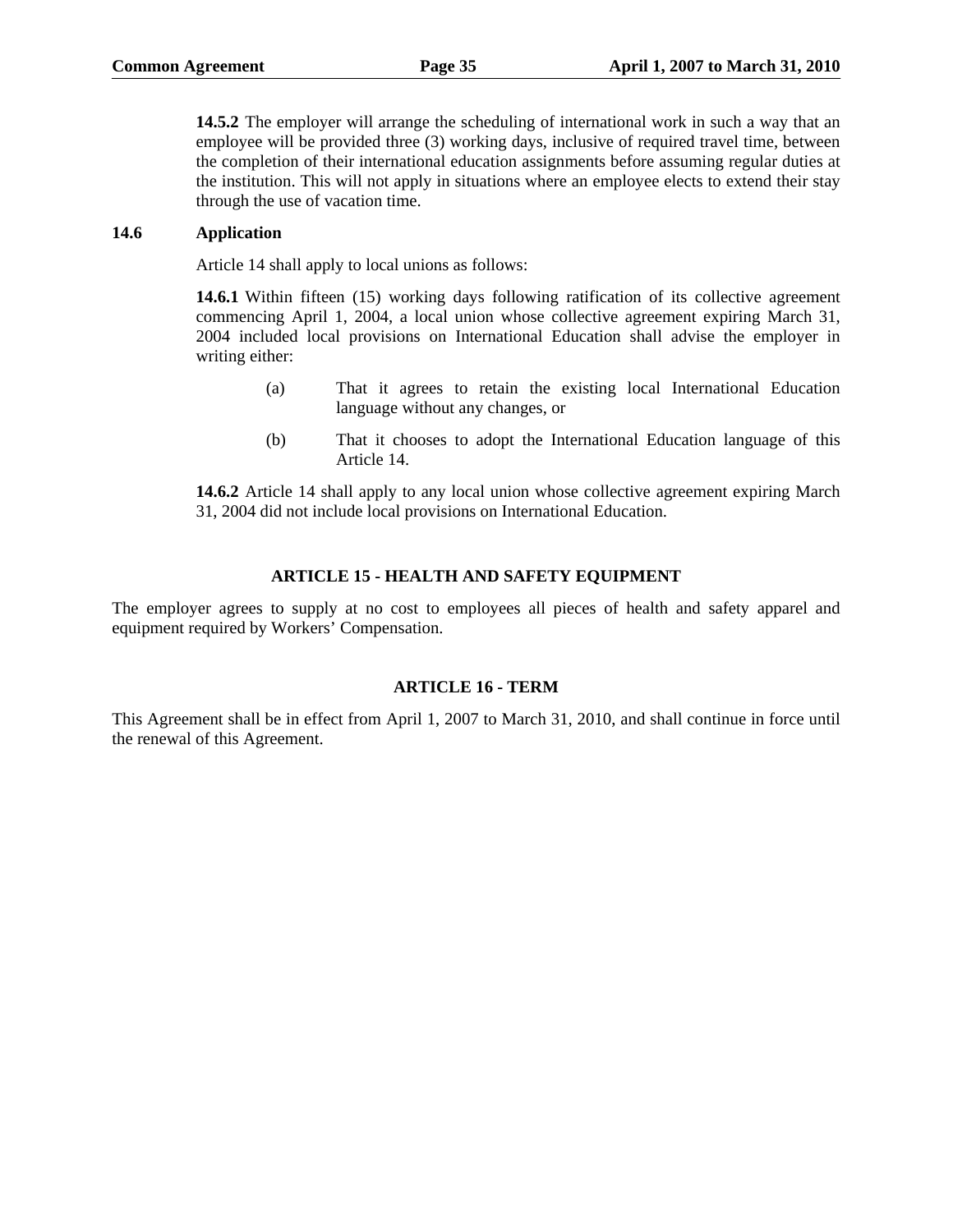**14.5.2** The employer will arrange the scheduling of international work in such a way that an employee will be provided three (3) working days, inclusive of required travel time, between the completion of their international education assignments before assuming regular duties at the institution. This will not apply in situations where an employee elects to extend their stay through the use of vacation time.

### 14.6 Application

Article 14 shall apply to local unions as follows:

**14.6.1** Within fifteen (15) working days following ratification of its collective agreement commencing April 1, 2004, a local union whose collective agreement expiring March 31, 2004 included local provisions on International Education shall advise the employer in writing either:

(a) That it agrees to retain the existing local International Education language without any changes, or

(b) That it chooses to adopt the International Education language of this Article 14.

**14.6.2** Article 14 shall apply to any local union whose collective agreement expiring March 31, 2004 did not include local provisions on International Education.

## ARTICLE 15 - HEALTH AND SAFETY EQUIPMENT

The employer agrees to supply at no cost to employees all pieces of health and safety apparel and equipment required by Workers' Compensation.

## ARTICLE 16 - TERM

This Agreement shall be in effect from April 1, 2007 to March 31, 2010, and shall continue in force until the renewal of this Agreement.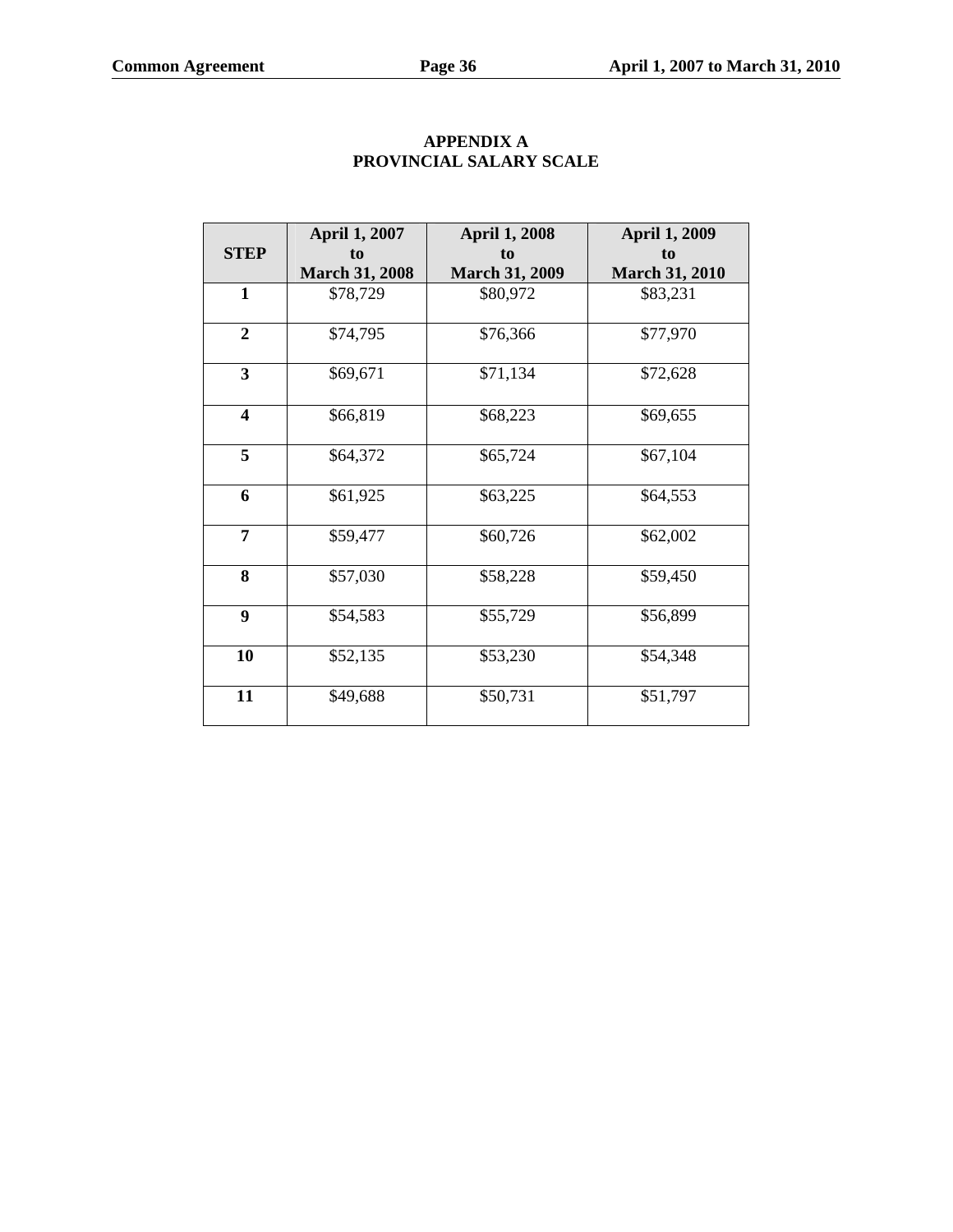# APPENDIX A
## PROVINCIAL SALARY SCALE

| STEP | April 1, 2007 to March 31, 2008 | April 1, 2008 to March 31, 2009 | April 1, 2009 to March 31, 2010 |
|---|---|---|---|
| **1** | $78,729 | $80,972 | $83,231 |
| **2** | $74,795 | $76,366 | $77,970 |
| **3** | $69,671 | $71,134 | $72,628 |
| **4** | $66,819 | $68,223 | $69,655 |
| **5** | $64,372 | $65,724 | $67,104 |
| **6** | $61,925 | $63,225 | $64,553 |
| **7** | $59,477 | $60,726 | $62,002 |
| **8** | $57,030 | $58,228 | $59,450 |
| **9** | $54,583 | $55,729 | $56,899 |
| **10** | $52,135 | $53,230 | $54,348 |
| **11** | $49,688 | $50,731 | $51,797 |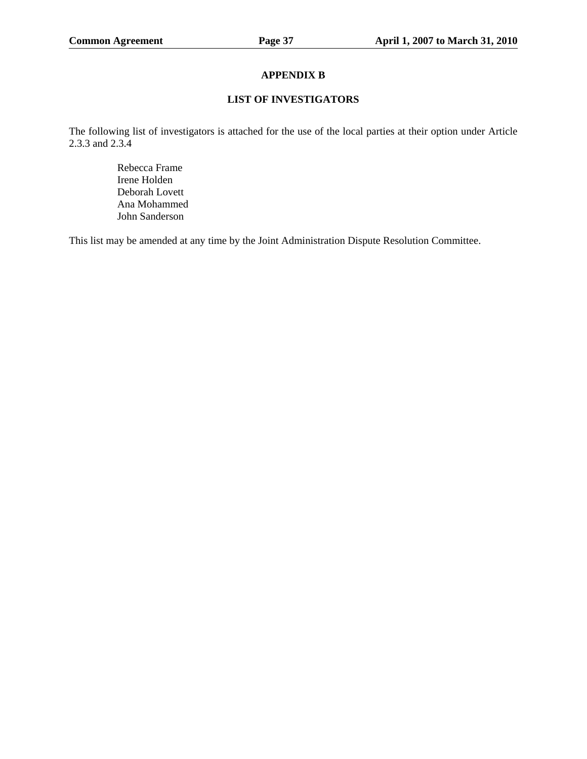## APPENDIX B

### LIST OF INVESTIGATORS

The following list of investigators is attached for the use of the local parties at their option under Article 2.3.3 and 2.3.4

Rebecca Frame
Irene Holden
Deborah Lovett
Ana Mohammed
John Sanderson

This list may be amended at any time by the Joint Administration Dispute Resolution Committee.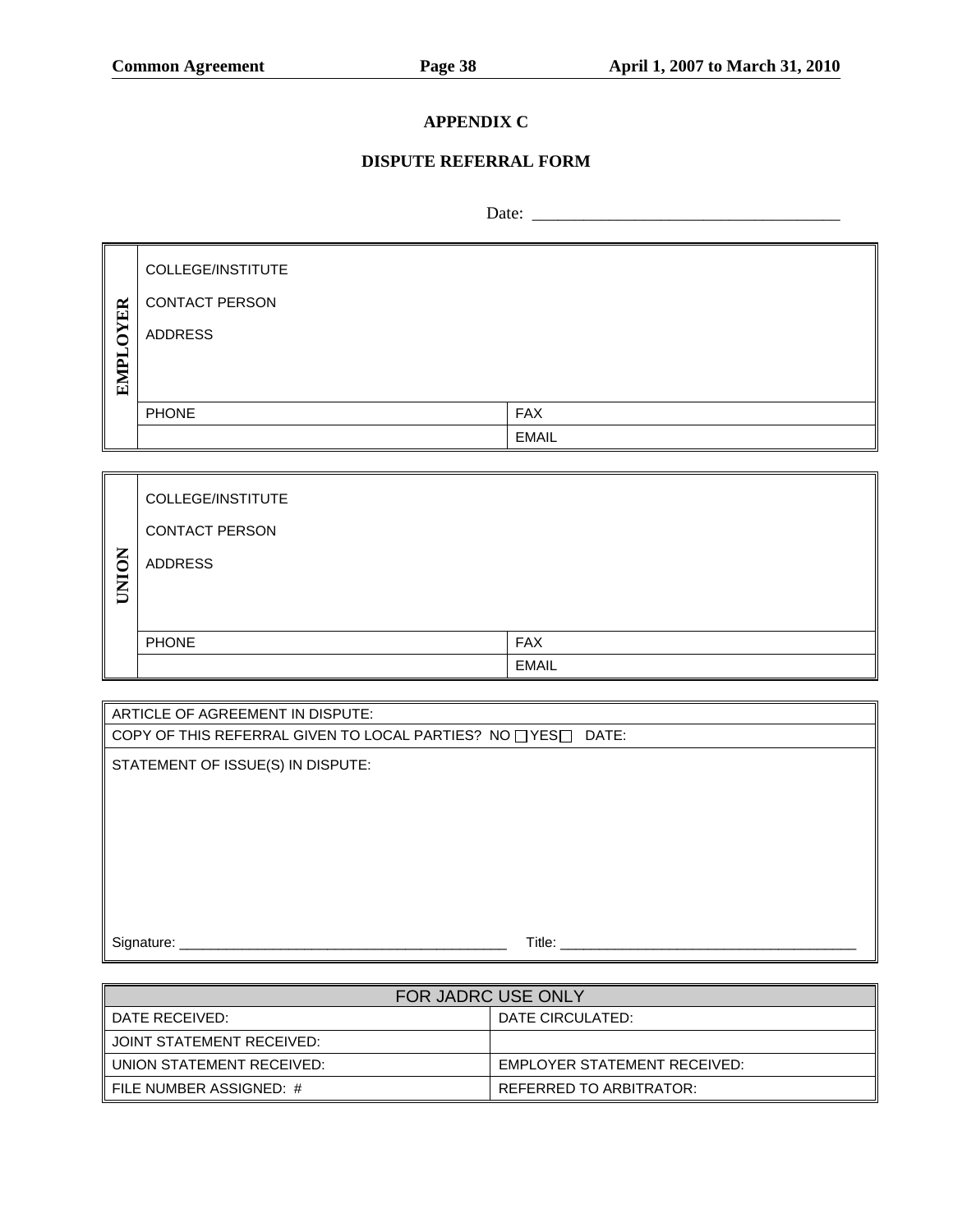## APPENDIX C

## DISPUTE REFERRAL FORM

Date: ___________________________________

| EMPLOYER | | |
|---|---|---|
| | COLLEGE/INSTITUTE<br>CONTACT PERSON<br>ADDRESS | |
| | PHONE | FAX |
| | | EMAIL |

| UNION | | |
|---|---|---|
| | COLLEGE/INSTITUTE<br>CONTACT PERSON<br>ADDRESS | |
| | PHONE | FAX |
| | | EMAIL |

| ARTICLE OF AGREEMENT IN DISPUTE: |
|---|
| COPY OF THIS REFERRAL GIVEN TO LOCAL PARTIES? NO ☐ YES ☐ DATE: |
| STATEMENT OF ISSUE(S) IN DISPUTE:<br><br><br><br>Signature: ___________________________________________ Title: ______________________________________ |

| FOR JADRC USE ONLY | |
|---|---|
| DATE RECEIVED: | DATE CIRCULATED: |
| JOINT STATEMENT RECEIVED: | |
| UNION STATEMENT RECEIVED: | EMPLOYER STATEMENT RECEIVED: |
| FILE NUMBER ASSIGNED: # | REFERRED TO ARBITRATOR: |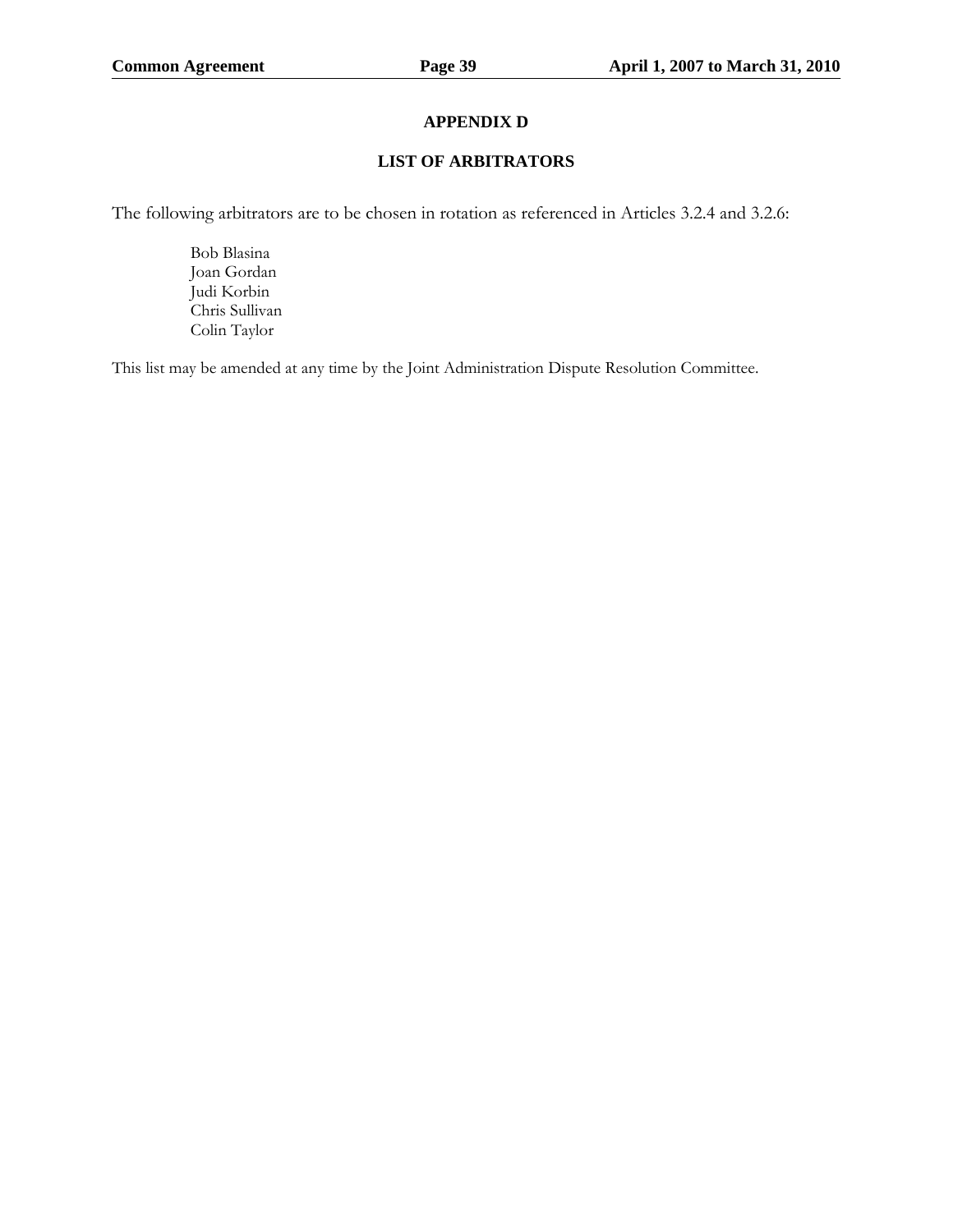## APPENDIX D

## LIST OF ARBITRATORS

The following arbitrators are to be chosen in rotation as referenced in Articles 3.2.4 and 3.2.6:

Bob Blasina  
Joan Gordan  
Judi Korbin  
Chris Sullivan  
Colin Taylor

This list may be amended at any time by the Joint Administration Dispute Resolution Committee.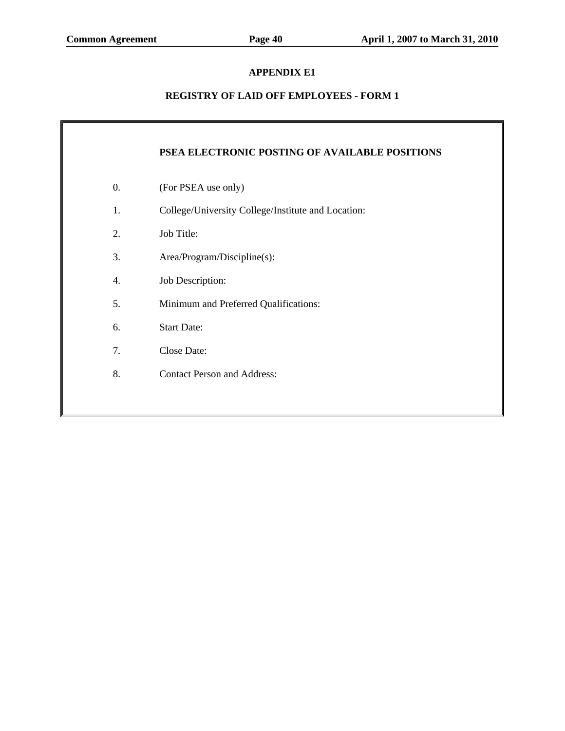## APPENDIX E1

## REGISTRY OF LAID OFF EMPLOYEES - FORM 1

### PSEA ELECTRONIC POSTING OF AVAILABLE POSITIONS

0. (For PSEA use only)
1. College/University College/Institute and Location:
2. Job Title:
3. Area/Program/Discipline(s):
4. Job Description:
5. Minimum and Preferred Qualifications:
6. Start Date:
7. Close Date:
8. Contact Person and Address: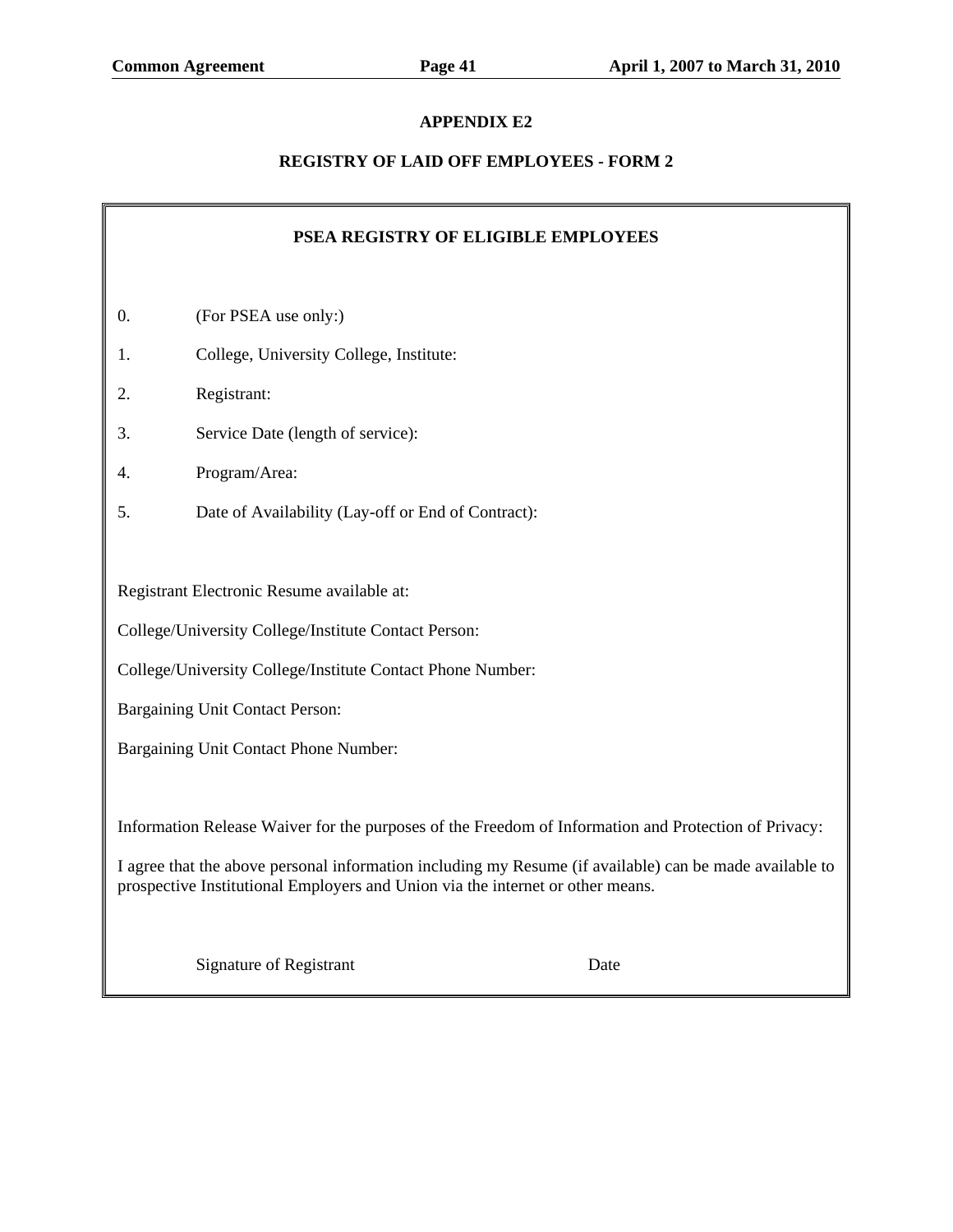## APPENDIX E2

## REGISTRY OF LAID OFF EMPLOYEES - FORM 2

### PSEA REGISTRY OF ELIGIBLE EMPLOYEES

0. (For PSEA use only:)
1. College, University College, Institute:
2. Registrant:
3. Service Date (length of service):
4. Program/Area:
5. Date of Availability (Lay-off or End of Contract):

Registrant Electronic Resume available at:

College/University College/Institute Contact Person:

College/University College/Institute Contact Phone Number:

Bargaining Unit Contact Person:

Bargaining Unit Contact Phone Number:

Information Release Waiver for the purposes of the Freedom of Information and Protection of Privacy:

I agree that the above personal information including my Resume (if available) can be made available to prospective Institutional Employers and Union via the internet or other means.

Signature of Registrant Date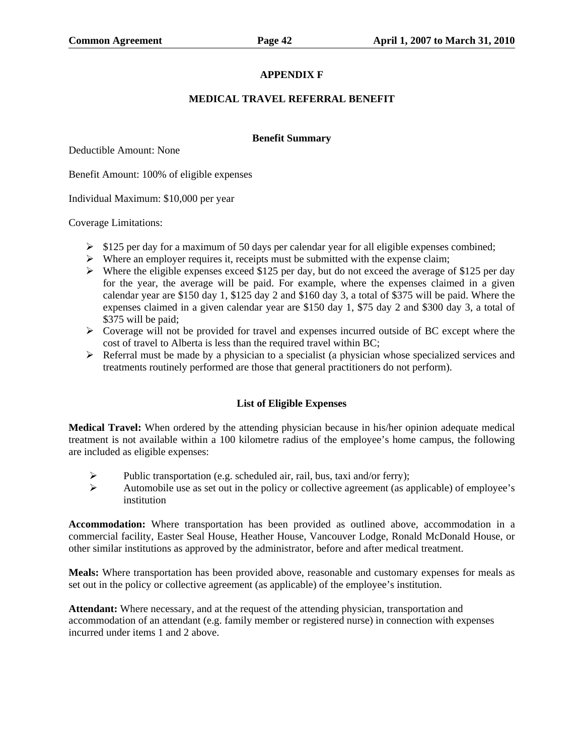## APPENDIX F

## MEDICAL TRAVEL REFERRAL BENEFIT

### Benefit Summary

Deductible Amount: None

Benefit Amount: 100% of eligible expenses

Individual Maximum: $10,000 per year

Coverage Limitations:

- $125 per day for a maximum of 50 days per calendar year for all eligible expenses combined;
- Where an employer requires it, receipts must be submitted with the expense claim;
- Where the eligible expenses exceed $125 per day, but do not exceed the average of $125 per day for the year, the average will be paid. For example, where the expenses claimed in a given calendar year are $150 day 1, $125 day 2 and $160 day 3, a total of $375 will be paid. Where the expenses claimed in a given calendar year are $150 day 1, $75 day 2 and $300 day 3, a total of $375 will be paid;
- Coverage will not be provided for travel and expenses incurred outside of BC except where the cost of travel to Alberta is less than the required travel within BC;
- Referral must be made by a physician to a specialist (a physician whose specialized services and treatments routinely performed are those that general practitioners do not perform).

### List of Eligible Expenses

**Medical Travel:** When ordered by the attending physician because in his/her opinion adequate medical treatment is not available within a 100 kilometre radius of the employee's home campus, the following are included as eligible expenses:

- Public transportation (e.g. scheduled air, rail, bus, taxi and/or ferry);
- Automobile use as set out in the policy or collective agreement (as applicable) of employee's institution

**Accommodation:** Where transportation has been provided as outlined above, accommodation in a commercial facility, Easter Seal House, Heather House, Vancouver Lodge, Ronald McDonald House, or other similar institutions as approved by the administrator, before and after medical treatment.

**Meals:** Where transportation has been provided above, reasonable and customary expenses for meals as set out in the policy or collective agreement (as applicable) of the employee's institution.

**Attendant:** Where necessary, and at the request of the attending physician, transportation and accommodation of an attendant (e.g. family member or registered nurse) in connection with expenses incurred under items 1 and 2 above.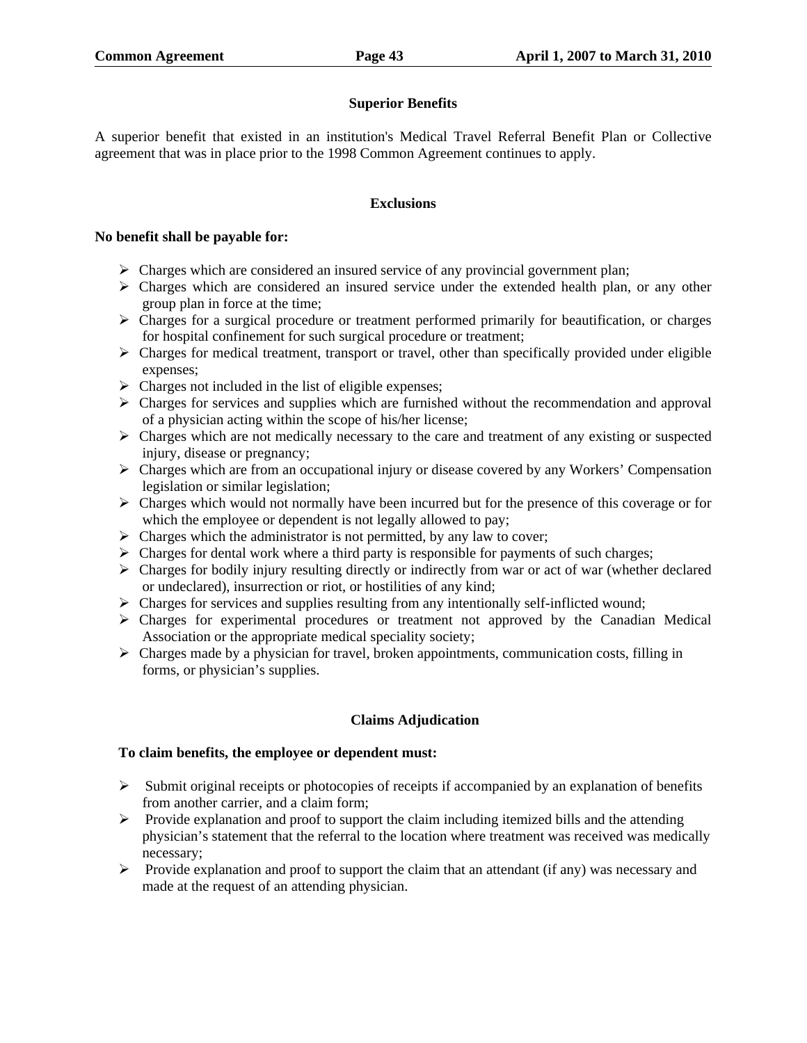### Superior Benefits

A superior benefit that existed in an institution's Medical Travel Referral Benefit Plan or Collective agreement that was in place prior to the 1998 Common Agreement continues to apply.

### Exclusions

**No benefit shall be payable for:**

- Charges which are considered an insured service of any provincial government plan;
- Charges which are considered an insured service under the extended health plan, or any other group plan in force at the time;
- Charges for a surgical procedure or treatment performed primarily for beautification, or charges for hospital confinement for such surgical procedure or treatment;
- Charges for medical treatment, transport or travel, other than specifically provided under eligible expenses;
- Charges not included in the list of eligible expenses;
- Charges for services and supplies which are furnished without the recommendation and approval of a physician acting within the scope of his/her license;
- Charges which are not medically necessary to the care and treatment of any existing or suspected injury, disease or pregnancy;
- Charges which are from an occupational injury or disease covered by any Workers' Compensation legislation or similar legislation;
- Charges which would not normally have been incurred but for the presence of this coverage or for which the employee or dependent is not legally allowed to pay;
- Charges which the administrator is not permitted, by any law to cover;
- Charges for dental work where a third party is responsible for payments of such charges;
- Charges for bodily injury resulting directly or indirectly from war or act of war (whether declared or undeclared), insurrection or riot, or hostilities of any kind;
- Charges for services and supplies resulting from any intentionally self-inflicted wound;
- Charges for experimental procedures or treatment not approved by the Canadian Medical Association or the appropriate medical speciality society;
- Charges made by a physician for travel, broken appointments, communication costs, filling in forms, or physician's supplies.

### Claims Adjudication

**To claim benefits, the employee or dependent must:**

- Submit original receipts or photocopies of receipts if accompanied by an explanation of benefits from another carrier, and a claim form;
- Provide explanation and proof to support the claim including itemized bills and the attending physician's statement that the referral to the location where treatment was received was medically necessary;
- Provide explanation and proof to support the claim that an attendant (if any) was necessary and made at the request of an attending physician.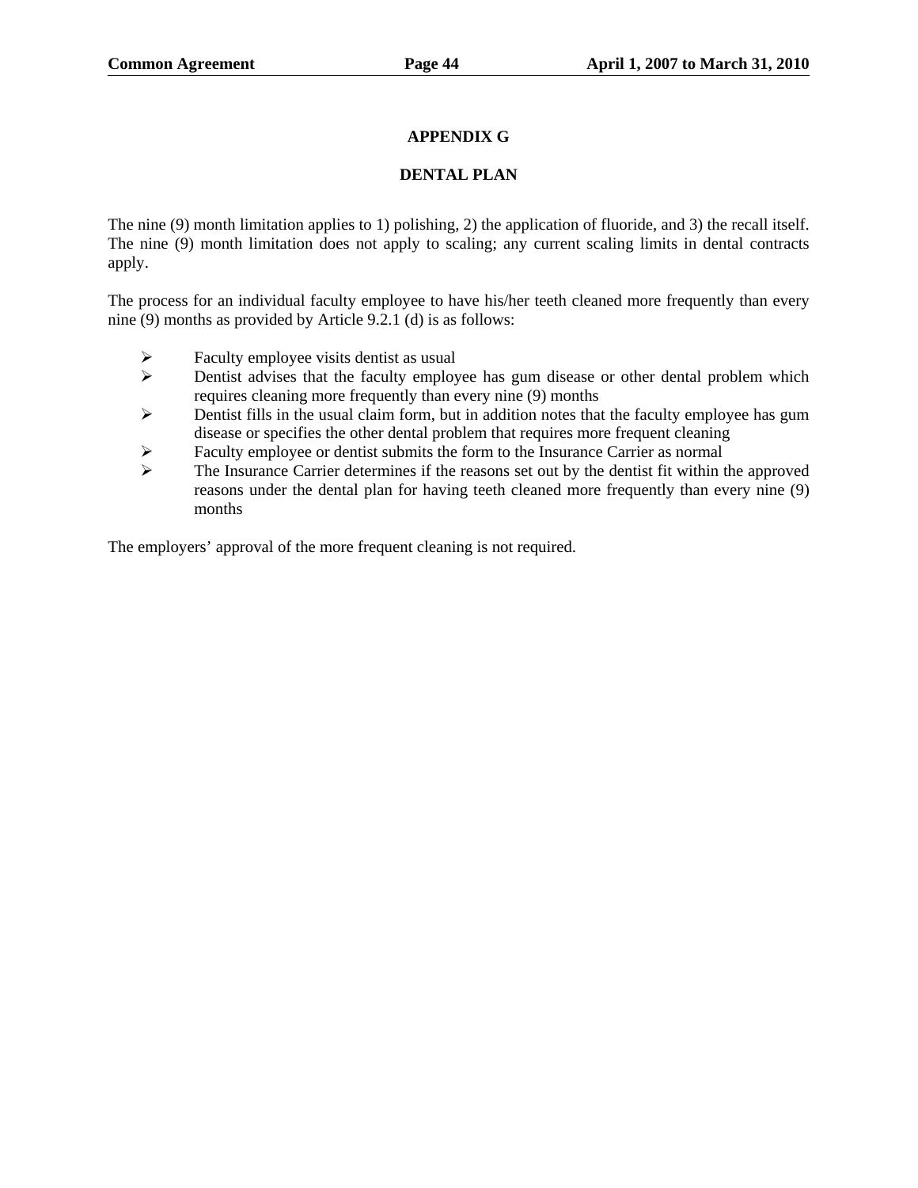## APPENDIX G

## DENTAL PLAN

The nine (9) month limitation applies to 1) polishing, 2) the application of fluoride, and 3) the recall itself. The nine (9) month limitation does not apply to scaling; any current scaling limits in dental contracts apply.

The process for an individual faculty employee to have his/her teeth cleaned more frequently than every nine (9) months as provided by Article 9.2.1 (d) is as follows:

- Faculty employee visits dentist as usual
- Dentist advises that the faculty employee has gum disease or other dental problem which requires cleaning more frequently than every nine (9) months
- Dentist fills in the usual claim form, but in addition notes that the faculty employee has gum disease or specifies the other dental problem that requires more frequent cleaning
- Faculty employee or dentist submits the form to the Insurance Carrier as normal
- The Insurance Carrier determines if the reasons set out by the dentist fit within the approved reasons under the dental plan for having teeth cleaned more frequently than every nine (9) months

The employers' approval of the more frequent cleaning is not required.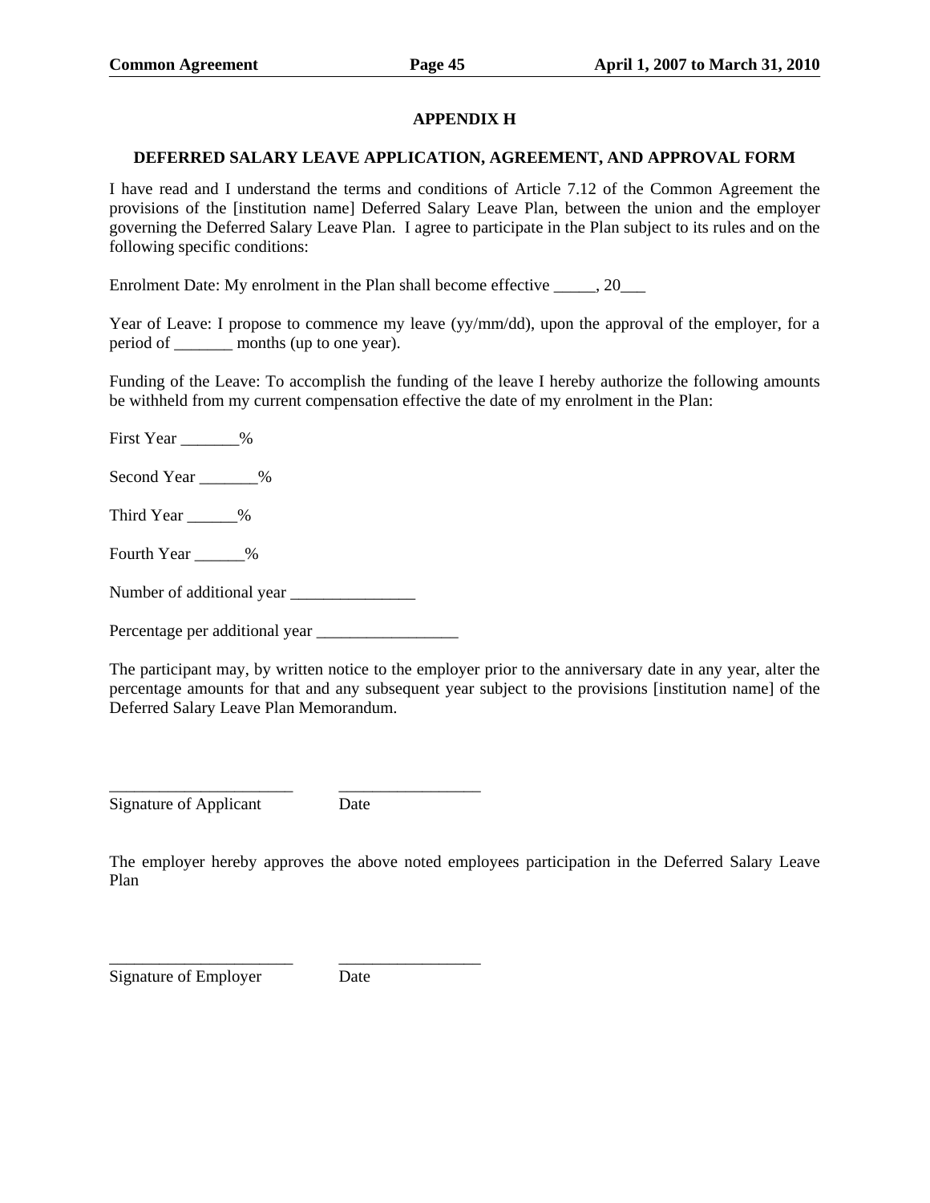# APPENDIX H

## DEFERRED SALARY LEAVE APPLICATION, AGREEMENT, AND APPROVAL FORM

I have read and I understand the terms and conditions of Article 7.12 of the Common Agreement the provisions of the [institution name] Deferred Salary Leave Plan, between the union and the employer governing the Deferred Salary Leave Plan. I agree to participate in the Plan subject to its rules and on the following specific conditions:

Enrolment Date: My enrolment in the Plan shall become effective _____, 20___

Year of Leave: I propose to commence my leave (yy/mm/dd), upon the approval of the employer, for a period of _______ months (up to one year).

Funding of the Leave: To accomplish the funding of the leave I hereby authorize the following amounts be withheld from my current compensation effective the date of my enrolment in the Plan:

First Year _______%

Second Year _______%

Third Year ______%

Fourth Year ______%

Number of additional year _______________

Percentage per additional year _________________

The participant may, by written notice to the employer prior to the anniversary date in any year, alter the percentage amounts for that and any subsequent year subject to the provisions [institution name] of the Deferred Salary Leave Plan Memorandum.

______________________ _________________
Signature of Applicant Date

The employer hereby approves the above noted employees participation in the Deferred Salary Leave Plan

______________________ _________________
Signature of Employer Date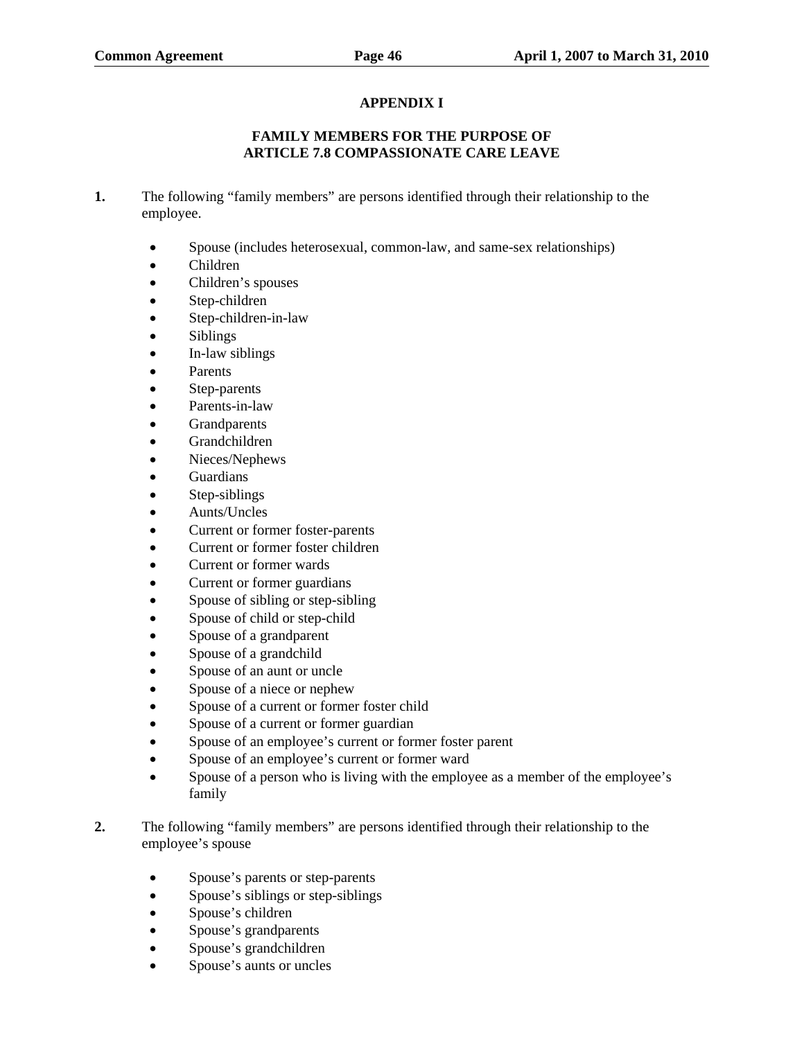# APPENDIX I

## FAMILY MEMBERS FOR THE PURPOSE OF ARTICLE 7.8 COMPASSIONATE CARE LEAVE

**1.** The following "family members" are persons identified through their relationship to the employee.

- Spouse (includes heterosexual, common-law, and same-sex relationships)
- Children
- Children's spouses
- Step-children
- Step-children-in-law
- Siblings
- In-law siblings
- Parents
- Step-parents
- Parents-in-law
- Grandparents
- Grandchildren
- Nieces/Nephews
- Guardians
- Step-siblings
- Aunts/Uncles
- Current or former foster-parents
- Current or former foster children
- Current or former wards
- Current or former guardians
- Spouse of sibling or step-sibling
- Spouse of child or step-child
- Spouse of a grandparent
- Spouse of a grandchild
- Spouse of an aunt or uncle
- Spouse of a niece or nephew
- Spouse of a current or former foster child
- Spouse of a current or former guardian
- Spouse of an employee's current or former foster parent
- Spouse of an employee's current or former ward
- Spouse of a person who is living with the employee as a member of the employee's family

**2.** The following "family members" are persons identified through their relationship to the employee's spouse

- Spouse's parents or step-parents
- Spouse's siblings or step-siblings
- Spouse's children
- Spouse's grandparents
- Spouse's grandchildren
- Spouse's aunts or uncles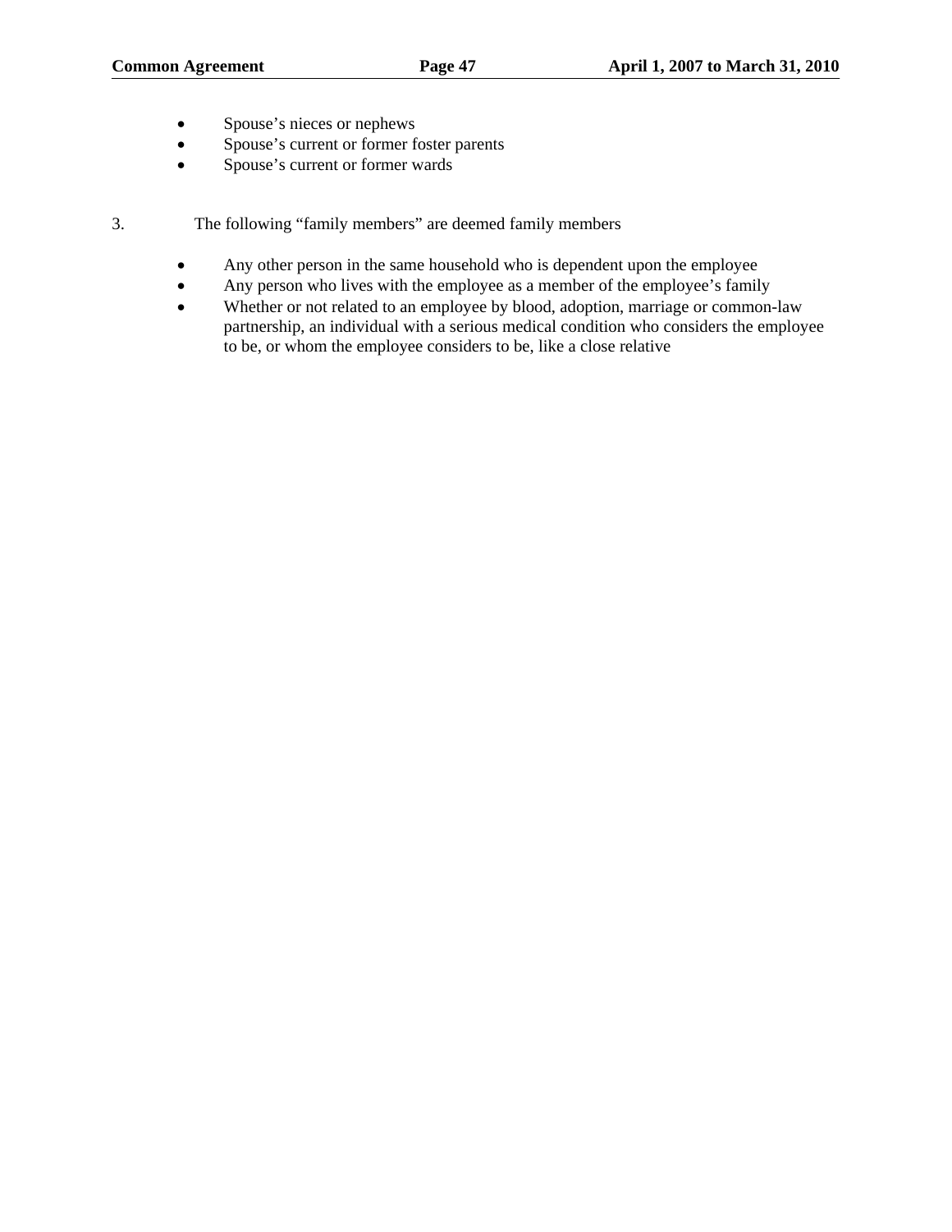- Spouse's nieces or nephews
- Spouse's current or former foster parents
- Spouse's current or former wards

3. The following "family members" are deemed family members

- Any other person in the same household who is dependent upon the employee
- Any person who lives with the employee as a member of the employee's family
- Whether or not related to an employee by blood, adoption, marriage or common-law partnership, an individual with a serious medical condition who considers the employee to be, or whom the employee considers to be, like a close relative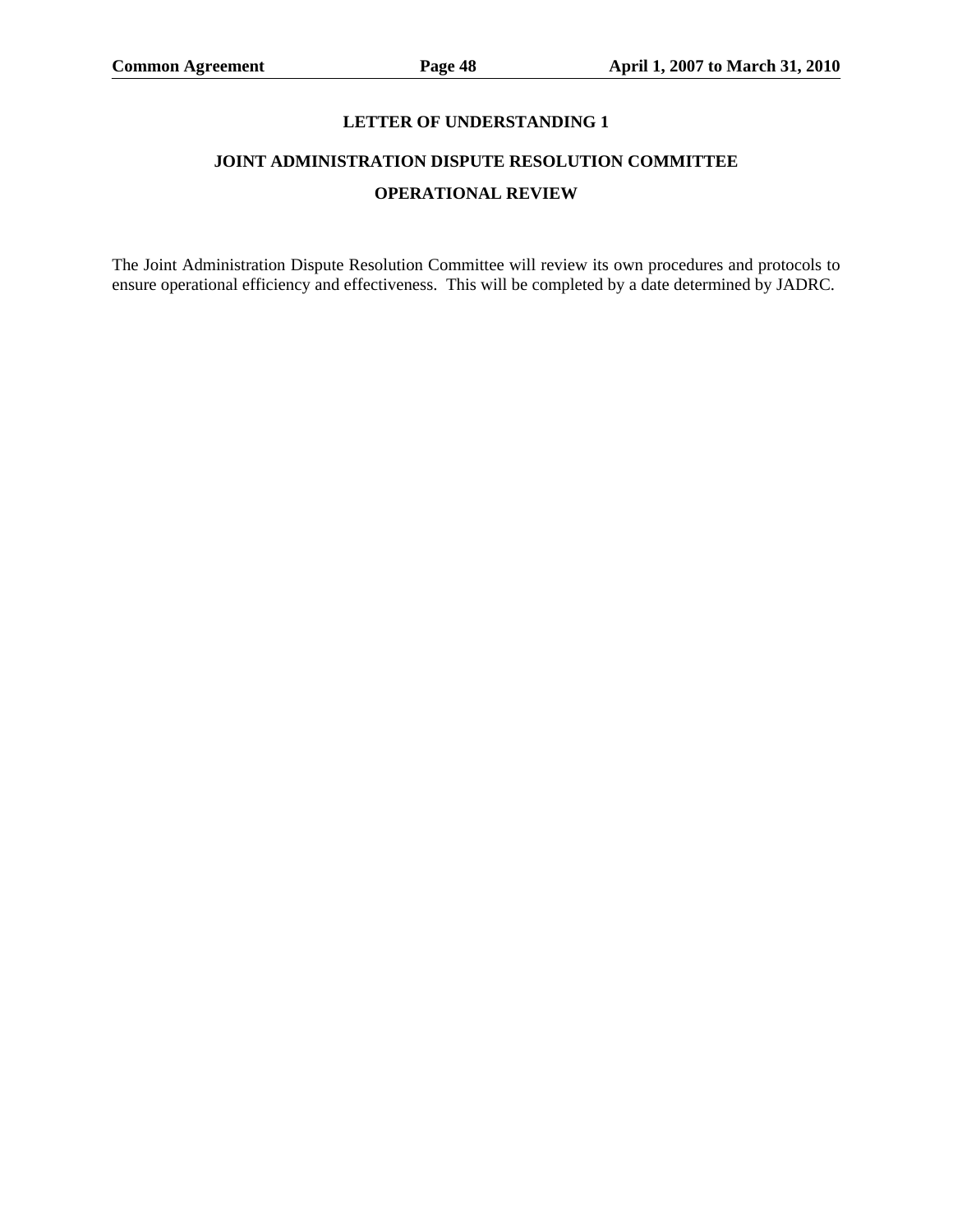## LETTER OF UNDERSTANDING 1

## JOINT ADMINISTRATION DISPUTE RESOLUTION COMMITTEE

## OPERATIONAL REVIEW

The Joint Administration Dispute Resolution Committee will review its own procedures and protocols to ensure operational efficiency and effectiveness. This will be completed by a date determined by JADRC.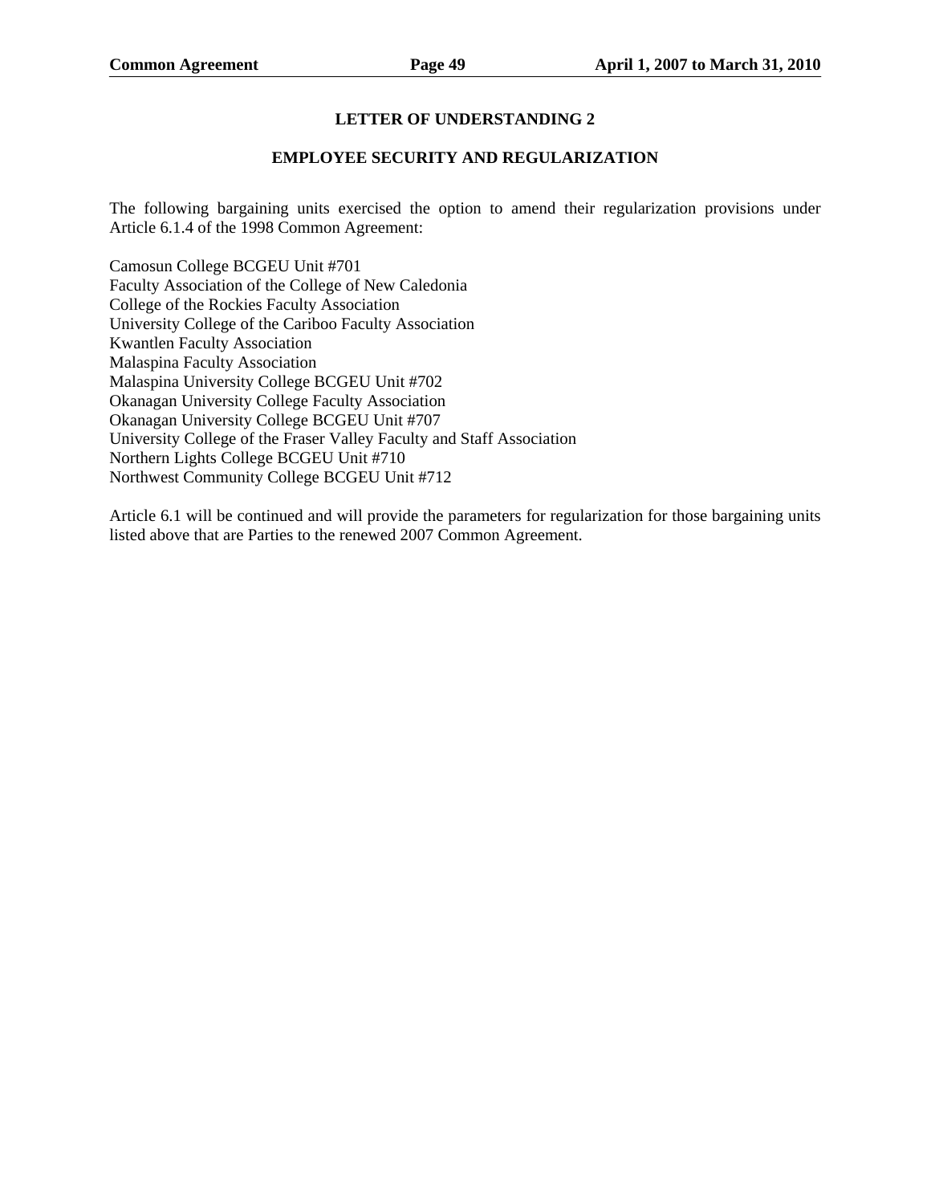## LETTER OF UNDERSTANDING 2

### EMPLOYEE SECURITY AND REGULARIZATION

The following bargaining units exercised the option to amend their regularization provisions under Article 6.1.4 of the 1998 Common Agreement:

Camosun College BCGEU Unit #701
Faculty Association of the College of New Caledonia
College of the Rockies Faculty Association
University College of the Cariboo Faculty Association
Kwantlen Faculty Association
Malaspina Faculty Association
Malaspina University College BCGEU Unit #702
Okanagan University College Faculty Association
Okanagan University College BCGEU Unit #707
University College of the Fraser Valley Faculty and Staff Association
Northern Lights College BCGEU Unit #710
Northwest Community College BCGEU Unit #712

Article 6.1 will be continued and will provide the parameters for regularization for those bargaining units listed above that are Parties to the renewed 2007 Common Agreement.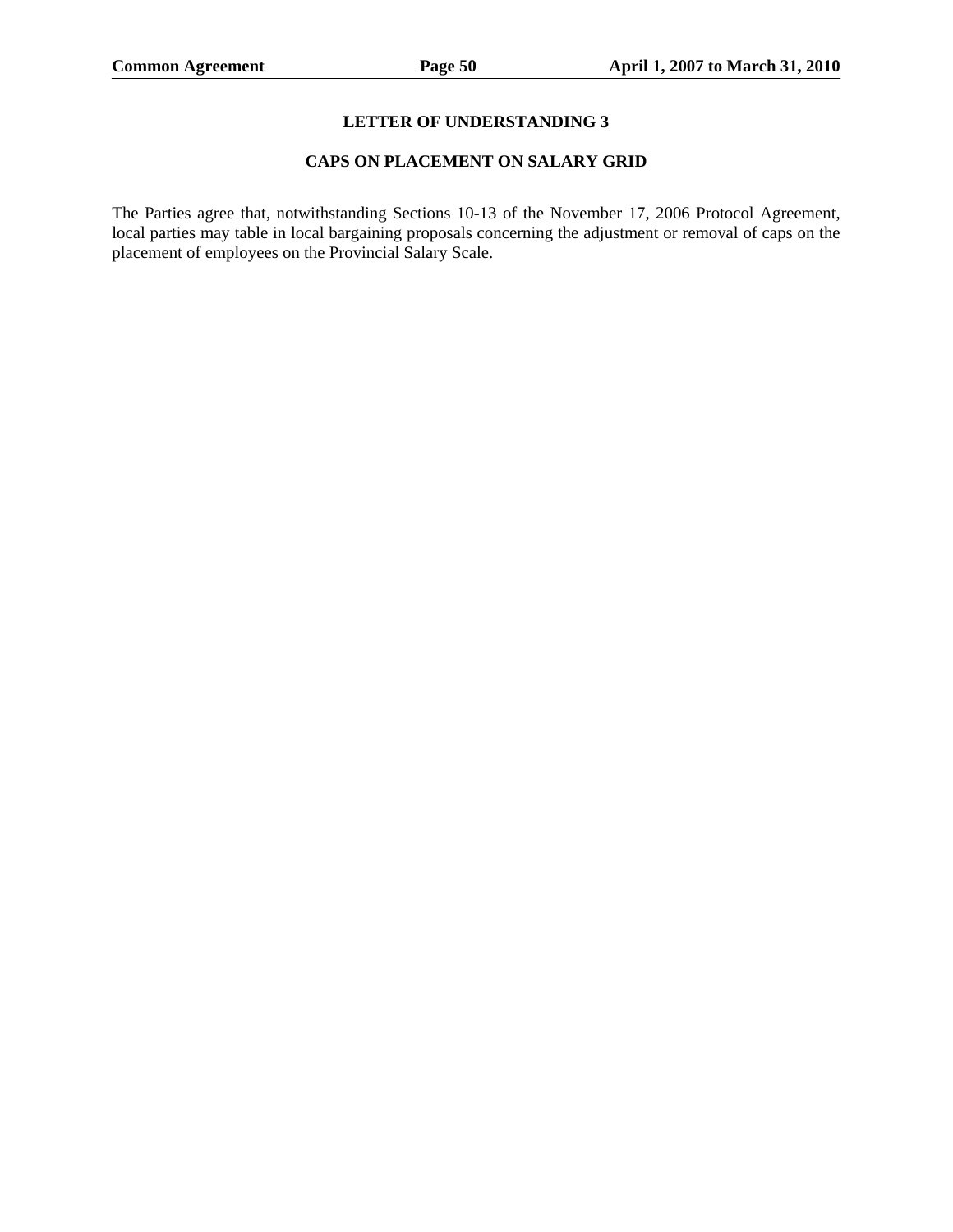## LETTER OF UNDERSTANDING 3

### CAPS ON PLACEMENT ON SALARY GRID

The Parties agree that, notwithstanding Sections 10-13 of the November 17, 2006 Protocol Agreement, local parties may table in local bargaining proposals concerning the adjustment or removal of caps on the placement of employees on the Provincial Salary Scale.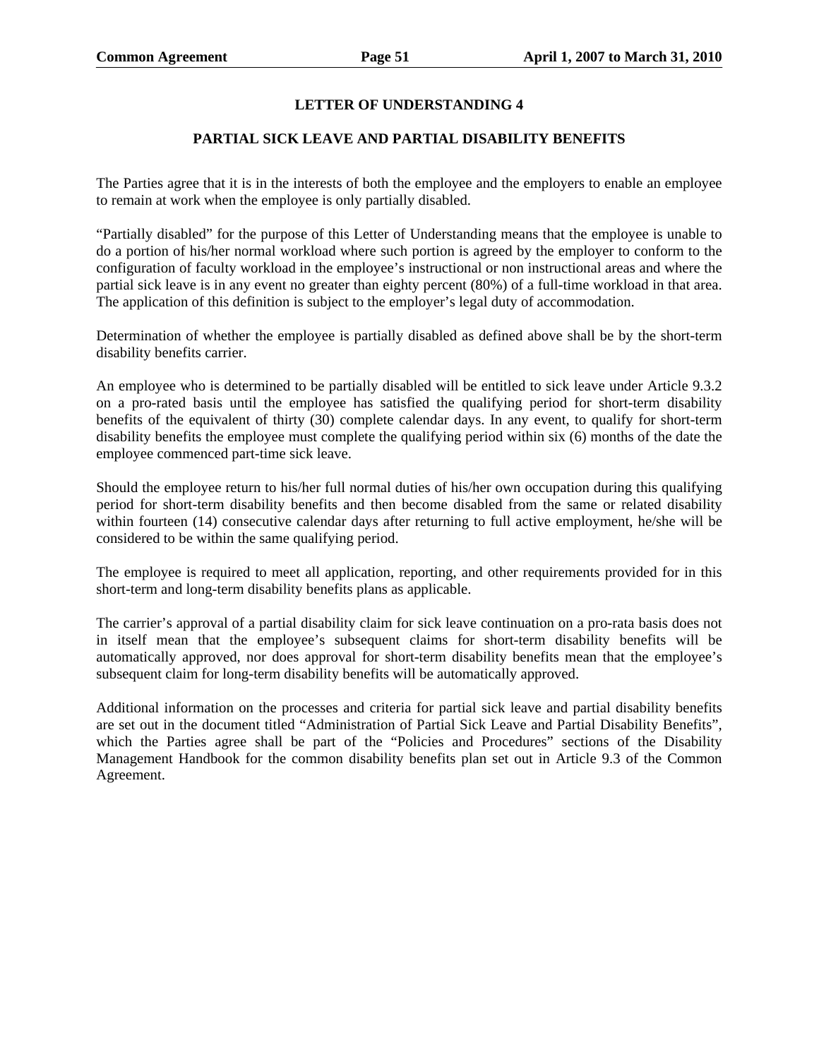## LETTER OF UNDERSTANDING 4

## PARTIAL SICK LEAVE AND PARTIAL DISABILITY BENEFITS

The Parties agree that it is in the interests of both the employee and the employers to enable an employee to remain at work when the employee is only partially disabled.

"Partially disabled" for the purpose of this Letter of Understanding means that the employee is unable to do a portion of his/her normal workload where such portion is agreed by the employer to conform to the configuration of faculty workload in the employee's instructional or non instructional areas and where the partial sick leave is in any event no greater than eighty percent (80%) of a full-time workload in that area. The application of this definition is subject to the employer's legal duty of accommodation.

Determination of whether the employee is partially disabled as defined above shall be by the short-term disability benefits carrier.

An employee who is determined to be partially disabled will be entitled to sick leave under Article 9.3.2 on a pro-rated basis until the employee has satisfied the qualifying period for short-term disability benefits of the equivalent of thirty (30) complete calendar days. In any event, to qualify for short-term disability benefits the employee must complete the qualifying period within six (6) months of the date the employee commenced part-time sick leave.

Should the employee return to his/her full normal duties of his/her own occupation during this qualifying period for short-term disability benefits and then become disabled from the same or related disability within fourteen (14) consecutive calendar days after returning to full active employment, he/she will be considered to be within the same qualifying period.

The employee is required to meet all application, reporting, and other requirements provided for in this short-term and long-term disability benefits plans as applicable.

The carrier's approval of a partial disability claim for sick leave continuation on a pro-rata basis does not in itself mean that the employee's subsequent claims for short-term disability benefits will be automatically approved, nor does approval for short-term disability benefits mean that the employee's subsequent claim for long-term disability benefits will be automatically approved.

Additional information on the processes and criteria for partial sick leave and partial disability benefits are set out in the document titled "Administration of Partial Sick Leave and Partial Disability Benefits", which the Parties agree shall be part of the "Policies and Procedures" sections of the Disability Management Handbook for the common disability benefits plan set out in Article 9.3 of the Common Agreement.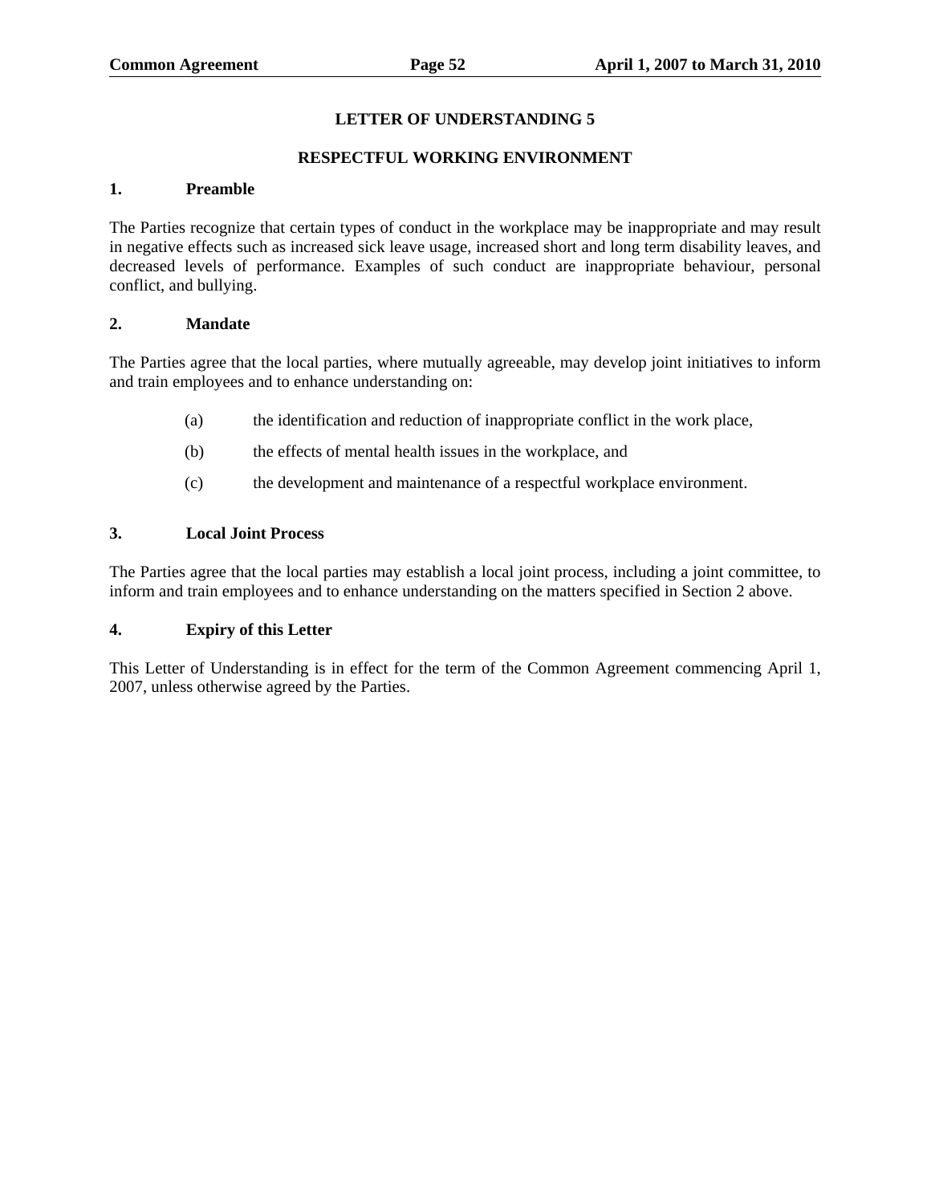## LETTER OF UNDERSTANDING 5

## RESPECTFUL WORKING ENVIRONMENT

### 1. Preamble

The Parties recognize that certain types of conduct in the workplace may be inappropriate and may result in negative effects such as increased sick leave usage, increased short and long term disability leaves, and decreased levels of performance. Examples of such conduct are inappropriate behaviour, personal conflict, and bullying.

### 2. Mandate

The Parties agree that the local parties, where mutually agreeable, may develop joint initiatives to inform and train employees and to enhance understanding on:

(a) the identification and reduction of inappropriate conflict in the work place,

(b) the effects of mental health issues in the workplace, and

(c) the development and maintenance of a respectful workplace environment.

### 3. Local Joint Process

The Parties agree that the local parties may establish a local joint process, including a joint committee, to inform and train employees and to enhance understanding on the matters specified in Section 2 above.

### 4. Expiry of this Letter

This Letter of Understanding is in effect for the term of the Common Agreement commencing April 1, 2007, unless otherwise agreed by the Parties.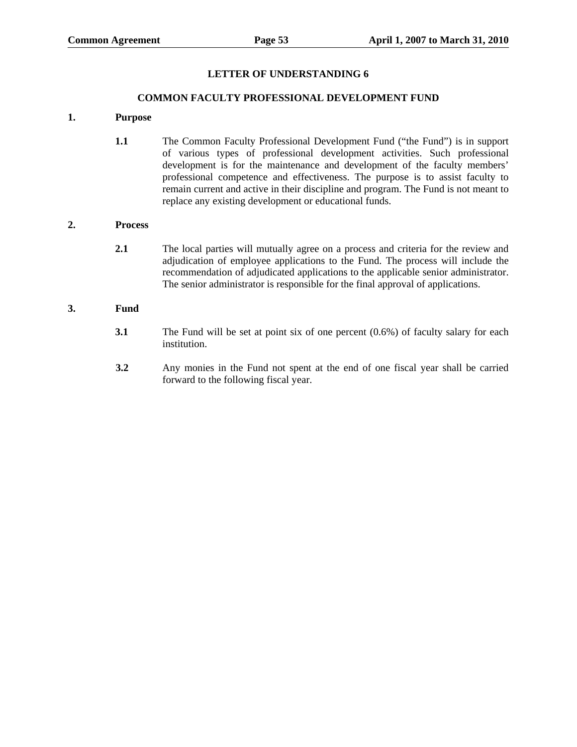# LETTER OF UNDERSTANDING 6

## COMMON FACULTY PROFESSIONAL DEVELOPMENT FUND

### 1. Purpose

**1.1** The Common Faculty Professional Development Fund ("the Fund") is in support of various types of professional development activities. Such professional development is for the maintenance and development of the faculty members' professional competence and effectiveness. The purpose is to assist faculty to remain current and active in their discipline and program. The Fund is not meant to replace any existing development or educational funds.

### 2. Process

**2.1** The local parties will mutually agree on a process and criteria for the review and adjudication of employee applications to the Fund. The process will include the recommendation of adjudicated applications to the applicable senior administrator. The senior administrator is responsible for the final approval of applications.

### 3. Fund

**3.1** The Fund will be set at point six of one percent (0.6%) of faculty salary for each institution.

**3.2** Any monies in the Fund not spent at the end of one fiscal year shall be carried forward to the following fiscal year.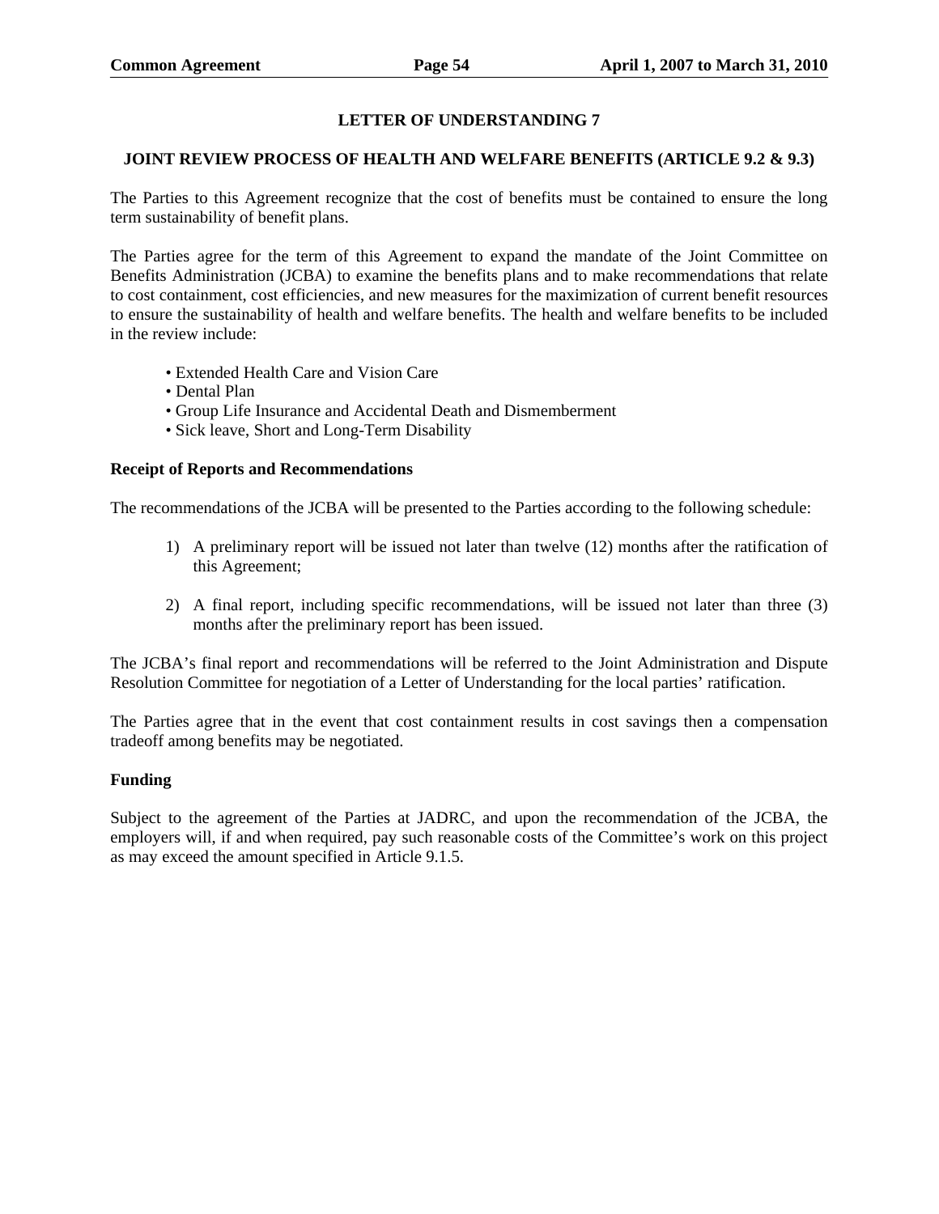## LETTER OF UNDERSTANDING 7

### JOINT REVIEW PROCESS OF HEALTH AND WELFARE BENEFITS (ARTICLE 9.2 & 9.3)

The Parties to this Agreement recognize that the cost of benefits must be contained to ensure the long term sustainability of benefit plans.

The Parties agree for the term of this Agreement to expand the mandate of the Joint Committee on Benefits Administration (JCBA) to examine the benefits plans and to make recommendations that relate to cost containment, cost efficiencies, and new measures for the maximization of current benefit resources to ensure the sustainability of health and welfare benefits. The health and welfare benefits to be included in the review include:

- Extended Health Care and Vision Care
- Dental Plan
- Group Life Insurance and Accidental Death and Dismemberment
- Sick leave, Short and Long-Term Disability

**Receipt of Reports and Recommendations**

The recommendations of the JCBA will be presented to the Parties according to the following schedule:

1) A preliminary report will be issued not later than twelve (12) months after the ratification of this Agreement;

2) A final report, including specific recommendations, will be issued not later than three (3) months after the preliminary report has been issued.

The JCBA's final report and recommendations will be referred to the Joint Administration and Dispute Resolution Committee for negotiation of a Letter of Understanding for the local parties' ratification.

The Parties agree that in the event that cost containment results in cost savings then a compensation tradeoff among benefits may be negotiated.

**Funding**

Subject to the agreement of the Parties at JADRC, and upon the recommendation of the JCBA, the employers will, if and when required, pay such reasonable costs of the Committee's work on this project as may exceed the amount specified in Article 9.1.5.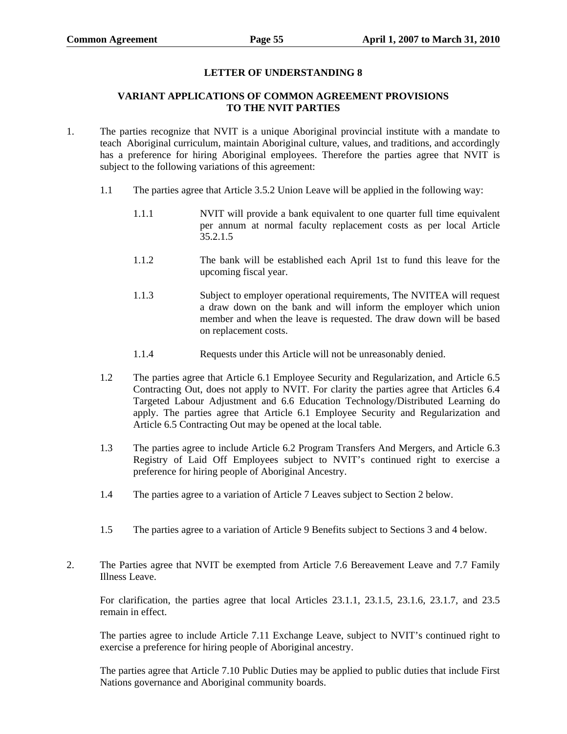## LETTER OF UNDERSTANDING 8

### VARIANT APPLICATIONS OF COMMON AGREEMENT PROVISIONS TO THE NVIT PARTIES

1. The parties recognize that NVIT is a unique Aboriginal provincial institute with a mandate to teach Aboriginal curriculum, maintain Aboriginal culture, values, and traditions, and accordingly has a preference for hiring Aboriginal employees. Therefore the parties agree that NVIT is subject to the following variations of this agreement:

   1.1 The parties agree that Article 3.5.2 Union Leave will be applied in the following way:

      1.1.1 NVIT will provide a bank equivalent to one quarter full time equivalent per annum at normal faculty replacement costs as per local Article 35.2.1.5

      1.1.2 The bank will be established each April 1st to fund this leave for the upcoming fiscal year.

      1.1.3 Subject to employer operational requirements, The NVITEA will request a draw down on the bank and will inform the employer which union member and when the leave is requested. The draw down will be based on replacement costs.

      1.1.4 Requests under this Article will not be unreasonably denied.

   1.2 The parties agree that Article 6.1 Employee Security and Regularization, and Article 6.5 Contracting Out, does not apply to NVIT. For clarity the parties agree that Articles 6.4 Targeted Labour Adjustment and 6.6 Education Technology/Distributed Learning do apply. The parties agree that Article 6.1 Employee Security and Regularization and Article 6.5 Contracting Out may be opened at the local table.

   1.3 The parties agree to include Article 6.2 Program Transfers And Mergers, and Article 6.3 Registry of Laid Off Employees subject to NVIT's continued right to exercise a preference for hiring people of Aboriginal Ancestry.

   1.4 The parties agree to a variation of Article 7 Leaves subject to Section 2 below.

   1.5 The parties agree to a variation of Article 9 Benefits subject to Sections 3 and 4 below.

2. The Parties agree that NVIT be exempted from Article 7.6 Bereavement Leave and 7.7 Family Illness Leave.

   For clarification, the parties agree that local Articles 23.1.1, 23.1.5, 23.1.6, 23.1.7, and 23.5 remain in effect.

   The parties agree to include Article 7.11 Exchange Leave, subject to NVIT's continued right to exercise a preference for hiring people of Aboriginal ancestry.

   The parties agree that Article 7.10 Public Duties may be applied to public duties that include First Nations governance and Aboriginal community boards.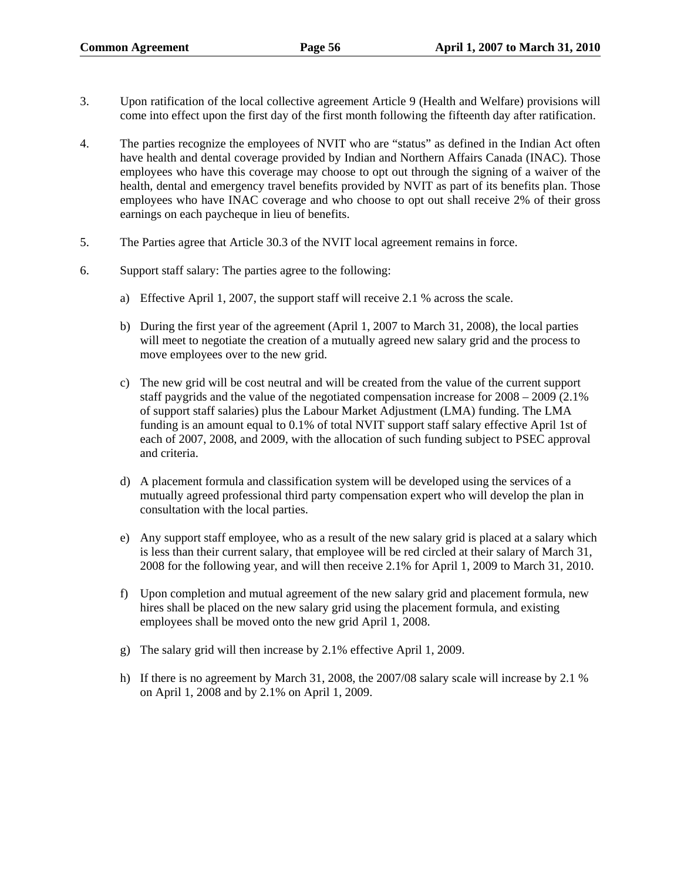3. Upon ratification of the local collective agreement Article 9 (Health and Welfare) provisions will come into effect upon the first day of the first month following the fifteenth day after ratification.

4. The parties recognize the employees of NVIT who are "status" as defined in the Indian Act often have health and dental coverage provided by Indian and Northern Affairs Canada (INAC). Those employees who have this coverage may choose to opt out through the signing of a waiver of the health, dental and emergency travel benefits provided by NVIT as part of its benefits plan. Those employees who have INAC coverage and who choose to opt out shall receive 2% of their gross earnings on each paycheque in lieu of benefits.

5. The Parties agree that Article 30.3 of the NVIT local agreement remains in force.

6. Support staff salary: The parties agree to the following:

   a) Effective April 1, 2007, the support staff will receive 2.1 % across the scale.

   b) During the first year of the agreement (April 1, 2007 to March 31, 2008), the local parties will meet to negotiate the creation of a mutually agreed new salary grid and the process to move employees over to the new grid.

   c) The new grid will be cost neutral and will be created from the value of the current support staff paygrids and the value of the negotiated compensation increase for 2008 – 2009 (2.1% of support staff salaries) plus the Labour Market Adjustment (LMA) funding. The LMA funding is an amount equal to 0.1% of total NVIT support staff salary effective April 1st of each of 2007, 2008, and 2009, with the allocation of such funding subject to PSEC approval and criteria.

   d) A placement formula and classification system will be developed using the services of a mutually agreed professional third party compensation expert who will develop the plan in consultation with the local parties.

   e) Any support staff employee, who as a result of the new salary grid is placed at a salary which is less than their current salary, that employee will be red circled at their salary of March 31, 2008 for the following year, and will then receive 2.1% for April 1, 2009 to March 31, 2010.

   f) Upon completion and mutual agreement of the new salary grid and placement formula, new hires shall be placed on the new salary grid using the placement formula, and existing employees shall be moved onto the new grid April 1, 2008.

   g) The salary grid will then increase by 2.1% effective April 1, 2009.

   h) If there is no agreement by March 31, 2008, the 2007/08 salary scale will increase by 2.1 % on April 1, 2008 and by 2.1% on April 1, 2009.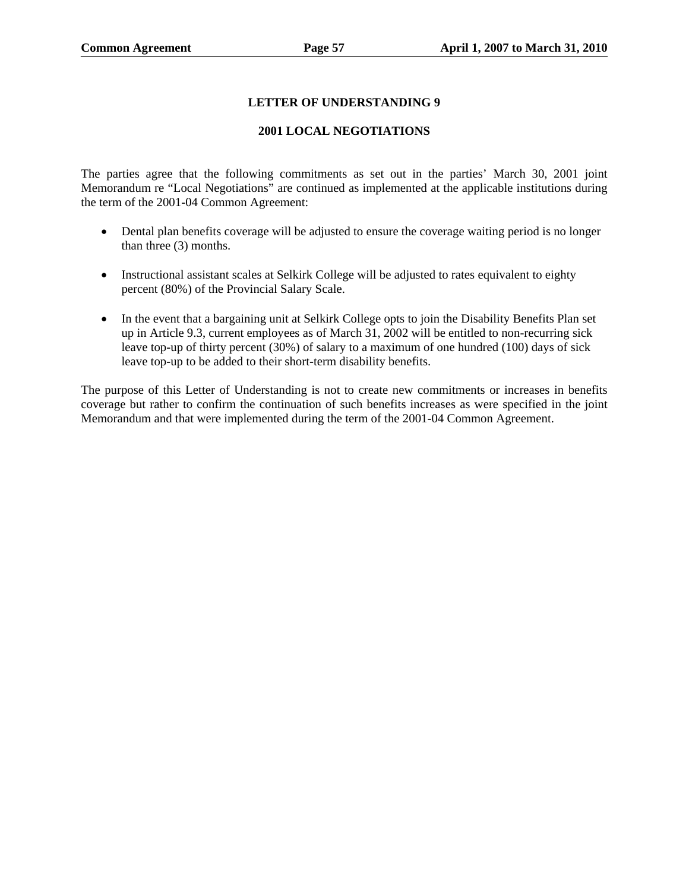## LETTER OF UNDERSTANDING 9

## 2001 LOCAL NEGOTIATIONS

The parties agree that the following commitments as set out in the parties' March 30, 2001 joint Memorandum re "Local Negotiations" are continued as implemented at the applicable institutions during the term of the 2001-04 Common Agreement:

- Dental plan benefits coverage will be adjusted to ensure the coverage waiting period is no longer than three (3) months.
- Instructional assistant scales at Selkirk College will be adjusted to rates equivalent to eighty percent (80%) of the Provincial Salary Scale.
- In the event that a bargaining unit at Selkirk College opts to join the Disability Benefits Plan set up in Article 9.3, current employees as of March 31, 2002 will be entitled to non-recurring sick leave top-up of thirty percent (30%) of salary to a maximum of one hundred (100) days of sick leave top-up to be added to their short-term disability benefits.

The purpose of this Letter of Understanding is not to create new commitments or increases in benefits coverage but rather to confirm the continuation of such benefits increases as were specified in the joint Memorandum and that were implemented during the term of the 2001-04 Common Agreement.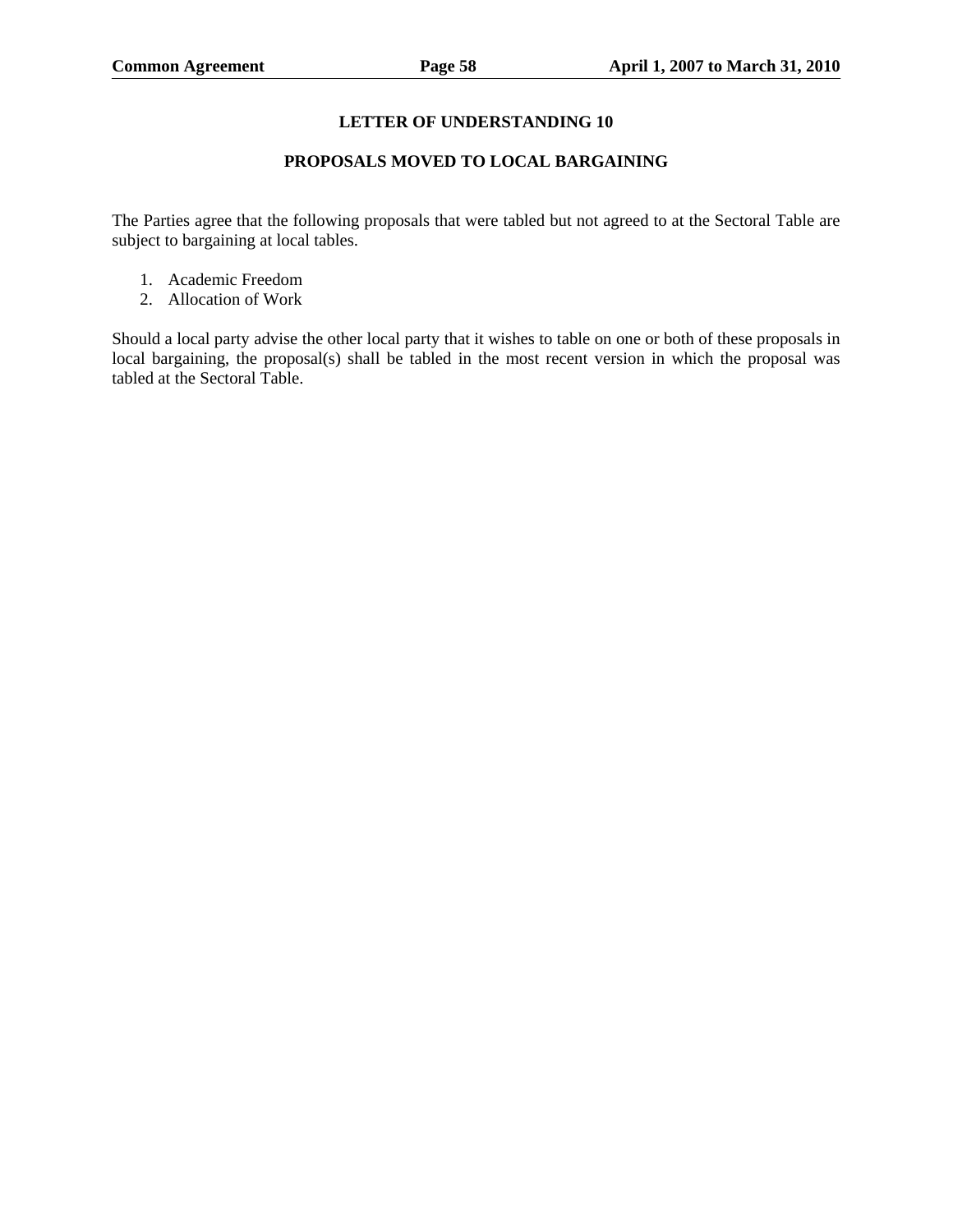## LETTER OF UNDERSTANDING 10

## PROPOSALS MOVED TO LOCAL BARGAINING

The Parties agree that the following proposals that were tabled but not agreed to at the Sectoral Table are subject to bargaining at local tables.

1. Academic Freedom
2. Allocation of Work

Should a local party advise the other local party that it wishes to table on one or both of these proposals in local bargaining, the proposal(s) shall be tabled in the most recent version in which the proposal was tabled at the Sectoral Table.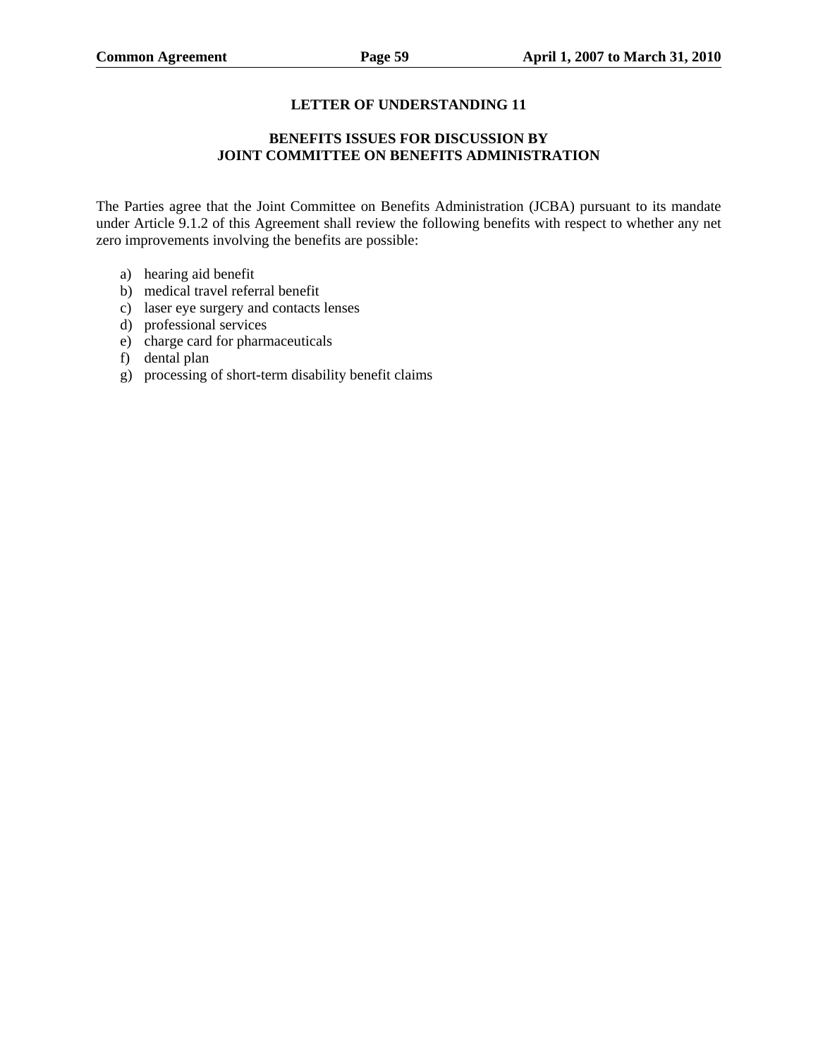## LETTER OF UNDERSTANDING 11

### BENEFITS ISSUES FOR DISCUSSION BY JOINT COMMITTEE ON BENEFITS ADMINISTRATION

The Parties agree that the Joint Committee on Benefits Administration (JCBA) pursuant to its mandate under Article 9.1.2 of this Agreement shall review the following benefits with respect to whether any net zero improvements involving the benefits are possible:

a) hearing aid benefit
b) medical travel referral benefit
c) laser eye surgery and contacts lenses
d) professional services
e) charge card for pharmaceuticals
f) dental plan
g) processing of short-term disability benefit claims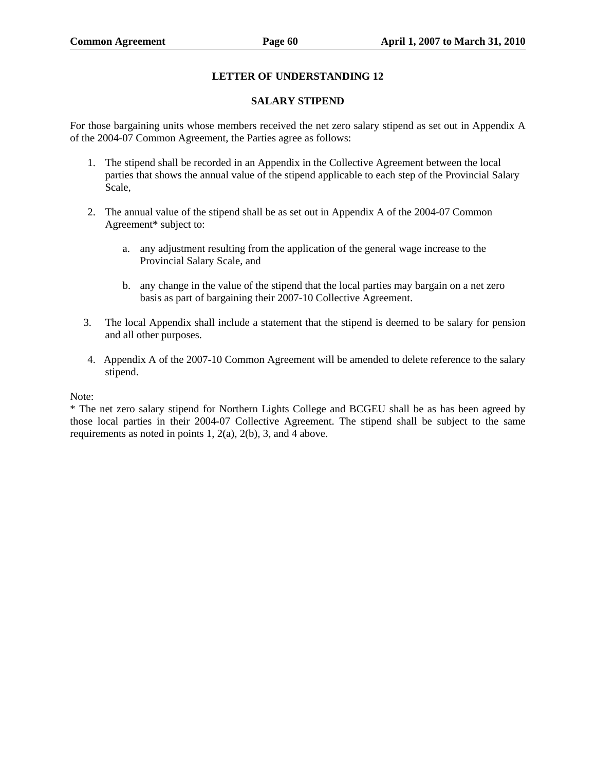## LETTER OF UNDERSTANDING 12

## SALARY STIPEND

For those bargaining units whose members received the net zero salary stipend as set out in Appendix A of the 2004-07 Common Agreement, the Parties agree as follows:

1. The stipend shall be recorded in an Appendix in the Collective Agreement between the local parties that shows the annual value of the stipend applicable to each step of the Provincial Salary Scale,

2. The annual value of the stipend shall be as set out in Appendix A of the 2004-07 Common Agreement* subject to:

   a. any adjustment resulting from the application of the general wage increase to the Provincial Salary Scale, and

   b. any change in the value of the stipend that the local parties may bargain on a net zero basis as part of bargaining their 2007-10 Collective Agreement.

3. The local Appendix shall include a statement that the stipend is deemed to be salary for pension and all other purposes.

4. Appendix A of the 2007-10 Common Agreement will be amended to delete reference to the salary stipend.

Note:
* The net zero salary stipend for Northern Lights College and BCGEU shall be as has been agreed by those local parties in their 2004-07 Collective Agreement. The stipend shall be subject to the same requirements as noted in points 1, 2(a), 2(b), 3, and 4 above.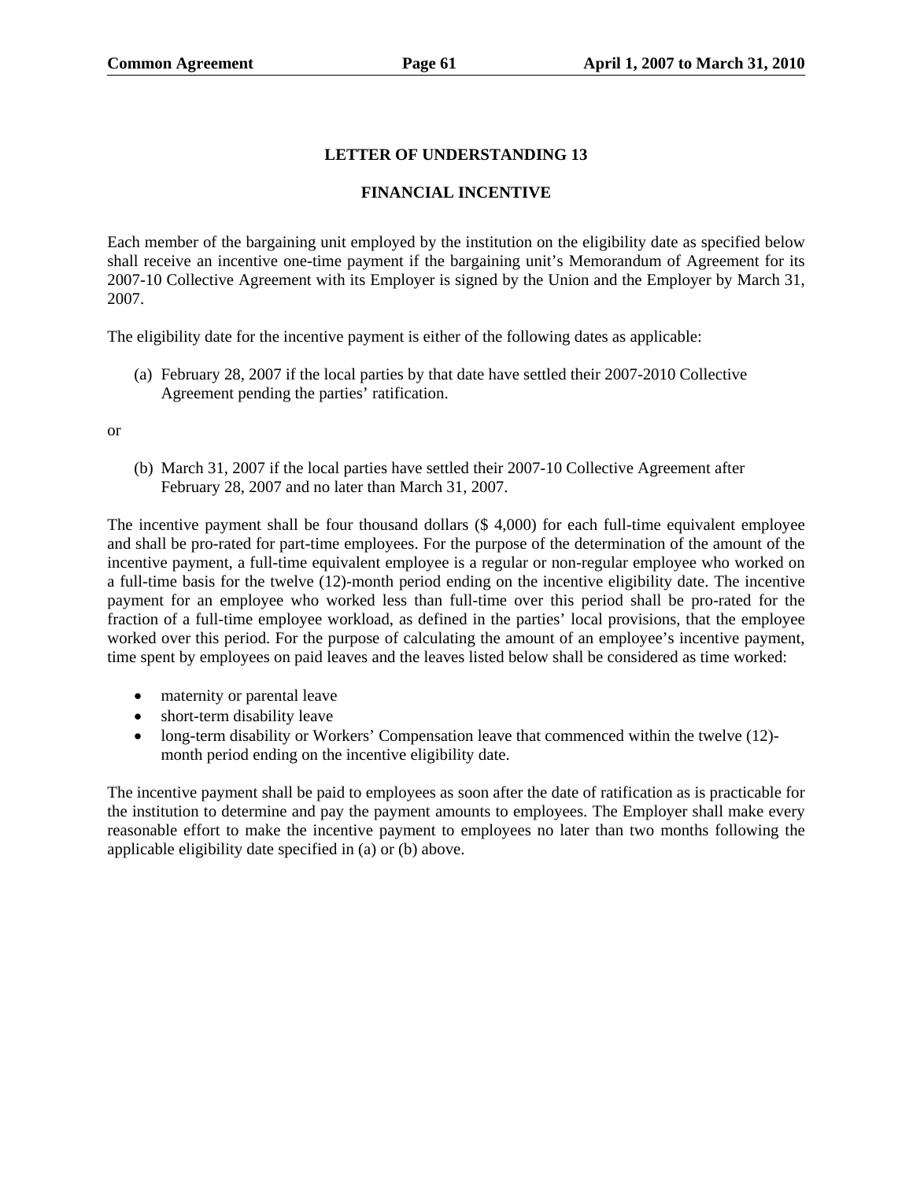## LETTER OF UNDERSTANDING 13

## FINANCIAL INCENTIVE

Each member of the bargaining unit employed by the institution on the eligibility date as specified below shall receive an incentive one-time payment if the bargaining unit's Memorandum of Agreement for its 2007-10 Collective Agreement with its Employer is signed by the Union and the Employer by March 31, 2007.

The eligibility date for the incentive payment is either of the following dates as applicable:

(a) February 28, 2007 if the local parties by that date have settled their 2007-2010 Collective Agreement pending the parties' ratification.

or

(b) March 31, 2007 if the local parties have settled their 2007-10 Collective Agreement after February 28, 2007 and no later than March 31, 2007.

The incentive payment shall be four thousand dollars ($ 4,000) for each full-time equivalent employee and shall be pro-rated for part-time employees. For the purpose of the determination of the amount of the incentive payment, a full-time equivalent employee is a regular or non-regular employee who worked on a full-time basis for the twelve (12)-month period ending on the incentive eligibility date. The incentive payment for an employee who worked less than full-time over this period shall be pro-rated for the fraction of a full-time employee workload, as defined in the parties' local provisions, that the employee worked over this period. For the purpose of calculating the amount of an employee's incentive payment, time spent by employees on paid leaves and the leaves listed below shall be considered as time worked:

- maternity or parental leave
- short-term disability leave
- long-term disability or Workers' Compensation leave that commenced within the twelve (12)-month period ending on the incentive eligibility date.

The incentive payment shall be paid to employees as soon after the date of ratification as is practicable for the institution to determine and pay the payment amounts to employees. The Employer shall make every reasonable effort to make the incentive payment to employees no later than two months following the applicable eligibility date specified in (a) or (b) above.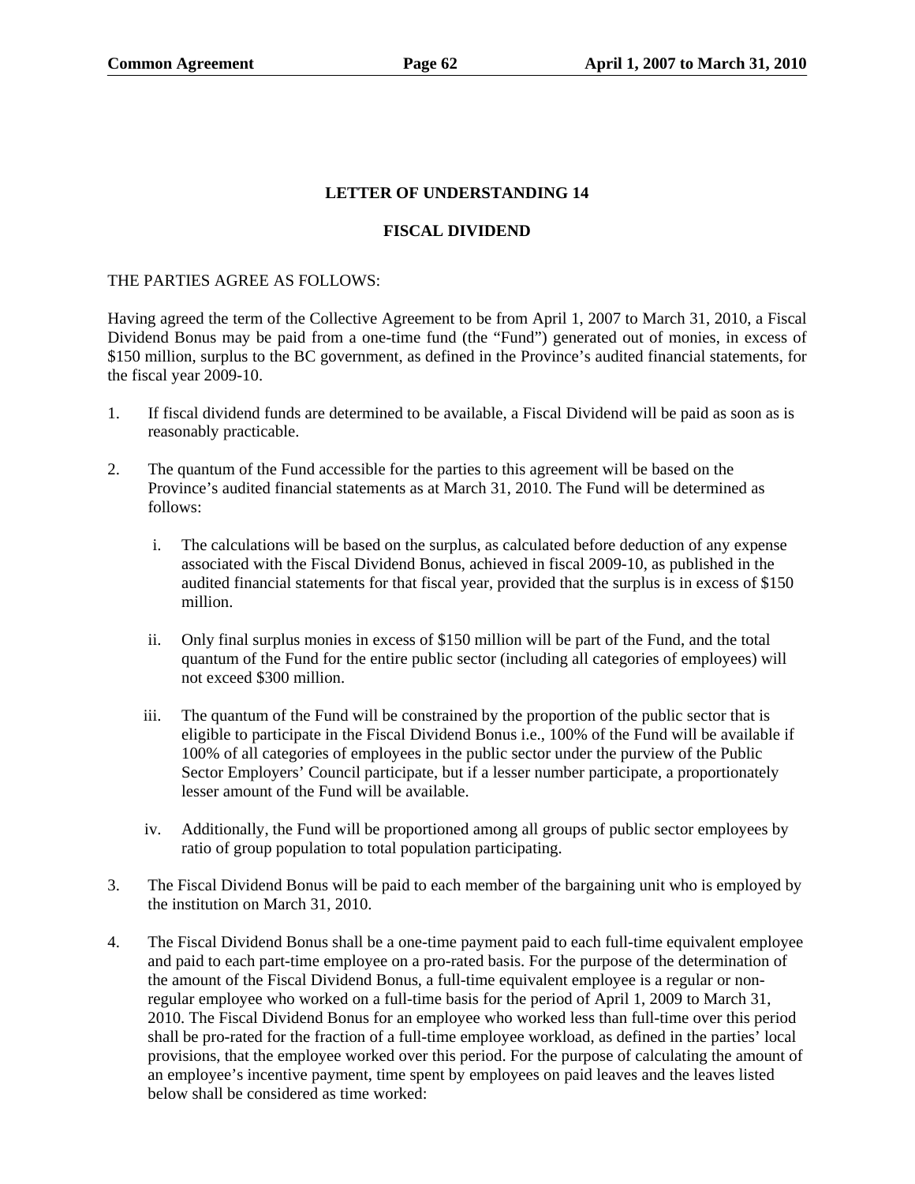## LETTER OF UNDERSTANDING 14

## FISCAL DIVIDEND

THE PARTIES AGREE AS FOLLOWS:

Having agreed the term of the Collective Agreement to be from April 1, 2007 to March 31, 2010, a Fiscal Dividend Bonus may be paid from a one-time fund (the "Fund") generated out of monies, in excess of $150 million, surplus to the BC government, as defined in the Province's audited financial statements, for the fiscal year 2009-10.

1. If fiscal dividend funds are determined to be available, a Fiscal Dividend will be paid as soon as is reasonably practicable.

2. The quantum of the Fund accessible for the parties to this agreement will be based on the Province's audited financial statements as at March 31, 2010. The Fund will be determined as follows:

   i. The calculations will be based on the surplus, as calculated before deduction of any expense associated with the Fiscal Dividend Bonus, achieved in fiscal 2009-10, as published in the audited financial statements for that fiscal year, provided that the surplus is in excess of $150 million.

   ii. Only final surplus monies in excess of $150 million will be part of the Fund, and the total quantum of the Fund for the entire public sector (including all categories of employees) will not exceed $300 million.

   iii. The quantum of the Fund will be constrained by the proportion of the public sector that is eligible to participate in the Fiscal Dividend Bonus i.e., 100% of the Fund will be available if 100% of all categories of employees in the public sector under the purview of the Public Sector Employers' Council participate, but if a lesser number participate, a proportionately lesser amount of the Fund will be available.

   iv. Additionally, the Fund will be proportioned among all groups of public sector employees by ratio of group population to total population participating.

3. The Fiscal Dividend Bonus will be paid to each member of the bargaining unit who is employed by the institution on March 31, 2010.

4. The Fiscal Dividend Bonus shall be a one-time payment paid to each full-time equivalent employee and paid to each part-time employee on a pro-rated basis. For the purpose of the determination of the amount of the Fiscal Dividend Bonus, a full-time equivalent employee is a regular or non-regular employee who worked on a full-time basis for the period of April 1, 2009 to March 31, 2010. The Fiscal Dividend Bonus for an employee who worked less than full-time over this period shall be pro-rated for the fraction of a full-time employee workload, as defined in the parties' local provisions, that the employee worked over this period. For the purpose of calculating the amount of an employee's incentive payment, time spent by employees on paid leaves and the leaves listed below shall be considered as time worked: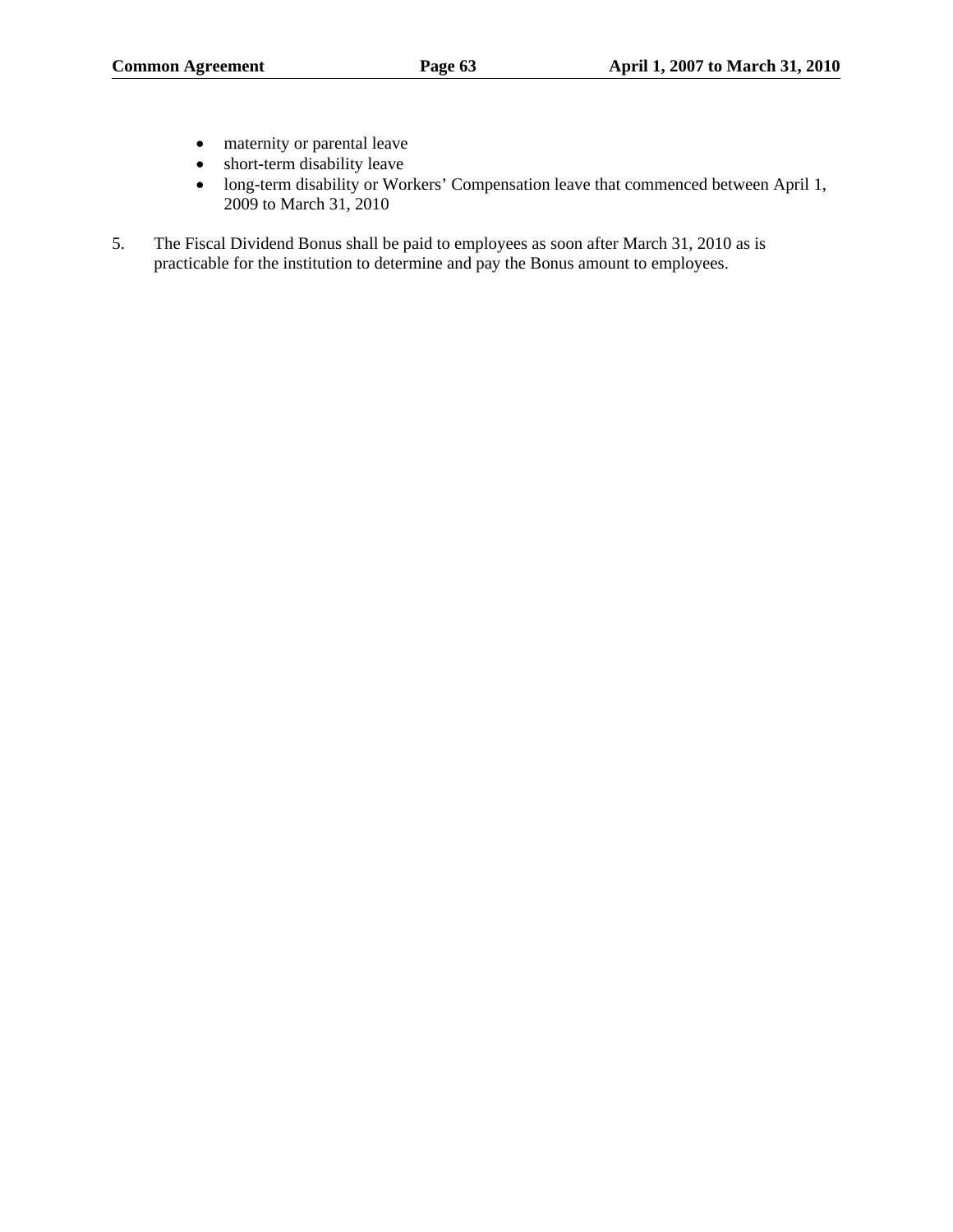- maternity or parental leave
- short-term disability leave
- long-term disability or Workers' Compensation leave that commenced between April 1, 2009 to March 31, 2010

5. The Fiscal Dividend Bonus shall be paid to employees as soon after March 31, 2010 as is practicable for the institution to determine and pay the Bonus amount to employees.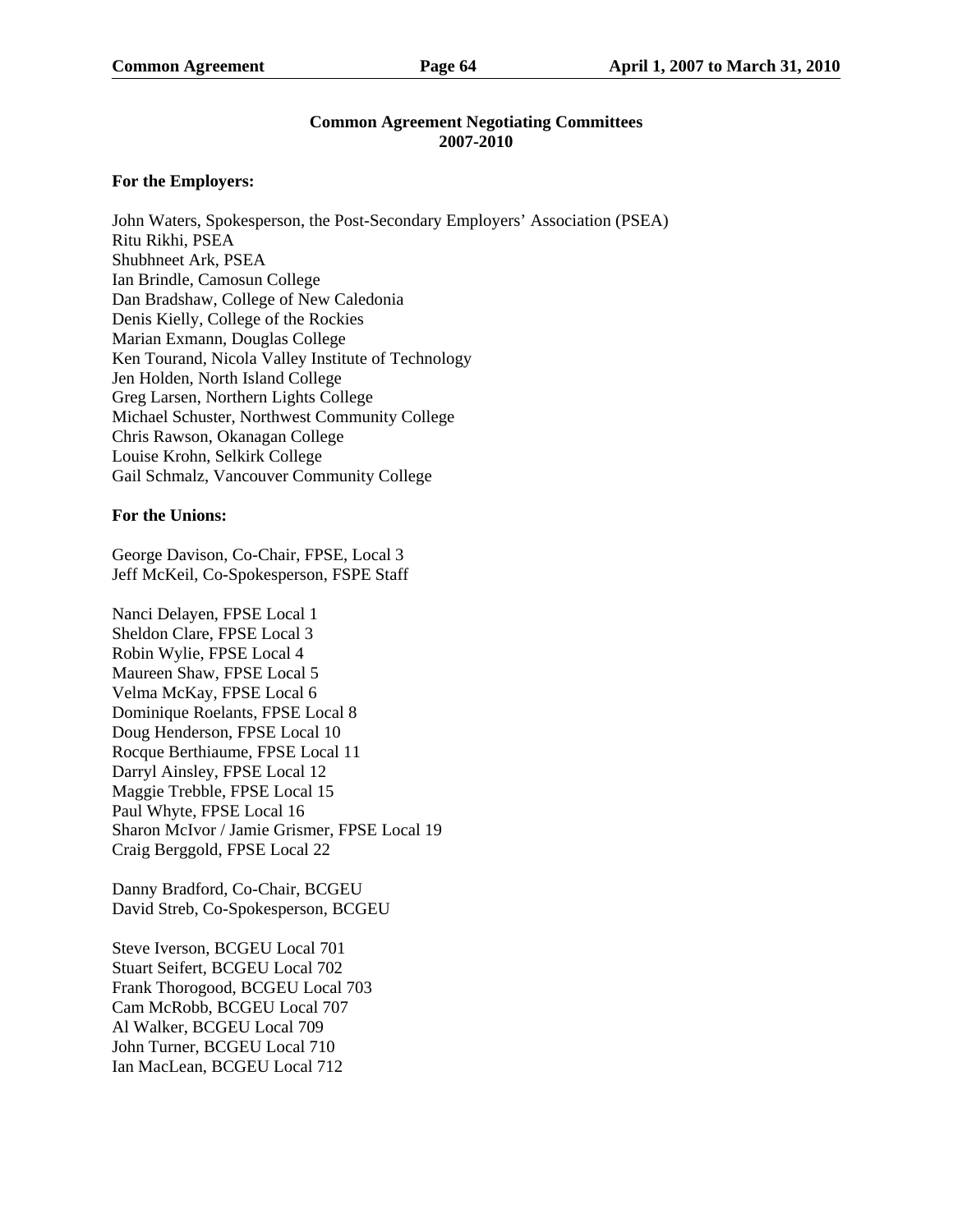**Common Agreement Negotiating Committees**
**2007-2010**

**For the Employers:**

John Waters, Spokesperson, the Post-Secondary Employers' Association (PSEA)
Ritu Rikhi, PSEA
Shubhneet Ark, PSEA
Ian Brindle, Camosun College
Dan Bradshaw, College of New Caledonia
Denis Kielly, College of the Rockies
Marian Exmann, Douglas College
Ken Tourand, Nicola Valley Institute of Technology
Jen Holden, North Island College
Greg Larsen, Northern Lights College
Michael Schuster, Northwest Community College
Chris Rawson, Okanagan College
Louise Krohn, Selkirk College
Gail Schmalz, Vancouver Community College

**For the Unions:**

George Davison, Co-Chair, FPSE, Local 3
Jeff McKeil, Co-Spokesperson, FSPE Staff

Nanci Delayen, FPSE Local 1
Sheldon Clare, FPSE Local 3
Robin Wylie, FPSE Local 4
Maureen Shaw, FPSE Local 5
Velma McKay, FPSE Local 6
Dominique Roelants, FPSE Local 8
Doug Henderson, FPSE Local 10
Rocque Berthiaume, FPSE Local 11
Darryl Ainsley, FPSE Local 12
Maggie Trebble, FPSE Local 15
Paul Whyte, FPSE Local 16
Sharon McIvor / Jamie Grismer, FPSE Local 19
Craig Berggold, FPSE Local 22

Danny Bradford, Co-Chair, BCGEU
David Streb, Co-Spokesperson, BCGEU

Steve Iverson, BCGEU Local 701
Stuart Seifert, BCGEU Local 702
Frank Thorogood, BCGEU Local 703
Cam McRobb, BCGEU Local 707
Al Walker, BCGEU Local 709
John Turner, BCGEU Local 710
Ian MacLean, BCGEU Local 712